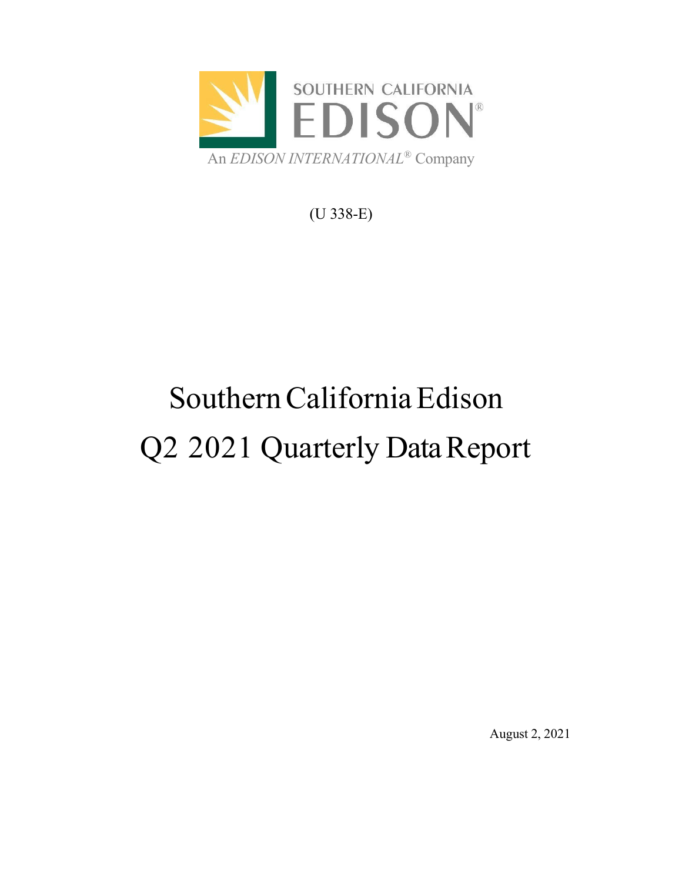SOUTHERN CALIFORNIA

EDISON®

An *EDISON INTERNATIONAL®* Company

(U 338-E)

# Southern California Edison
# Q2 2021 Quarterly Data Report

August 2, 2021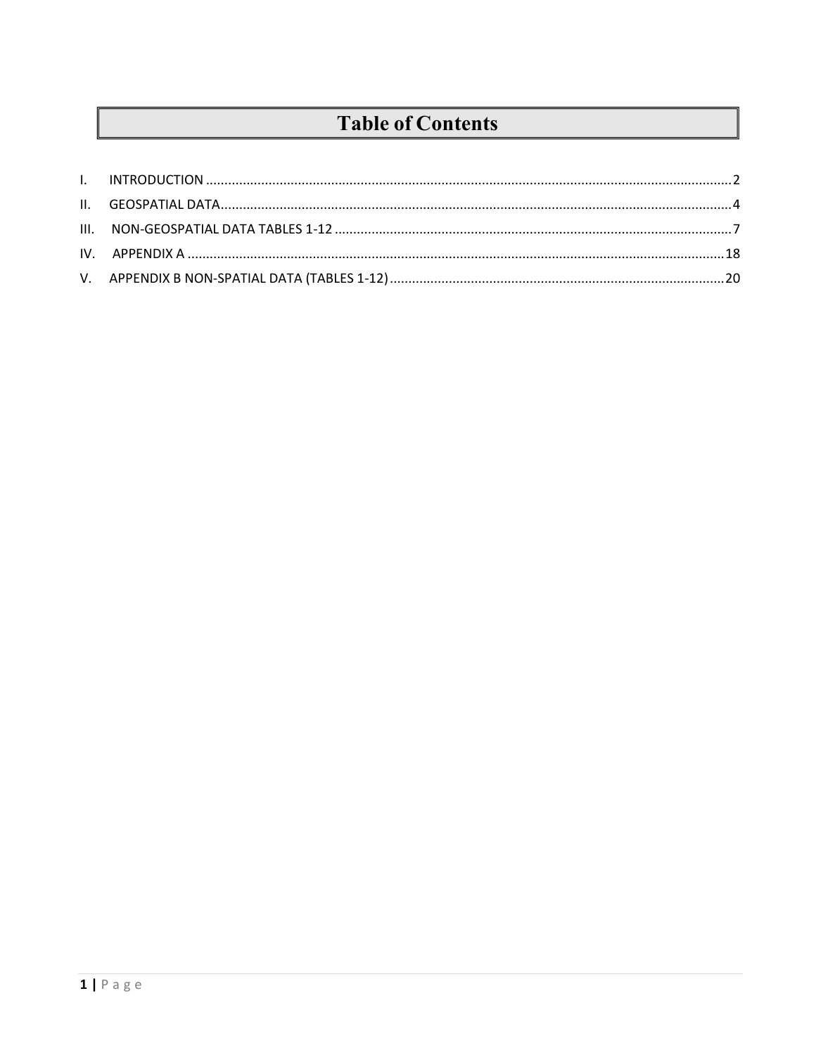# Table of Contents

I. INTRODUCTION .......... 2

II. GEOSPATIAL DATA .......... 4

III. NON-GEOSPATIAL DATA TABLES 1-12 .......... 7

IV. APPENDIX A .......... 18

V. APPENDIX B NON-SPATIAL DATA (TABLES 1-12) .......... 20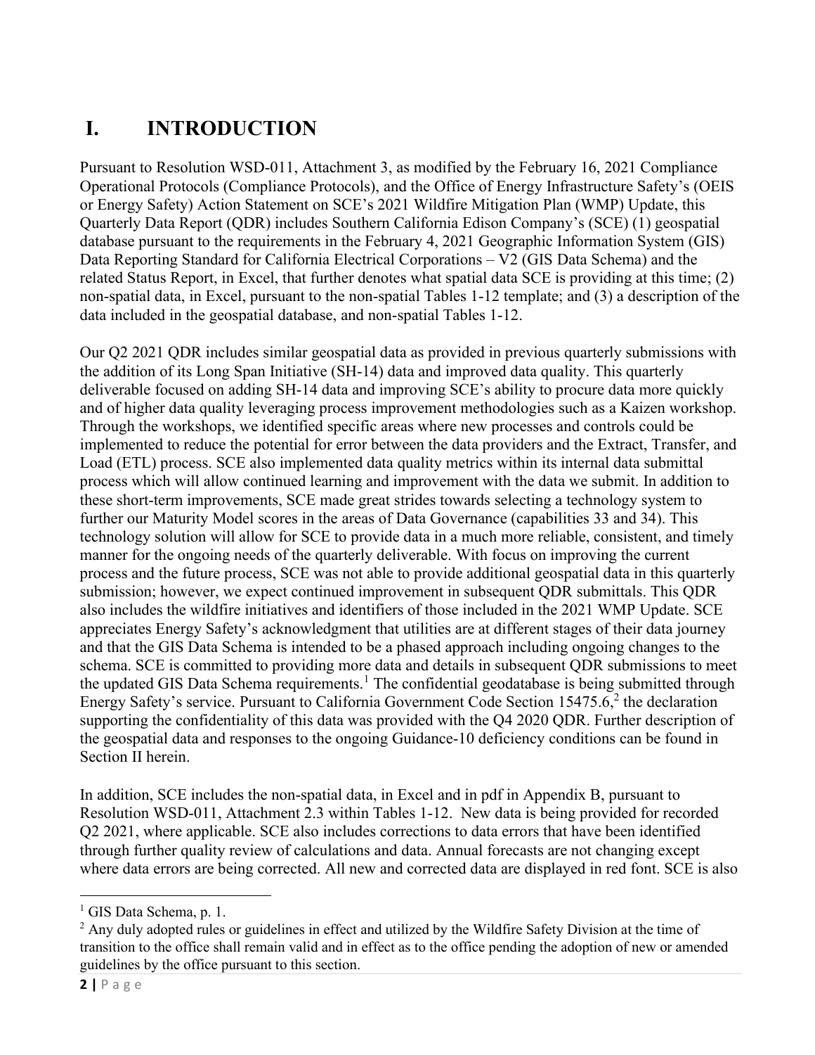# I. INTRODUCTION

Pursuant to Resolution WSD-011, Attachment 3, as modified by the February 16, 2021 Compliance Operational Protocols (Compliance Protocols), and the Office of Energy Infrastructure Safety's (OEIS or Energy Safety) Action Statement on SCE's 2021 Wildfire Mitigation Plan (WMP) Update, this Quarterly Data Report (QDR) includes Southern California Edison Company's (SCE) (1) geospatial database pursuant to the requirements in the February 4, 2021 Geographic Information System (GIS) Data Reporting Standard for California Electrical Corporations – V2 (GIS Data Schema) and the related Status Report, in Excel, that further denotes what spatial data SCE is providing at this time; (2) non-spatial data, in Excel, pursuant to the non-spatial Tables 1-12 template; and (3) a description of the data included in the geospatial database, and non-spatial Tables 1-12.

Our Q2 2021 QDR includes similar geospatial data as provided in previous quarterly submissions with the addition of its Long Span Initiative (SH-14) data and improved data quality. This quarterly deliverable focused on adding SH-14 data and improving SCE's ability to procure data more quickly and of higher data quality leveraging process improvement methodologies such as a Kaizen workshop. Through the workshops, we identified specific areas where new processes and controls could be implemented to reduce the potential for error between the data providers and the Extract, Transfer, and Load (ETL) process. SCE also implemented data quality metrics within its internal data submittal process which will allow continued learning and improvement with the data we submit. In addition to these short-term improvements, SCE made great strides towards selecting a technology system to further our Maturity Model scores in the areas of Data Governance (capabilities 33 and 34). This technology solution will allow for SCE to provide data in a much more reliable, consistent, and timely manner for the ongoing needs of the quarterly deliverable. With focus on improving the current process and the future process, SCE was not able to provide additional geospatial data in this quarterly submission; however, we expect continued improvement in subsequent QDR submittals. This QDR also includes the wildfire initiatives and identifiers of those included in the 2021 WMP Update. SCE appreciates Energy Safety's acknowledgment that utilities are at different stages of their data journey and that the GIS Data Schema is intended to be a phased approach including ongoing changes to the schema. SCE is committed to providing more data and details in subsequent QDR submissions to meet the updated GIS Data Schema requirements.[1] The confidential geodatabase is being submitted through Energy Safety's service. Pursuant to California Government Code Section 15475.6,[2] the declaration supporting the confidentiality of this data was provided with the Q4 2020 QDR. Further description of the geospatial data and responses to the ongoing Guidance-10 deficiency conditions can be found in Section II herein.

In addition, SCE includes the non-spatial data, in Excel and in pdf in Appendix B, pursuant to Resolution WSD-011, Attachment 2.3 within Tables 1-12. New data is being provided for recorded Q2 2021, where applicable. SCE also includes corrections to data errors that have been identified through further quality review of calculations and data. Annual forecasts are not changing except where data errors are being corrected. All new and corrected data are displayed in red font. SCE is also

[1] GIS Data Schema, p. 1.

[2] Any duly adopted rules or guidelines in effect and utilized by the Wildfire Safety Division at the time of transition to the office shall remain valid and in effect as to the office pending the adoption of new or amended guidelines by the office pursuant to this section.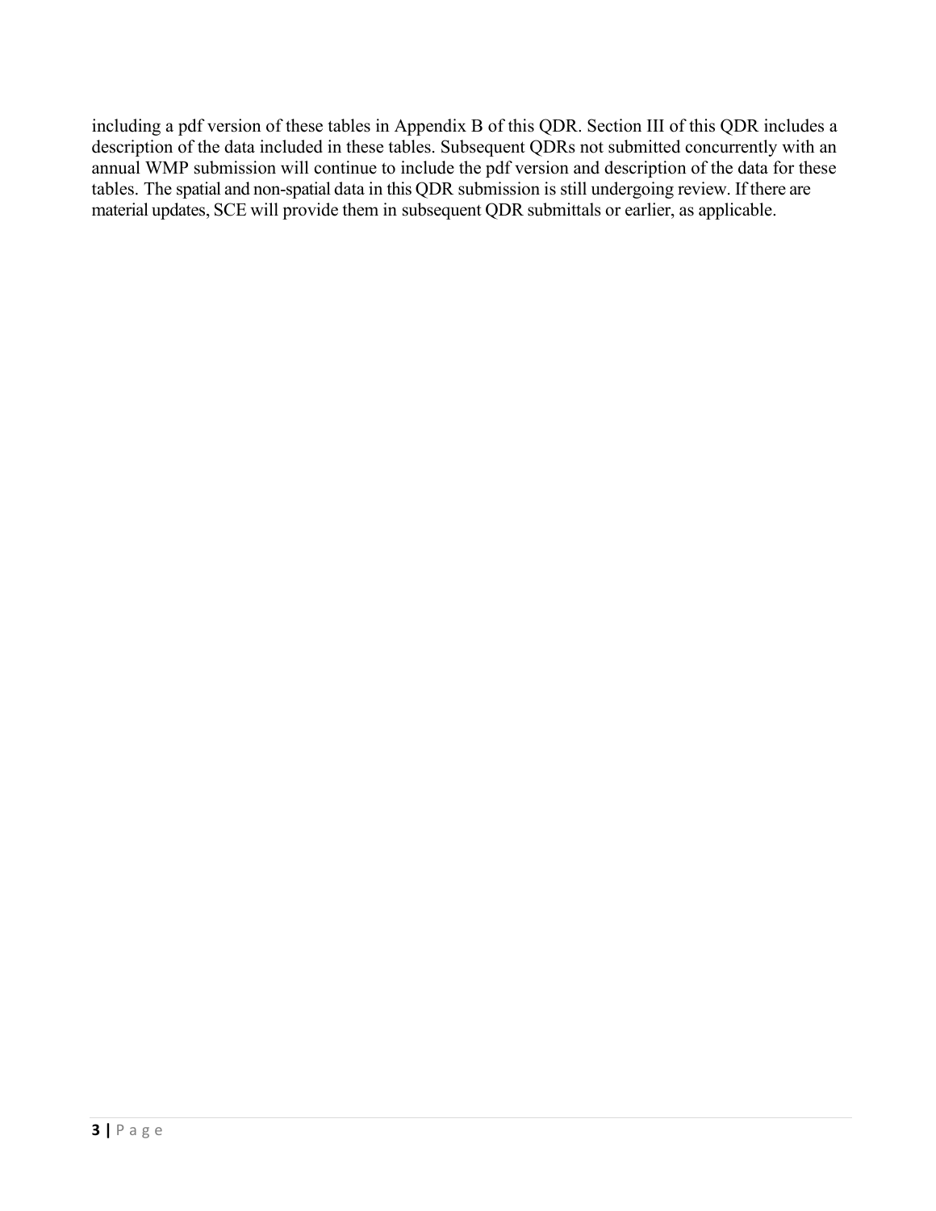including a pdf version of these tables in Appendix B of this QDR. Section III of this QDR includes a description of the data included in these tables. Subsequent QDRs not submitted concurrently with an annual WMP submission will continue to include the pdf version and description of the data for these tables. The spatial and non-spatial data in this QDR submission is still undergoing review. If there are material updates, SCE will provide them in subsequent QDR submittals or earlier, as applicable.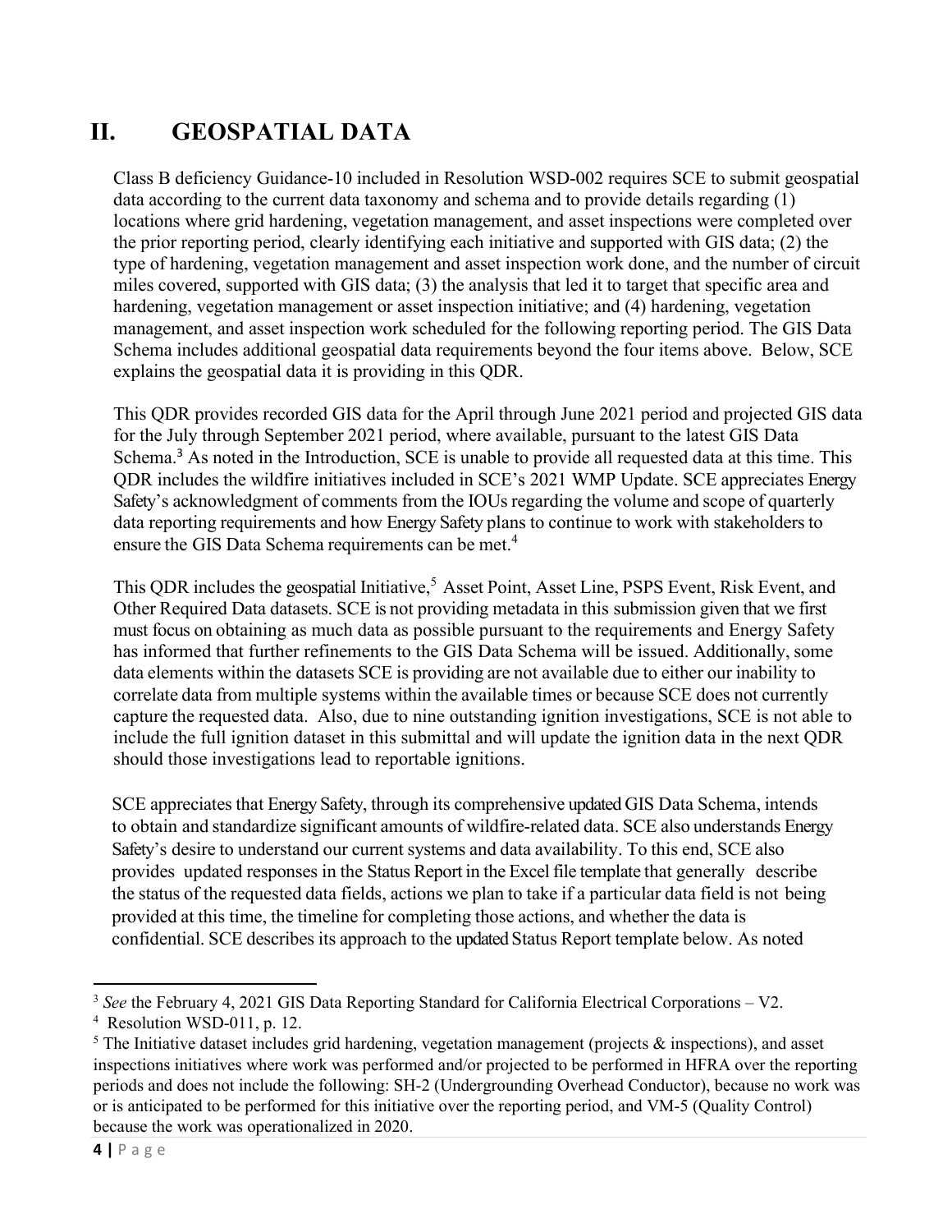# II. GEOSPATIAL DATA

Class B deficiency Guidance-10 included in Resolution WSD-002 requires SCE to submit geospatial data according to the current data taxonomy and schema and to provide details regarding (1) locations where grid hardening, vegetation management, and asset inspections were completed over the prior reporting period, clearly identifying each initiative and supported with GIS data; (2) the type of hardening, vegetation management and asset inspection work done, and the number of circuit miles covered, supported with GIS data; (3) the analysis that led it to target that specific area and hardening, vegetation management or asset inspection initiative; and (4) hardening, vegetation management, and asset inspection work scheduled for the following reporting period. The GIS Data Schema includes additional geospatial data requirements beyond the four items above. Below, SCE explains the geospatial data it is providing in this QDR.

This QDR provides recorded GIS data for the April through June 2021 period and projected GIS data for the July through September 2021 period, where available, pursuant to the latest GIS Data Schema.[3] As noted in the Introduction, SCE is unable to provide all requested data at this time. This QDR includes the wildfire initiatives included in SCE's 2021 WMP Update. SCE appreciates Energy Safety's acknowledgment of comments from the IOUs regarding the volume and scope of quarterly data reporting requirements and how Energy Safety plans to continue to work with stakeholders to ensure the GIS Data Schema requirements can be met.[4]

This QDR includes the geospatial Initiative,[5] Asset Point, Asset Line, PSPS Event, Risk Event, and Other Required Data datasets. SCE is not providing metadata in this submission given that we first must focus on obtaining as much data as possible pursuant to the requirements and Energy Safety has informed that further refinements to the GIS Data Schema will be issued. Additionally, some data elements within the datasets SCE is providing are not available due to either our inability to correlate data from multiple systems within the available times or because SCE does not currently capture the requested data. Also, due to nine outstanding ignition investigations, SCE is not able to include the full ignition dataset in this submittal and will update the ignition data in the next QDR should those investigations lead to reportable ignitions.

SCE appreciates that Energy Safety, through its comprehensive updated GIS Data Schema, intends to obtain and standardize significant amounts of wildfire-related data. SCE also understands Energy Safety's desire to understand our current systems and data availability. To this end, SCE also provides updated responses in the Status Report in the Excel file template that generally describe the status of the requested data fields, actions we plan to take if a particular data field is not being provided at this time, the timeline for completing those actions, and whether the data is confidential. SCE describes its approach to the updated Status Report template below. As noted

---

[3] *See* the February 4, 2021 GIS Data Reporting Standard for California Electrical Corporations – V2.

[4] Resolution WSD-011, p. 12.

[5] The Initiative dataset includes grid hardening, vegetation management (projects & inspections), and asset inspections initiatives where work was performed and/or projected to be performed in HFRA over the reporting periods and does not include the following: SH-2 (Undergrounding Overhead Conductor), because no work was or is anticipated to be performed for this initiative over the reporting period, and VM-5 (Quality Control) because the work was operationalized in 2020.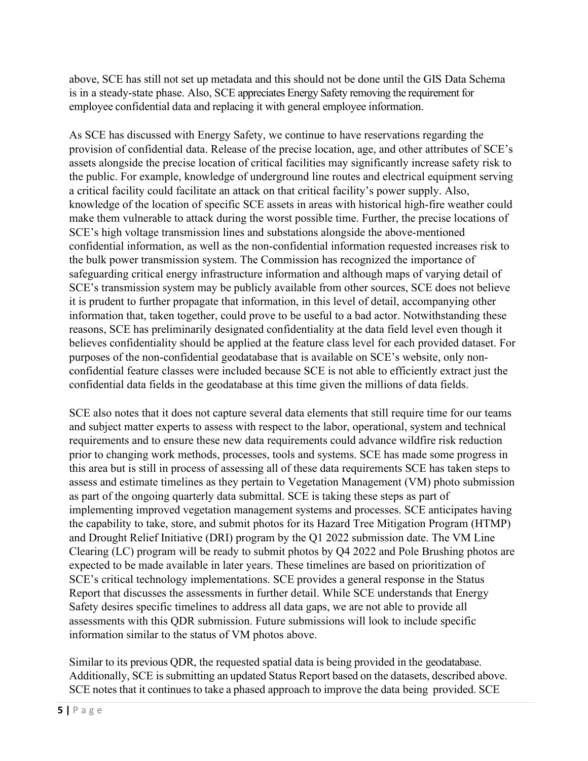above, SCE has still not set up metadata and this should not be done until the GIS Data Schema is in a steady-state phase. Also, SCE appreciates Energy Safety removing the requirement for employee confidential data and replacing it with general employee information.

As SCE has discussed with Energy Safety, we continue to have reservations regarding the provision of confidential data. Release of the precise location, age, and other attributes of SCE's assets alongside the precise location of critical facilities may significantly increase safety risk to the public. For example, knowledge of underground line routes and electrical equipment serving a critical facility could facilitate an attack on that critical facility's power supply. Also, knowledge of the location of specific SCE assets in areas with historical high-fire weather could make them vulnerable to attack during the worst possible time. Further, the precise locations of SCE's high voltage transmission lines and substations alongside the above-mentioned confidential information, as well as the non-confidential information requested increases risk to the bulk power transmission system. The Commission has recognized the importance of safeguarding critical energy infrastructure information and although maps of varying detail of SCE's transmission system may be publicly available from other sources, SCE does not believe it is prudent to further propagate that information, in this level of detail, accompanying other information that, taken together, could prove to be useful to a bad actor. Notwithstanding these reasons, SCE has preliminarily designated confidentiality at the data field level even though it believes confidentiality should be applied at the feature class level for each provided dataset. For purposes of the non-confidential geodatabase that is available on SCE's website, only non-confidential feature classes were included because SCE is not able to efficiently extract just the confidential data fields in the geodatabase at this time given the millions of data fields.

SCE also notes that it does not capture several data elements that still require time for our teams and subject matter experts to assess with respect to the labor, operational, system and technical requirements and to ensure these new data requirements could advance wildfire risk reduction prior to changing work methods, processes, tools and systems. SCE has made some progress in this area but is still in process of assessing all of these data requirements SCE has taken steps to assess and estimate timelines as they pertain to Vegetation Management (VM) photo submission as part of the ongoing quarterly data submittal. SCE is taking these steps as part of implementing improved vegetation management systems and processes. SCE anticipates having the capability to take, store, and submit photos for its Hazard Tree Mitigation Program (HTMP) and Drought Relief Initiative (DRI) program by the Q1 2022 submission date. The VM Line Clearing (LC) program will be ready to submit photos by Q4 2022 and Pole Brushing photos are expected to be made available in later years. These timelines are based on prioritization of SCE's critical technology implementations. SCE provides a general response in the Status Report that discusses the assessments in further detail. While SCE understands that Energy Safety desires specific timelines to address all data gaps, we are not able to provide all assessments with this QDR submission. Future submissions will look to include specific information similar to the status of VM photos above.

Similar to its previous QDR, the requested spatial data is being provided in the geodatabase. Additionally, SCE is submitting an updated Status Report based on the datasets, described above. SCE notes that it continues to take a phased approach to improve the data being provided. SCE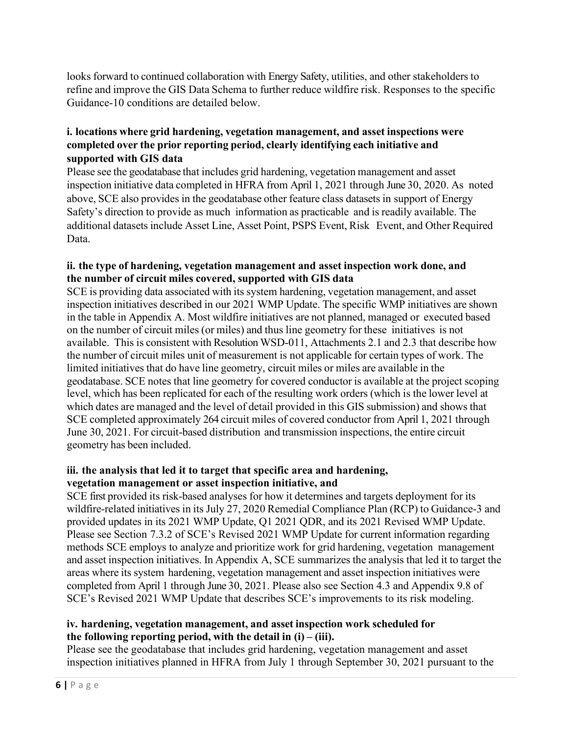looks forward to continued collaboration with Energy Safety, utilities, and other stakeholders to refine and improve the GIS Data Schema to further reduce wildfire risk. Responses to the specific Guidance-10 conditions are detailed below.

**i. locations where grid hardening, vegetation management, and asset inspections were completed over the prior reporting period, clearly identifying each initiative and supported with GIS data**

Please see the geodatabase that includes grid hardening, vegetation management and asset inspection initiative data completed in HFRA from April 1, 2021 through June 30, 2020. As noted above, SCE also provides in the geodatabase other feature class datasets in support of Energy Safety's direction to provide as much information as practicable and is readily available. The additional datasets include Asset Line, Asset Point, PSPS Event, Risk Event, and Other Required Data.

**ii. the type of hardening, vegetation management and asset inspection work done, and the number of circuit miles covered, supported with GIS data**

SCE is providing data associated with its system hardening, vegetation management, and asset inspection initiatives described in our 2021 WMP Update. The specific WMP initiatives are shown in the table in Appendix A. Most wildfire initiatives are not planned, managed or executed based on the number of circuit miles (or miles) and thus line geometry for these initiatives is not available. This is consistent with Resolution WSD-011, Attachments 2.1 and 2.3 that describe how the number of circuit miles unit of measurement is not applicable for certain types of work. The limited initiatives that do have line geometry, circuit miles or miles are available in the geodatabase. SCE notes that line geometry for covered conductor is available at the project scoping level, which has been replicated for each of the resulting work orders (which is the lower level at which dates are managed and the level of detail provided in this GIS submission) and shows that SCE completed approximately 264 circuit miles of covered conductor from April 1, 2021 through June 30, 2021. For circuit-based distribution and transmission inspections, the entire circuit geometry has been included.

**iii. the analysis that led it to target that specific area and hardening, vegetation management or asset inspection initiative, and**

SCE first provided its risk-based analyses for how it determines and targets deployment for its wildfire-related initiatives in its July 27, 2020 Remedial Compliance Plan (RCP) to Guidance-3 and provided updates in its 2021 WMP Update, Q1 2021 QDR, and its 2021 Revised WMP Update. Please see Section 7.3.2 of SCE's Revised 2021 WMP Update for current information regarding methods SCE employs to analyze and prioritize work for grid hardening, vegetation management and asset inspection initiatives. In Appendix A, SCE summarizes the analysis that led it to target the areas where its system hardening, vegetation management and asset inspection initiatives were completed from April 1 through June 30, 2021. Please also see Section 4.3 and Appendix 9.8 of SCE's Revised 2021 WMP Update that describes SCE's improvements to its risk modeling.

**iv. hardening, vegetation management, and asset inspection work scheduled for the following reporting period, with the detail in (i) – (iii).**

Please see the geodatabase that includes grid hardening, vegetation management and asset inspection initiatives planned in HFRA from July 1 through September 30, 2021 pursuant to the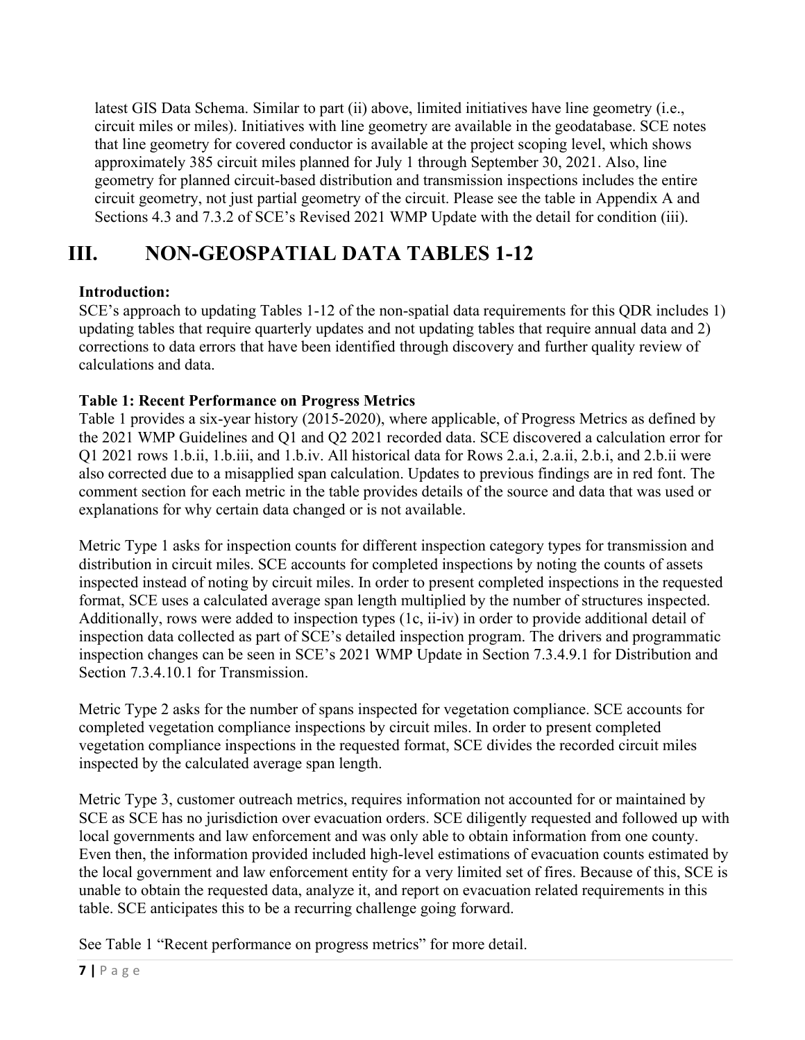latest GIS Data Schema. Similar to part (ii) above, limited initiatives have line geometry (i.e., circuit miles or miles). Initiatives with line geometry are available in the geodatabase. SCE notes that line geometry for covered conductor is available at the project scoping level, which shows approximately 385 circuit miles planned for July 1 through September 30, 2021. Also, line geometry for planned circuit-based distribution and transmission inspections includes the entire circuit geometry, not just partial geometry of the circuit. Please see the table in Appendix A and Sections 4.3 and 7.3.2 of SCE's Revised 2021 WMP Update with the detail for condition (iii).

# III. NON-GEOSPATIAL DATA TABLES 1-12

**Introduction:**

SCE's approach to updating Tables 1-12 of the non-spatial data requirements for this QDR includes 1) updating tables that require quarterly updates and not updating tables that require annual data and 2) corrections to data errors that have been identified through discovery and further quality review of calculations and data.

**Table 1: Recent Performance on Progress Metrics**

Table 1 provides a six-year history (2015-2020), where applicable, of Progress Metrics as defined by the 2021 WMP Guidelines and Q1 and Q2 2021 recorded data. SCE discovered a calculation error for Q1 2021 rows 1.b.ii, 1.b.iii, and 1.b.iv. All historical data for Rows 2.a.i, 2.a.ii, 2.b.i, and 2.b.ii were also corrected due to a misapplied span calculation. Updates to previous findings are in red font. The comment section for each metric in the table provides details of the source and data that was used or explanations for why certain data changed or is not available.

Metric Type 1 asks for inspection counts for different inspection category types for transmission and distribution in circuit miles. SCE accounts for completed inspections by noting the counts of assets inspected instead of noting by circuit miles. In order to present completed inspections in the requested format, SCE uses a calculated average span length multiplied by the number of structures inspected. Additionally, rows were added to inspection types (1c, ii-iv) in order to provide additional detail of inspection data collected as part of SCE's detailed inspection program. The drivers and programmatic inspection changes can be seen in SCE's 2021 WMP Update in Section 7.3.4.9.1 for Distribution and Section 7.3.4.10.1 for Transmission.

Metric Type 2 asks for the number of spans inspected for vegetation compliance. SCE accounts for completed vegetation compliance inspections by circuit miles. In order to present completed vegetation compliance inspections in the requested format, SCE divides the recorded circuit miles inspected by the calculated average span length.

Metric Type 3, customer outreach metrics, requires information not accounted for or maintained by SCE as SCE has no jurisdiction over evacuation orders. SCE diligently requested and followed up with local governments and law enforcement and was only able to obtain information from one county. Even then, the information provided included high-level estimations of evacuation counts estimated by the local government and law enforcement entity for a very limited set of fires. Because of this, SCE is unable to obtain the requested data, analyze it, and report on evacuation related requirements in this table. SCE anticipates this to be a recurring challenge going forward.

See Table 1 "Recent performance on progress metrics" for more detail.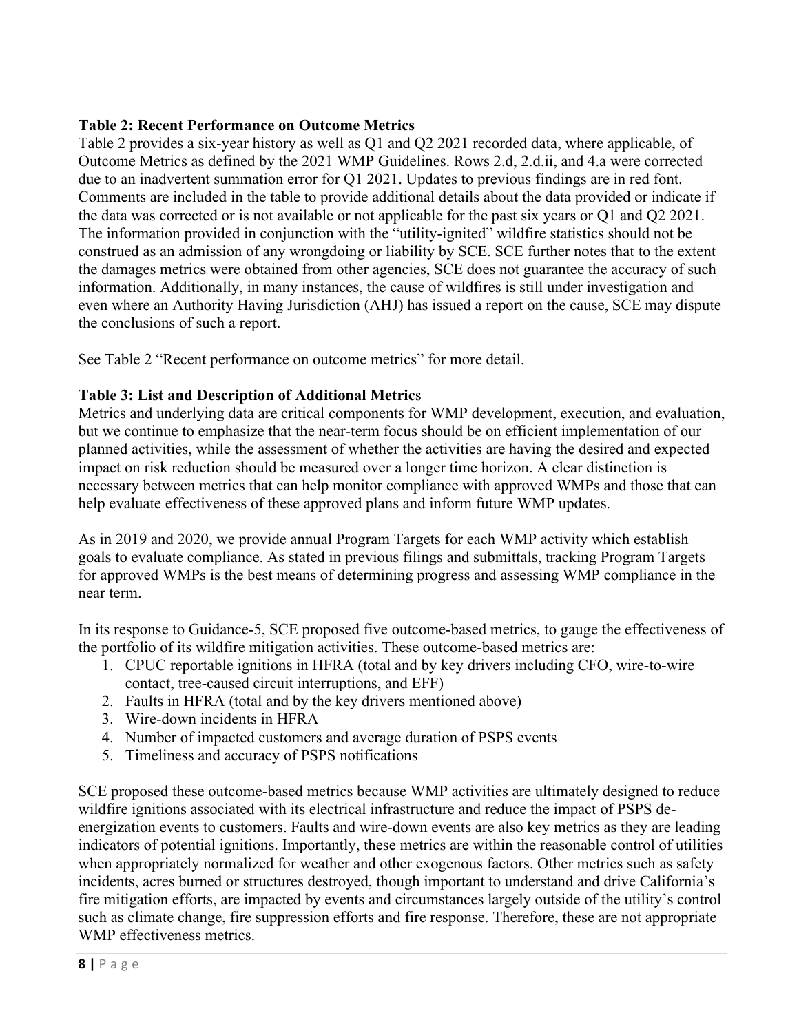**Table 2: Recent Performance on Outcome Metrics**

Table 2 provides a six-year history as well as Q1 and Q2 2021 recorded data, where applicable, of Outcome Metrics as defined by the 2021 WMP Guidelines. Rows 2.d, 2.d.ii, and 4.a were corrected due to an inadvertent summation error for Q1 2021. Updates to previous findings are in red font. Comments are included in the table to provide additional details about the data provided or indicate if the data was corrected or is not available or not applicable for the past six years or Q1 and Q2 2021. The information provided in conjunction with the "utility-ignited" wildfire statistics should not be construed as an admission of any wrongdoing or liability by SCE. SCE further notes that to the extent the damages metrics were obtained from other agencies, SCE does not guarantee the accuracy of such information. Additionally, in many instances, the cause of wildfires is still under investigation and even where an Authority Having Jurisdiction (AHJ) has issued a report on the cause, SCE may dispute the conclusions of such a report.

See Table 2 "Recent performance on outcome metrics" for more detail.

**Table 3: List and Description of Additional Metrics**

Metrics and underlying data are critical components for WMP development, execution, and evaluation, but we continue to emphasize that the near-term focus should be on efficient implementation of our planned activities, while the assessment of whether the activities are having the desired and expected impact on risk reduction should be measured over a longer time horizon. A clear distinction is necessary between metrics that can help monitor compliance with approved WMPs and those that can help evaluate effectiveness of these approved plans and inform future WMP updates.

As in 2019 and 2020, we provide annual Program Targets for each WMP activity which establish goals to evaluate compliance. As stated in previous filings and submittals, tracking Program Targets for approved WMPs is the best means of determining progress and assessing WMP compliance in the near term.

In its response to Guidance-5, SCE proposed five outcome-based metrics, to gauge the effectiveness of the portfolio of its wildfire mitigation activities. These outcome-based metrics are:

1. CPUC reportable ignitions in HFRA (total and by key drivers including CFO, wire-to-wire contact, tree-caused circuit interruptions, and EFF)
2. Faults in HFRA (total and by the key drivers mentioned above)
3. Wire-down incidents in HFRA
4. Number of impacted customers and average duration of PSPS events
5. Timeliness and accuracy of PSPS notifications

SCE proposed these outcome-based metrics because WMP activities are ultimately designed to reduce wildfire ignitions associated with its electrical infrastructure and reduce the impact of PSPS de-energization events to customers. Faults and wire-down events are also key metrics as they are leading indicators of potential ignitions. Importantly, these metrics are within the reasonable control of utilities when appropriately normalized for weather and other exogenous factors. Other metrics such as safety incidents, acres burned or structures destroyed, though important to understand and drive California's fire mitigation efforts, are impacted by events and circumstances largely outside of the utility's control such as climate change, fire suppression efforts and fire response. Therefore, these are not appropriate WMP effectiveness metrics.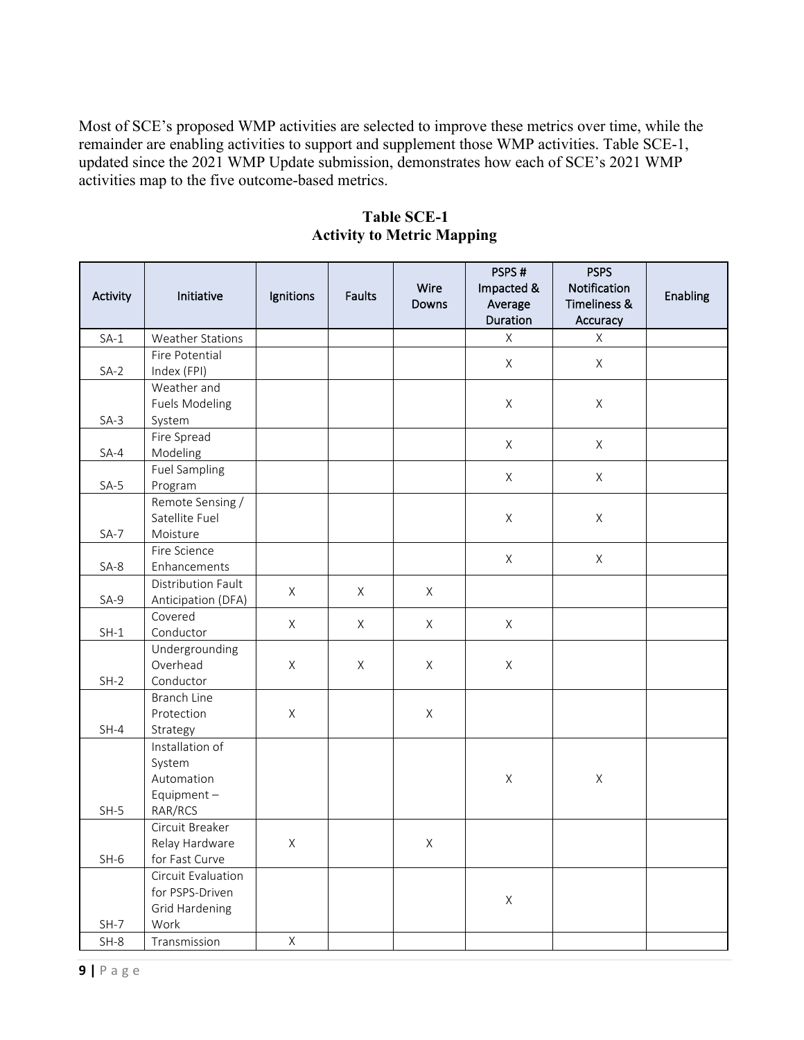Most of SCE's proposed WMP activities are selected to improve these metrics over time, while the remainder are enabling activities to support and supplement those WMP activities. Table SCE-1, updated since the 2021 WMP Update submission, demonstrates how each of SCE's 2021 WMP activities map to the five outcome-based metrics.

**Table SCE-1**
**Activity to Metric Mapping**

| Activity | Initiative | Ignitions | Faults | Wire Downs | PSPS # Impacted & Average Duration | PSPS Notification Timeliness & Accuracy | Enabling |
|---|---|---|---|---|---|---|---|
| SA-1 | Weather Stations | | | | X | X | |
| SA-2 | Fire Potential Index (FPI) | | | | X | X | |
| SA-3 | Weather and Fuels Modeling System | | | | X | X | |
| SA-4 | Fire Spread Modeling | | | | X | X | |
| SA-5 | Fuel Sampling Program | | | | X | X | |
| SA-7 | Remote Sensing / Satellite Fuel Moisture | | | | X | X | |
| SA-8 | Fire Science Enhancements | | | | X | X | |
| SA-9 | Distribution Fault Anticipation (DFA) | X | X | X | | | |
| SH-1 | Covered Conductor | X | X | X | X | | |
| SH-2 | Undergrounding Overhead Conductor | X | X | X | X | | |
| SH-4 | Branch Line Protection Strategy | X | | X | | | |
| SH-5 | Installation of System Automation Equipment – RAR/RCS | | | | X | X | |
| SH-6 | Circuit Breaker Relay Hardware for Fast Curve | X | | X | | | |
| SH-7 | Circuit Evaluation for PSPS-Driven Grid Hardening Work | | | | X | | |
| SH-8 | Transmission | X | | | | | |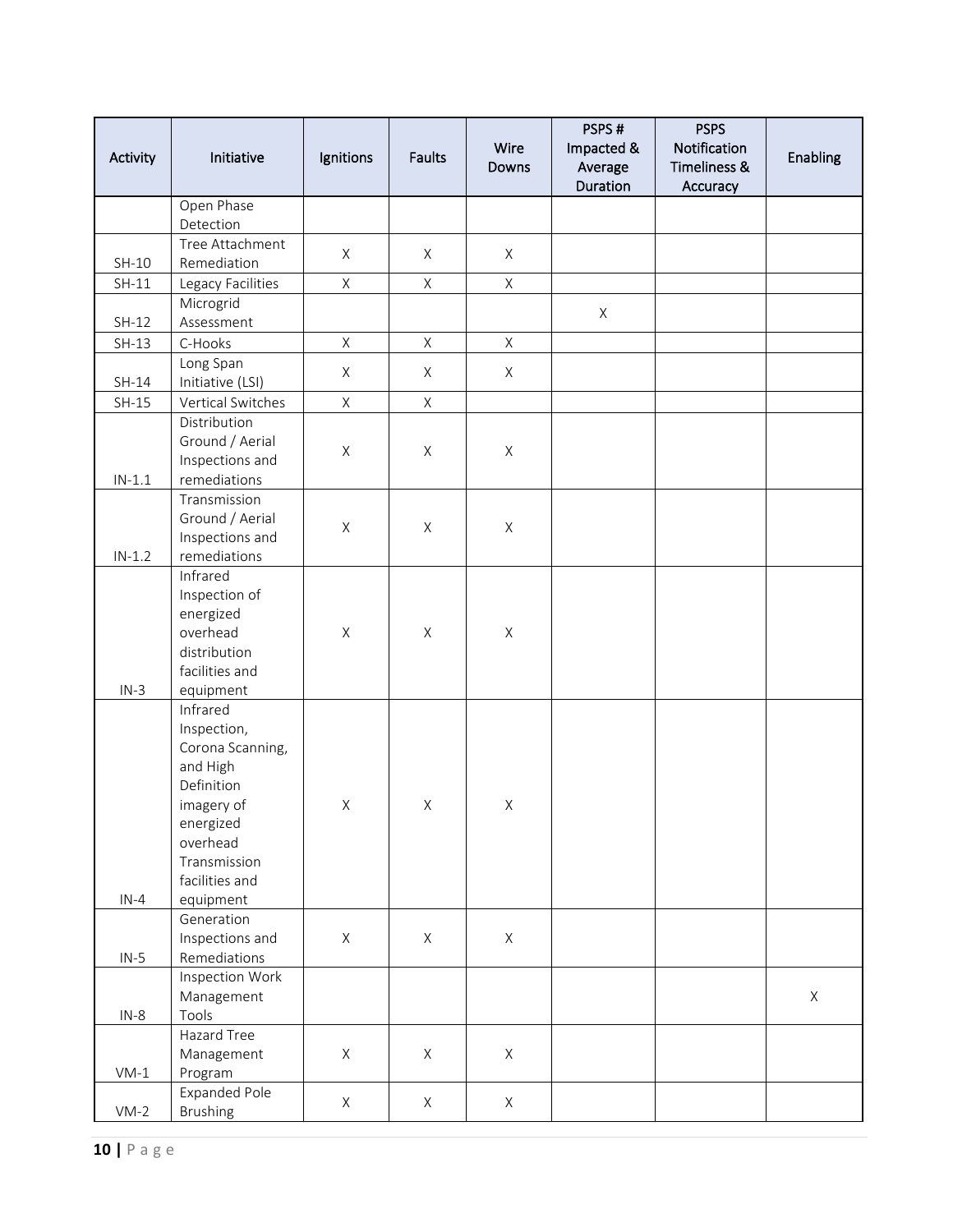| Activity | Initiative | Ignitions | Faults | Wire Downs | PSPS # Impacted & Average Duration | PSPS Notification Timeliness & Accuracy | Enabling |
|---|---|---|---|---|---|---|---|
| | Open Phase Detection | | | | | | |
| SH-10 | Tree Attachment Remediation | X | X | X | | | |
| SH-11 | Legacy Facilities | X | X | X | | | |
| SH-12 | Microgrid Assessment | | | | X | | |
| SH-13 | C-Hooks | X | X | X | | | |
| SH-14 | Long Span Initiative (LSI) | X | X | X | | | |
| SH-15 | Vertical Switches | X | X | | | | |
| IN-1.1 | Distribution Ground / Aerial Inspections and remediations | X | X | X | | | |
| IN-1.2 | Transmission Ground / Aerial Inspections and remediations | X | X | X | | | |
| IN-3 | Infrared Inspection of energized overhead distribution facilities and equipment | X | X | X | | | |
| IN-4 | Infrared Inspection, Corona Scanning, and High Definition imagery of energized overhead Transmission facilities and equipment | X | X | X | | | |
| IN-5 | Generation Inspections and Remediations | X | X | X | | | |
| IN-8 | Inspection Work Management Tools | | | | | | X |
| VM-1 | Hazard Tree Management Program | X | X | X | | | |
| VM-2 | Expanded Pole Brushing | X | X | X | | | |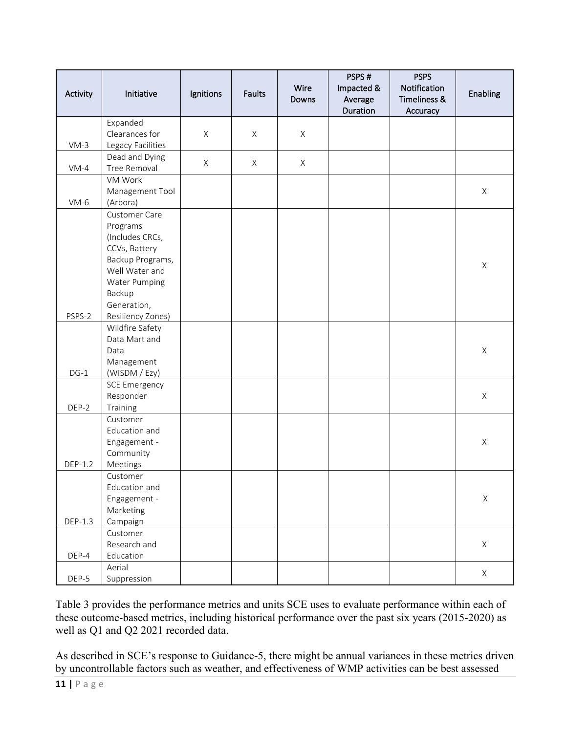| Activity | Initiative | Ignitions | Faults | Wire Downs | PSPS # Impacted & Average Duration | PSPS Notification Timeliness & Accuracy | Enabling |
|---|---|---|---|---|---|---|---|
| VM-3 | Expanded Clearances for Legacy Facilities | X | X | X | | | |
| VM-4 | Dead and Dying Tree Removal | X | X | X | | | |
| VM-6 | VM Work Management Tool (Arbora) | | | | | | X |
| PSPS-2 | Customer Care Programs (Includes CRCs, CCVs, Battery Backup Programs, Well Water and Water Pumping Backup Generation, Resiliency Zones) | | | | | | X |
| DG-1 | Wildfire Safety Data Mart and Data Management (WISDM / Ezy) | | | | | | X |
| DEP-2 | SCE Emergency Responder Training | | | | | | X |
| DEP-1.2 | Customer Education and Engagement - Community Meetings | | | | | | X |
| DEP-1.3 | Customer Education and Engagement - Marketing Campaign | | | | | | X |
| DEP-4 | Customer Research and Education | | | | | | X |
| DEP-5 | Aerial Suppression | | | | | | X |

Table 3 provides the performance metrics and units SCE uses to evaluate performance within each of these outcome-based metrics, including historical performance over the past six years (2015-2020) as well as Q1 and Q2 2021 recorded data.

As described in SCE's response to Guidance-5, there might be annual variances in these metrics driven by uncontrollable factors such as weather, and effectiveness of WMP activities can be best assessed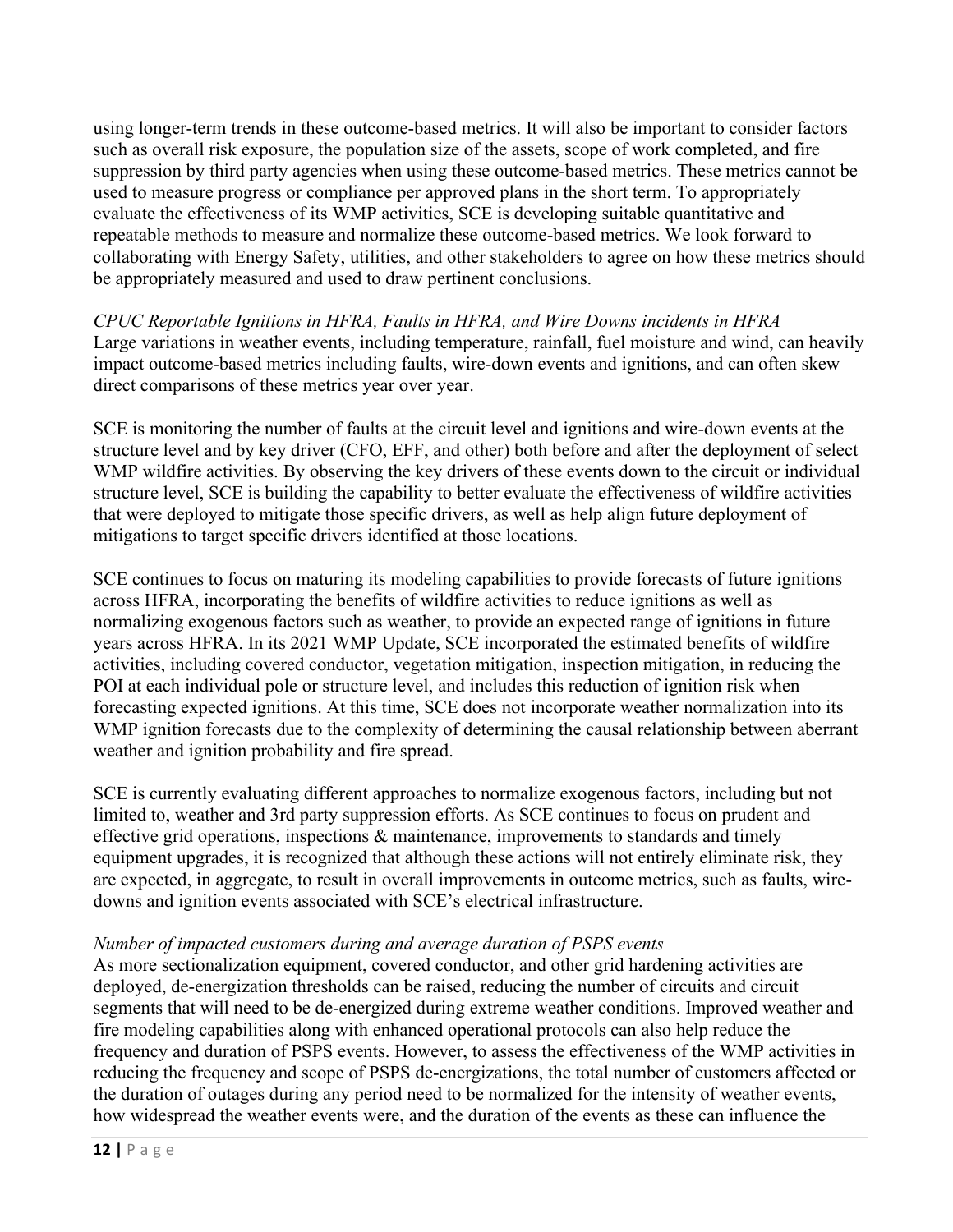using longer-term trends in these outcome-based metrics. It will also be important to consider factors such as overall risk exposure, the population size of the assets, scope of work completed, and fire suppression by third party agencies when using these outcome-based metrics. These metrics cannot be used to measure progress or compliance per approved plans in the short term. To appropriately evaluate the effectiveness of its WMP activities, SCE is developing suitable quantitative and repeatable methods to measure and normalize these outcome-based metrics. We look forward to collaborating with Energy Safety, utilities, and other stakeholders to agree on how these metrics should be appropriately measured and used to draw pertinent conclusions.

*CPUC Reportable Ignitions in HFRA, Faults in HFRA, and Wire Downs incidents in HFRA*
Large variations in weather events, including temperature, rainfall, fuel moisture and wind, can heavily impact outcome-based metrics including faults, wire-down events and ignitions, and can often skew direct comparisons of these metrics year over year.

SCE is monitoring the number of faults at the circuit level and ignitions and wire-down events at the structure level and by key driver (CFO, EFF, and other) both before and after the deployment of select WMP wildfire activities. By observing the key drivers of these events down to the circuit or individual structure level, SCE is building the capability to better evaluate the effectiveness of wildfire activities that were deployed to mitigate those specific drivers, as well as help align future deployment of mitigations to target specific drivers identified at those locations.

SCE continues to focus on maturing its modeling capabilities to provide forecasts of future ignitions across HFRA, incorporating the benefits of wildfire activities to reduce ignitions as well as normalizing exogenous factors such as weather, to provide an expected range of ignitions in future years across HFRA. In its 2021 WMP Update, SCE incorporated the estimated benefits of wildfire activities, including covered conductor, vegetation mitigation, inspection mitigation, in reducing the POI at each individual pole or structure level, and includes this reduction of ignition risk when forecasting expected ignitions. At this time, SCE does not incorporate weather normalization into its WMP ignition forecasts due to the complexity of determining the causal relationship between aberrant weather and ignition probability and fire spread.

SCE is currently evaluating different approaches to normalize exogenous factors, including but not limited to, weather and 3rd party suppression efforts. As SCE continues to focus on prudent and effective grid operations, inspections & maintenance, improvements to standards and timely equipment upgrades, it is recognized that although these actions will not entirely eliminate risk, they are expected, in aggregate, to result in overall improvements in outcome metrics, such as faults, wire-downs and ignition events associated with SCE's electrical infrastructure.

*Number of impacted customers during and average duration of PSPS events*
As more sectionalization equipment, covered conductor, and other grid hardening activities are deployed, de-energization thresholds can be raised, reducing the number of circuits and circuit segments that will need to be de-energized during extreme weather conditions. Improved weather and fire modeling capabilities along with enhanced operational protocols can also help reduce the frequency and duration of PSPS events. However, to assess the effectiveness of the WMP activities in reducing the frequency and scope of PSPS de-energizations, the total number of customers affected or the duration of outages during any period need to be normalized for the intensity of weather events, how widespread the weather events were, and the duration of the events as these can influence the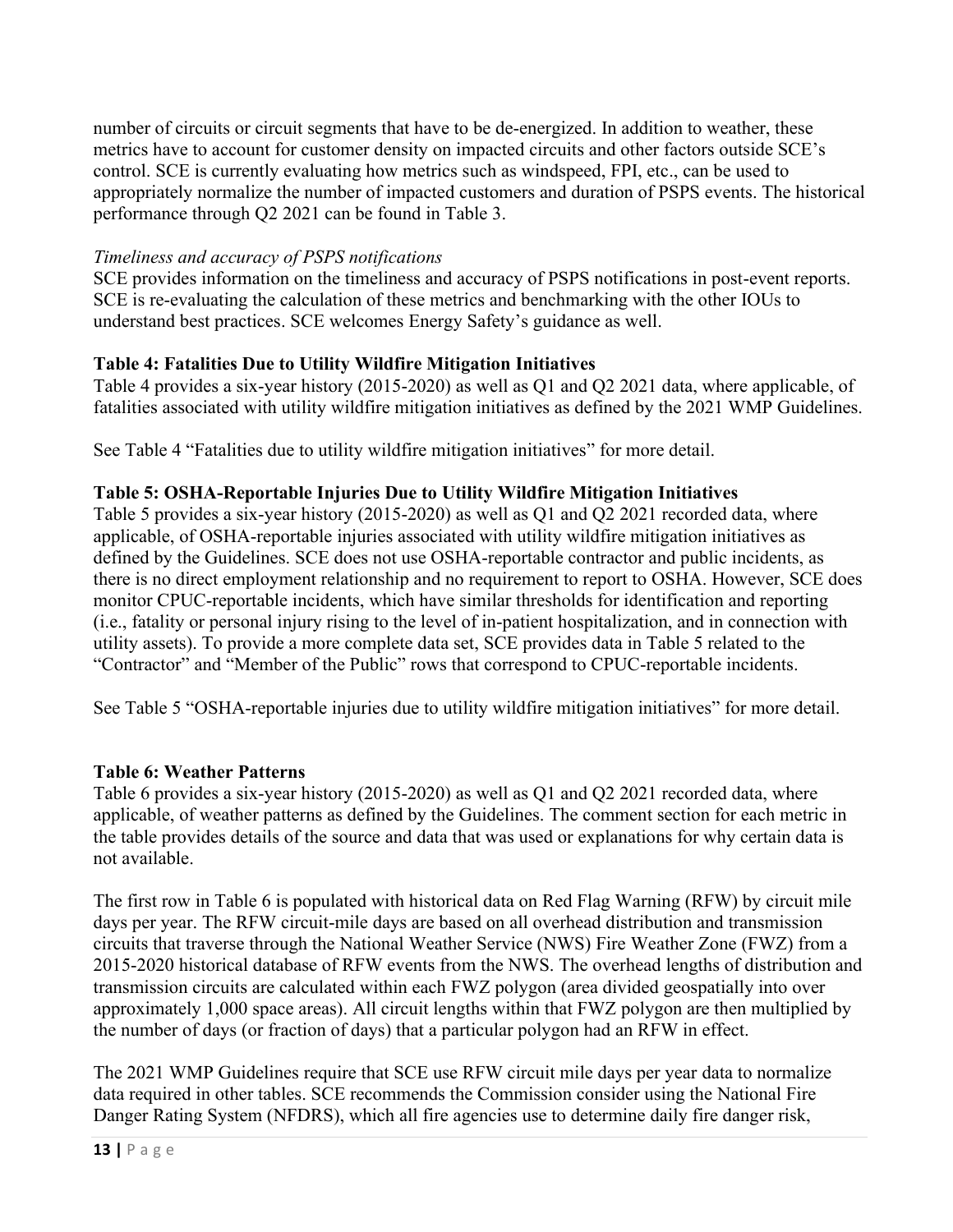number of circuits or circuit segments that have to be de-energized. In addition to weather, these metrics have to account for customer density on impacted circuits and other factors outside SCE's control. SCE is currently evaluating how metrics such as windspeed, FPI, etc., can be used to appropriately normalize the number of impacted customers and duration of PSPS events. The historical performance through Q2 2021 can be found in Table 3.

*Timeliness and accuracy of PSPS notifications*

SCE provides information on the timeliness and accuracy of PSPS notifications in post-event reports. SCE is re-evaluating the calculation of these metrics and benchmarking with the other IOUs to understand best practices. SCE welcomes Energy Safety's guidance as well.

**Table 4: Fatalities Due to Utility Wildfire Mitigation Initiatives**

Table 4 provides a six-year history (2015-2020) as well as Q1 and Q2 2021 data, where applicable, of fatalities associated with utility wildfire mitigation initiatives as defined by the 2021 WMP Guidelines.

See Table 4 "Fatalities due to utility wildfire mitigation initiatives" for more detail.

**Table 5: OSHA-Reportable Injuries Due to Utility Wildfire Mitigation Initiatives**

Table 5 provides a six-year history (2015-2020) as well as Q1 and Q2 2021 recorded data, where applicable, of OSHA-reportable injuries associated with utility wildfire mitigation initiatives as defined by the Guidelines. SCE does not use OSHA-reportable contractor and public incidents, as there is no direct employment relationship and no requirement to report to OSHA. However, SCE does monitor CPUC-reportable incidents, which have similar thresholds for identification and reporting (i.e., fatality or personal injury rising to the level of in-patient hospitalization, and in connection with utility assets). To provide a more complete data set, SCE provides data in Table 5 related to the "Contractor" and "Member of the Public" rows that correspond to CPUC-reportable incidents.

See Table 5 "OSHA-reportable injuries due to utility wildfire mitigation initiatives" for more detail.

**Table 6: Weather Patterns**

Table 6 provides a six-year history (2015-2020) as well as Q1 and Q2 2021 recorded data, where applicable, of weather patterns as defined by the Guidelines. The comment section for each metric in the table provides details of the source and data that was used or explanations for why certain data is not available.

The first row in Table 6 is populated with historical data on Red Flag Warning (RFW) by circuit mile days per year. The RFW circuit-mile days are based on all overhead distribution and transmission circuits that traverse through the National Weather Service (NWS) Fire Weather Zone (FWZ) from a 2015-2020 historical database of RFW events from the NWS. The overhead lengths of distribution and transmission circuits are calculated within each FWZ polygon (area divided geospatially into over approximately 1,000 space areas). All circuit lengths within that FWZ polygon are then multiplied by the number of days (or fraction of days) that a particular polygon had an RFW in effect.

The 2021 WMP Guidelines require that SCE use RFW circuit mile days per year data to normalize data required in other tables. SCE recommends the Commission consider using the National Fire Danger Rating System (NFDRS), which all fire agencies use to determine daily fire danger risk,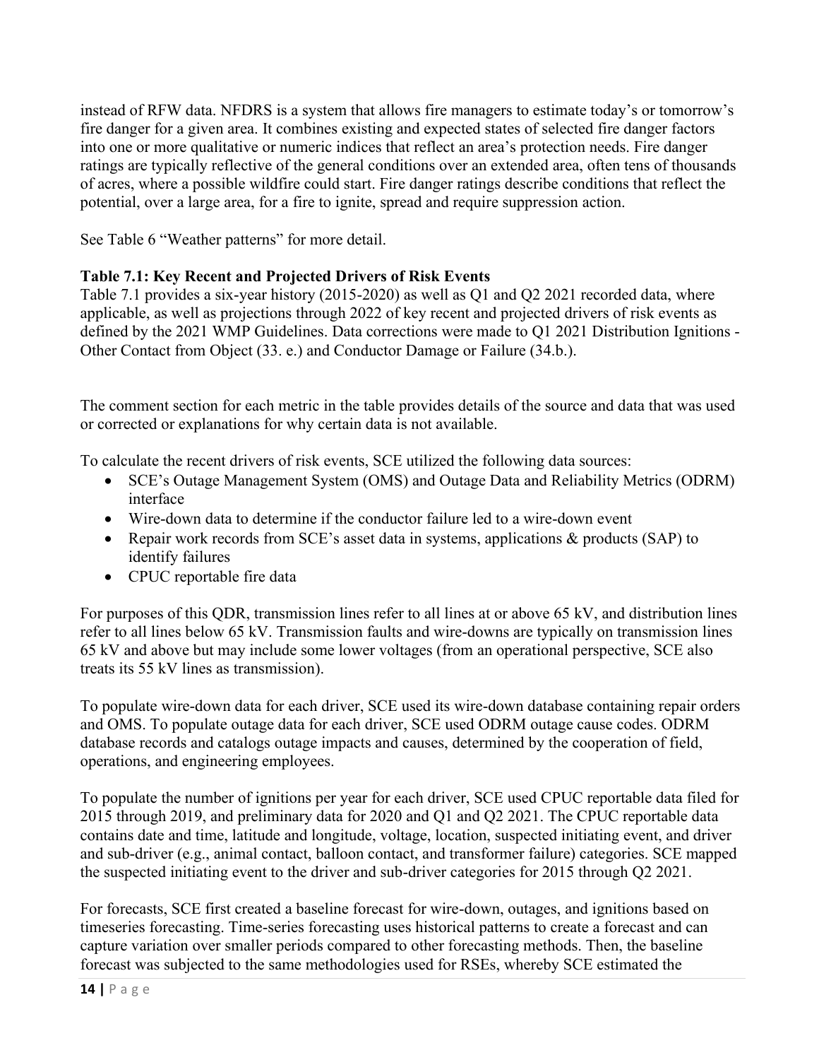instead of RFW data. NFDRS is a system that allows fire managers to estimate today's or tomorrow's fire danger for a given area. It combines existing and expected states of selected fire danger factors into one or more qualitative or numeric indices that reflect an area's protection needs. Fire danger ratings are typically reflective of the general conditions over an extended area, often tens of thousands of acres, where a possible wildfire could start. Fire danger ratings describe conditions that reflect the potential, over a large area, for a fire to ignite, spread and require suppression action.

See Table 6 "Weather patterns" for more detail.

**Table 7.1: Key Recent and Projected Drivers of Risk Events**

Table 7.1 provides a six-year history (2015-2020) as well as Q1 and Q2 2021 recorded data, where applicable, as well as projections through 2022 of key recent and projected drivers of risk events as defined by the 2021 WMP Guidelines. Data corrections were made to Q1 2021 Distribution Ignitions - Other Contact from Object (33. e.) and Conductor Damage or Failure (34.b.).

The comment section for each metric in the table provides details of the source and data that was used or corrected or explanations for why certain data is not available.

To calculate the recent drivers of risk events, SCE utilized the following data sources:

- SCE's Outage Management System (OMS) and Outage Data and Reliability Metrics (ODRM) interface
- Wire-down data to determine if the conductor failure led to a wire-down event
- Repair work records from SCE's asset data in systems, applications & products (SAP) to identify failures
- CPUC reportable fire data

For purposes of this QDR, transmission lines refer to all lines at or above 65 kV, and distribution lines refer to all lines below 65 kV. Transmission faults and wire-downs are typically on transmission lines 65 kV and above but may include some lower voltages (from an operational perspective, SCE also treats its 55 kV lines as transmission).

To populate wire-down data for each driver, SCE used its wire-down database containing repair orders and OMS. To populate outage data for each driver, SCE used ODRM outage cause codes. ODRM database records and catalogs outage impacts and causes, determined by the cooperation of field, operations, and engineering employees.

To populate the number of ignitions per year for each driver, SCE used CPUC reportable data filed for 2015 through 2019, and preliminary data for 2020 and Q1 and Q2 2021. The CPUC reportable data contains date and time, latitude and longitude, voltage, location, suspected initiating event, and driver and sub-driver (e.g., animal contact, balloon contact, and transformer failure) categories. SCE mapped the suspected initiating event to the driver and sub-driver categories for 2015 through Q2 2021.

For forecasts, SCE first created a baseline forecast for wire-down, outages, and ignitions based on timeseries forecasting. Time-series forecasting uses historical patterns to create a forecast and can capture variation over smaller periods compared to other forecasting methods. Then, the baseline forecast was subjected to the same methodologies used for RSEs, whereby SCE estimated the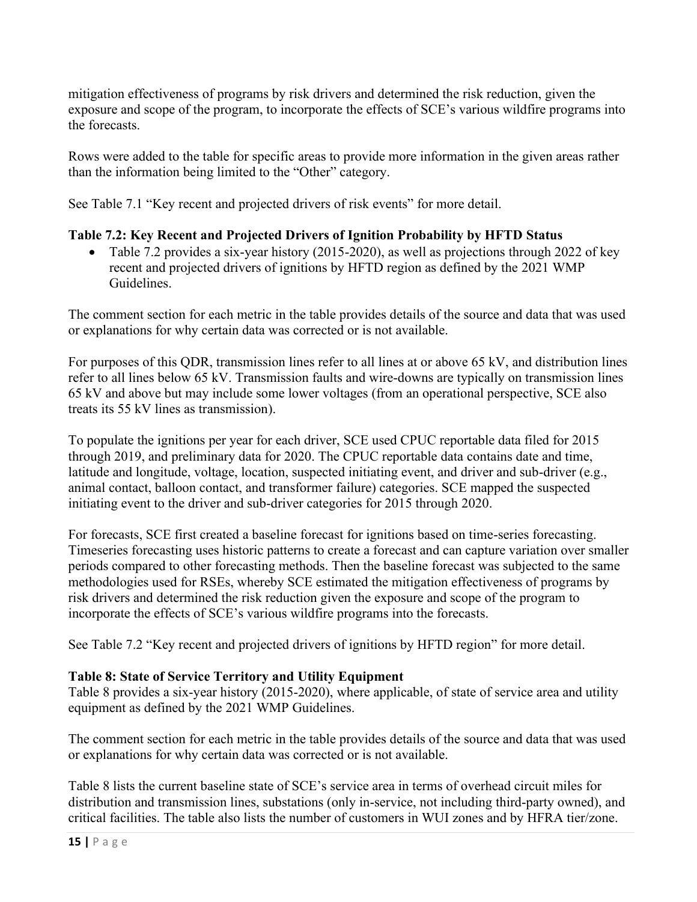mitigation effectiveness of programs by risk drivers and determined the risk reduction, given the exposure and scope of the program, to incorporate the effects of SCE's various wildfire programs into the forecasts.

Rows were added to the table for specific areas to provide more information in the given areas rather than the information being limited to the "Other" category.

See Table 7.1 "Key recent and projected drivers of risk events" for more detail.

**Table 7.2: Key Recent and Projected Drivers of Ignition Probability by HFTD Status**

- Table 7.2 provides a six-year history (2015-2020), as well as projections through 2022 of key recent and projected drivers of ignitions by HFTD region as defined by the 2021 WMP Guidelines.

The comment section for each metric in the table provides details of the source and data that was used or explanations for why certain data was corrected or is not available.

For purposes of this QDR, transmission lines refer to all lines at or above 65 kV, and distribution lines refer to all lines below 65 kV. Transmission faults and wire-downs are typically on transmission lines 65 kV and above but may include some lower voltages (from an operational perspective, SCE also treats its 55 kV lines as transmission).

To populate the ignitions per year for each driver, SCE used CPUC reportable data filed for 2015 through 2019, and preliminary data for 2020. The CPUC reportable data contains date and time, latitude and longitude, voltage, location, suspected initiating event, and driver and sub-driver (e.g., animal contact, balloon contact, and transformer failure) categories. SCE mapped the suspected initiating event to the driver and sub-driver categories for 2015 through 2020.

For forecasts, SCE first created a baseline forecast for ignitions based on time-series forecasting. Timeseries forecasting uses historic patterns to create a forecast and can capture variation over smaller periods compared to other forecasting methods. Then the baseline forecast was subjected to the same methodologies used for RSEs, whereby SCE estimated the mitigation effectiveness of programs by risk drivers and determined the risk reduction given the exposure and scope of the program to incorporate the effects of SCE's various wildfire programs into the forecasts.

See Table 7.2 "Key recent and projected drivers of ignitions by HFTD region" for more detail.

**Table 8: State of Service Territory and Utility Equipment**

Table 8 provides a six-year history (2015-2020), where applicable, of state of service area and utility equipment as defined by the 2021 WMP Guidelines.

The comment section for each metric in the table provides details of the source and data that was used or explanations for why certain data was corrected or is not available.

Table 8 lists the current baseline state of SCE's service area in terms of overhead circuit miles for distribution and transmission lines, substations (only in-service, not including third-party owned), and critical facilities. The table also lists the number of customers in WUI zones and by HFRA tier/zone.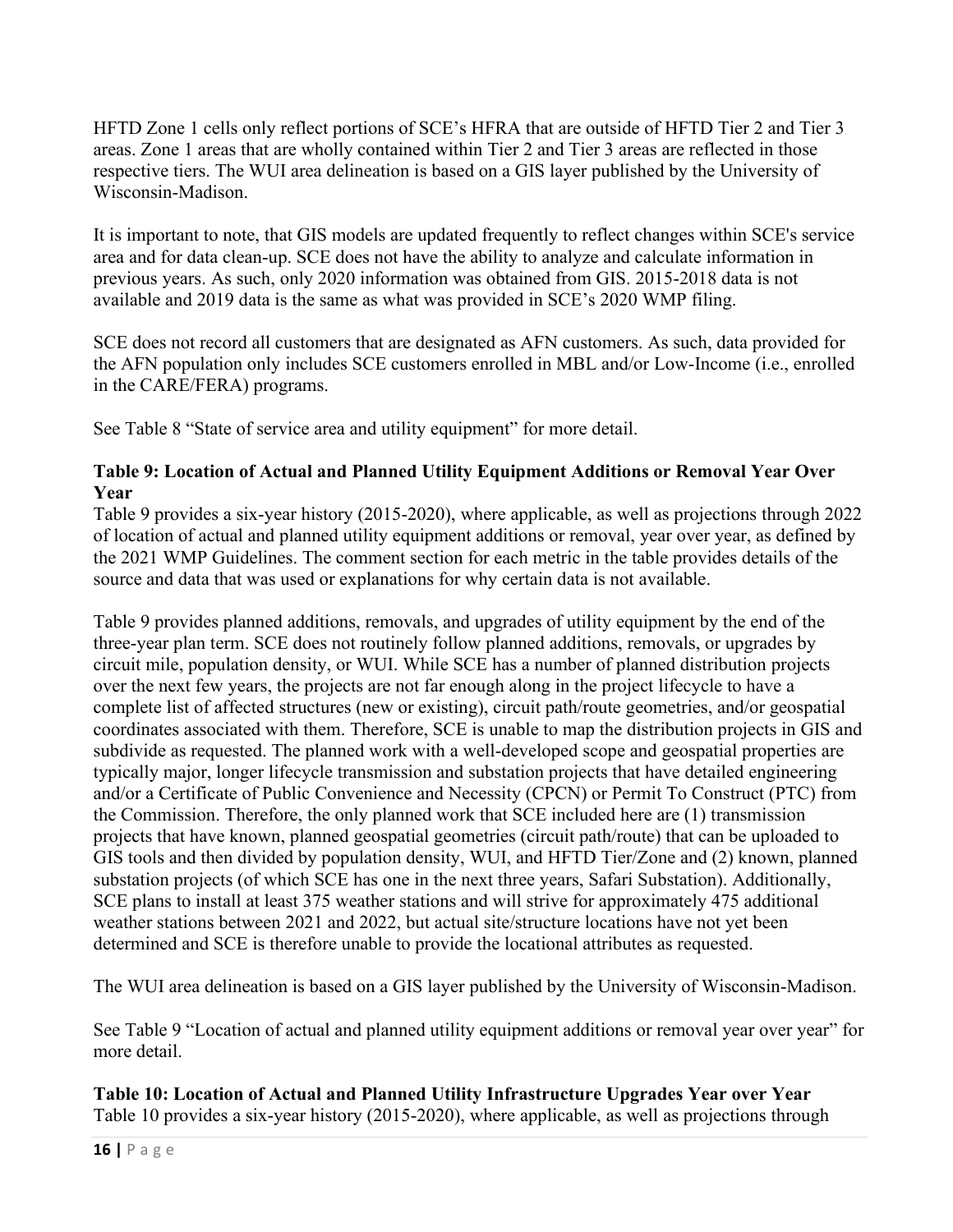HFTD Zone 1 cells only reflect portions of SCE's HFRA that are outside of HFTD Tier 2 and Tier 3 areas. Zone 1 areas that are wholly contained within Tier 2 and Tier 3 areas are reflected in those respective tiers. The WUI area delineation is based on a GIS layer published by the University of Wisconsin-Madison.

It is important to note, that GIS models are updated frequently to reflect changes within SCE's service area and for data clean-up. SCE does not have the ability to analyze and calculate information in previous years. As such, only 2020 information was obtained from GIS. 2015-2018 data is not available and 2019 data is the same as what was provided in SCE's 2020 WMP filing.

SCE does not record all customers that are designated as AFN customers. As such, data provided for the AFN population only includes SCE customers enrolled in MBL and/or Low-Income (i.e., enrolled in the CARE/FERA) programs.

See Table 8 "State of service area and utility equipment" for more detail.

**Table 9: Location of Actual and Planned Utility Equipment Additions or Removal Year Over Year**

Table 9 provides a six-year history (2015-2020), where applicable, as well as projections through 2022 of location of actual and planned utility equipment additions or removal, year over year, as defined by the 2021 WMP Guidelines. The comment section for each metric in the table provides details of the source and data that was used or explanations for why certain data is not available.

Table 9 provides planned additions, removals, and upgrades of utility equipment by the end of the three-year plan term. SCE does not routinely follow planned additions, removals, or upgrades by circuit mile, population density, or WUI. While SCE has a number of planned distribution projects over the next few years, the projects are not far enough along in the project lifecycle to have a complete list of affected structures (new or existing), circuit path/route geometries, and/or geospatial coordinates associated with them. Therefore, SCE is unable to map the distribution projects in GIS and subdivide as requested. The planned work with a well-developed scope and geospatial properties are typically major, longer lifecycle transmission and substation projects that have detailed engineering and/or a Certificate of Public Convenience and Necessity (CPCN) or Permit To Construct (PTC) from the Commission. Therefore, the only planned work that SCE included here are (1) transmission projects that have known, planned geospatial geometries (circuit path/route) that can be uploaded to GIS tools and then divided by population density, WUI, and HFTD Tier/Zone and (2) known, planned substation projects (of which SCE has one in the next three years, Safari Substation). Additionally, SCE plans to install at least 375 weather stations and will strive for approximately 475 additional weather stations between 2021 and 2022, but actual site/structure locations have not yet been determined and SCE is therefore unable to provide the locational attributes as requested.

The WUI area delineation is based on a GIS layer published by the University of Wisconsin-Madison.

See Table 9 "Location of actual and planned utility equipment additions or removal year over year" for more detail.

**Table 10: Location of Actual and Planned Utility Infrastructure Upgrades Year over Year**

Table 10 provides a six-year history (2015-2020), where applicable, as well as projections through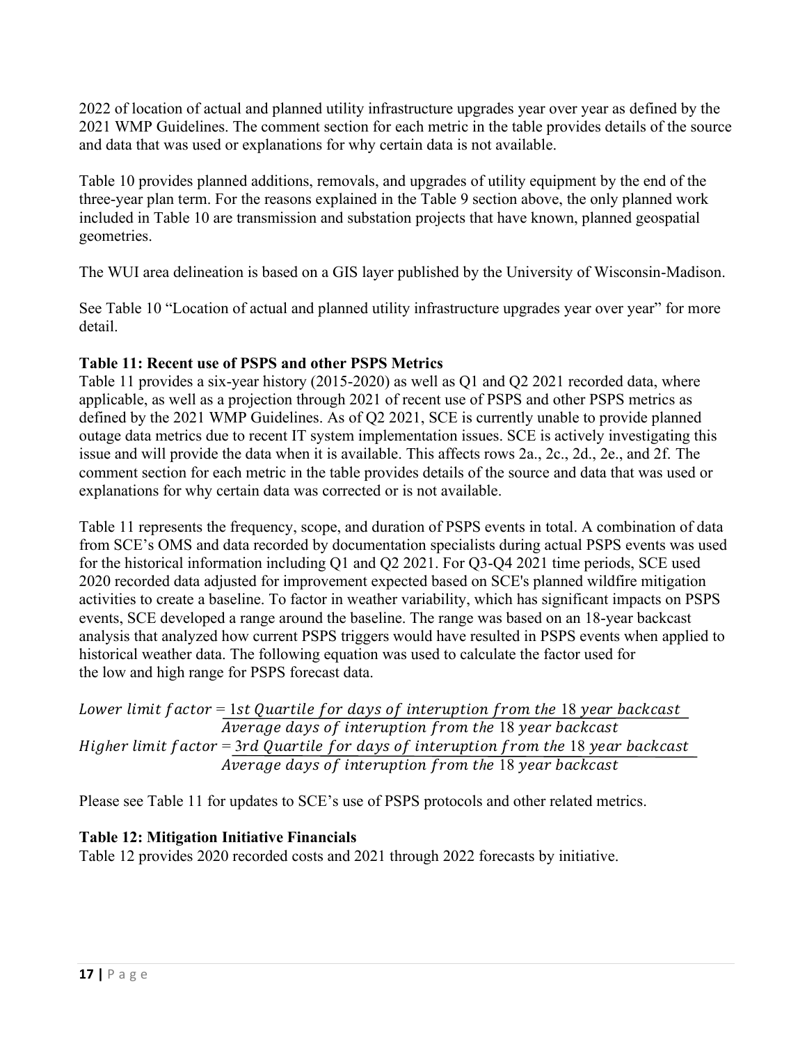2022 of location of actual and planned utility infrastructure upgrades year over year as defined by the 2021 WMP Guidelines. The comment section for each metric in the table provides details of the source and data that was used or explanations for why certain data is not available.

Table 10 provides planned additions, removals, and upgrades of utility equipment by the end of the three-year plan term. For the reasons explained in the Table 9 section above, the only planned work included in Table 10 are transmission and substation projects that have known, planned geospatial geometries.

The WUI area delineation is based on a GIS layer published by the University of Wisconsin-Madison.

See Table 10 "Location of actual and planned utility infrastructure upgrades year over year" for more detail.

**Table 11: Recent use of PSPS and other PSPS Metrics**

Table 11 provides a six-year history (2015-2020) as well as Q1 and Q2 2021 recorded data, where applicable, as well as a projection through 2021 of recent use of PSPS and other PSPS metrics as defined by the 2021 WMP Guidelines. As of Q2 2021, SCE is currently unable to provide planned outage data metrics due to recent IT system implementation issues. SCE is actively investigating this issue and will provide the data when it is available. This affects rows 2a., 2c., 2d., 2e., and 2f. The comment section for each metric in the table provides details of the source and data that was used or explanations for why certain data was corrected or is not available.

Table 11 represents the frequency, scope, and duration of PSPS events in total. A combination of data from SCE's OMS and data recorded by documentation specialists during actual PSPS events was used for the historical information including Q1 and Q2 2021. For Q3-Q4 2021 time periods, SCE used 2020 recorded data adjusted for improvement expected based on SCE's planned wildfire mitigation activities to create a baseline. To factor in weather variability, which has significant impacts on PSPS events, SCE developed a range around the baseline. The range was based on an 18-year backcast analysis that analyzed how current PSPS triggers would have resulted in PSPS events when applied to historical weather data. The following equation was used to calculate the factor used for the low and high range for PSPS forecast data.

$$Lower\ limit\ factor = \frac{1st\ Quartile\ for\ days\ of\ interuption\ from\ the\ 18\ year\ backcast}{Average\ days\ of\ interuption\ from\ the\ 18\ year\ backcast}$$

$$Higher\ limit\ factor = \frac{3rd\ Quartile\ for\ days\ of\ interuption\ from\ the\ 18\ year\ backcast}{Average\ days\ of\ interuption\ from\ the\ 18\ year\ backcast}$$

Please see Table 11 for updates to SCE's use of PSPS protocols and other related metrics.

**Table 12: Mitigation Initiative Financials**

Table 12 provides 2020 recorded costs and 2021 through 2022 forecasts by initiative.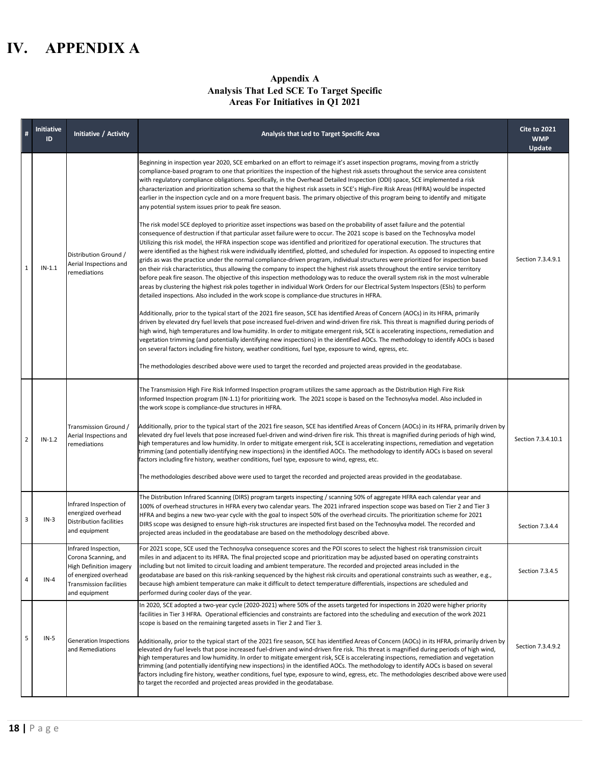# IV. APPENDIX A

**Appendix A**
**Analysis That Led SCE To Target Specific Areas For Initiatives in Q1 2021**

| # | Initiative ID | Initiative / Activity | Analysis that Led to Target Specific Area | Cite to 2021 WMP Update |
|---|---|---|---|---|
| 1 | IN-1.1 | Distribution Ground / Aerial Inspections and remediations | Beginning in inspection year 2020, SCE embarked on an effort to reimage it's asset inspection programs, moving from a strictly compliance-based program to one that prioritizes the inspection of the highest risk assets throughout the service area consistent with regulatory compliance obligations. Specifically, in the Overhead Detailed Inspection (ODI) space, SCE implemented a risk characterization and prioritization schema so that the highest risk assets in SCE's High-Fire Risk Areas (HFRA) would be inspected earlier in the inspection cycle and on a more frequent basis. The primary objective of this program being to identify and mitigate any potential system issues prior to peak fire season.<br><br>The risk model SCE deployed to prioritize asset inspections was based on the probability of asset failure and the potential consequence of destruction if that particular asset failure were to occur. The 2021 scope is based on the Technosylva model Utilizing this risk model, the HFRA inspection scope was identified and prioritized for operational execution. The structures that were identified as the highest risk were individually identified, plotted, and scheduled for inspection. As opposed to inspecting entire grids as was the practice under the normal compliance-driven program, individual structures were prioritized for inspection based on their risk characteristics, thus allowing the company to inspect the highest risk assets throughout the entire service territory before peak fire season. The objective of this inspection methodology was to reduce the overall system risk in the most vulnerable areas by clustering the highest risk poles together in individual Work Orders for our Electrical System Inspectors (ESIs) to perform detailed inspections. Also included in the work scope is compliance-due structures in HFRA.<br><br>Additionally, prior to the typical start of the 2021 fire season, SCE has identified Areas of Concern (AOCs) in its HFRA, primarily driven by elevated dry fuel levels that pose increased fuel-driven and wind-driven fire risk. This threat is magnified during periods of high wind, high temperatures and low humidity. In order to mitigate emergent risk, SCE is accelerating inspections, remediation and vegetation trimming (and potentially identifying new inspections) in the identified AOCs. The methodology to identify AOCs is based on several factors including fire history, weather conditions, fuel type, exposure to wind, egress, etc.<br><br>The methodologies described above were used to target the recorded and projected areas provided in the geodatabase. | Section 7.3.4.9.1 |
| 2 | IN-1.2 | Transmission Ground / Aerial Inspections and remediations | The Transmission High Fire Risk Informed Inspection program utilizes the same approach as the Distribution High Fire Risk Informed Inspection program (IN-1.1) for prioritizing work. The 2021 scope is based on the Technosylva model. Also included in the work scope is compliance-due structures in HFRA.<br><br>Additionally, prior to the typical start of the 2021 fire season, SCE has identified Areas of Concern (AOCs) in its HFRA, primarily driven by elevated dry fuel levels that pose increased fuel-driven and wind-driven fire risk. This threat is magnified during periods of high wind, high temperatures and low humidity. In order to mitigate emergent risk, SCE is accelerating inspections, remediation and vegetation trimming (and potentially identifying new inspections) in the identified AOCs. The methodology to identify AOCs is based on several factors including fire history, weather conditions, fuel type, exposure to wind, egress, etc.<br><br>The methodologies described above were used to target the recorded and projected areas provided in the geodatabase. | Section 7.3.4.10.1 |
| 3 | IN-3 | Infrared Inspection of energized overhead Distribution facilities and equipment | The Distribution Infrared Scanning (DIRS) program targets inspecting / scanning 50% of aggregate HFRA each calendar year and 100% of overhead structures in HFRA every two calendar years. The 2021 infrared inspection scope was based on Tier 2 and Tier 3 HFRA and begins a new two-year cycle with the goal to inspect 50% of the overhead circuits. The prioritization scheme for 2021 DIRS scope was designed to ensure high-risk structures are inspected first based on the Technosylva model. The recorded and projected areas included in the geodatabase are based on the methodology described above. | Section 7.3.4.4 |
| 4 | IN-4 | Infrared Inspection, Corona Scanning, and High Definition imagery of energized overhead Transmission facilities and equipment | For 2021 scope, SCE used the Technosylva consequence scores and the POI scores to select the highest risk transmission circuit miles in and adjacent to its HFRA. The final projected scope and prioritization may be adjusted based on operating constraints including but not limited to circuit loading and ambient temperature. The recorded and projected areas included in the geodatabase are based on this risk-ranking sequenced by the highest risk circuits and operational constraints such as weather, e.g., because high ambient temperature can make it difficult to detect temperature differentials, inspections are scheduled and performed during cooler days of the year. | Section 7.3.4.5 |
| 5 | IN-5 | Generation Inspections and Remediations | In 2020, SCE adopted a two-year cycle (2020-2021) where 50% of the assets targeted for inspections in 2020 were higher priority facilities in Tier 3 HFRA. Operational efficiencies and constraints are factored into the scheduling and execution of the work 2021 scope is based on the remaining targeted assets in Tier 2 and Tier 3.<br><br>Additionally, prior to the typical start of the 2021 fire season, SCE has identified Areas of Concern (AOCs) in its HFRA, primarily driven by elevated dry fuel levels that pose increased fuel-driven and wind-driven fire risk. This threat is magnified during periods of high wind, high temperatures and low humidity. In order to mitigate emergent risk, SCE is accelerating inspections, remediation and vegetation trimming (and potentially identifying new inspections) in the identified AOCs. The methodology to identify AOCs is based on several factors including fire history, weather conditions, fuel type, exposure to wind, egress, etc. The methodologies described above were used to target the recorded and projected areas provided in the geodatabase. | Section 7.3.4.9.2 |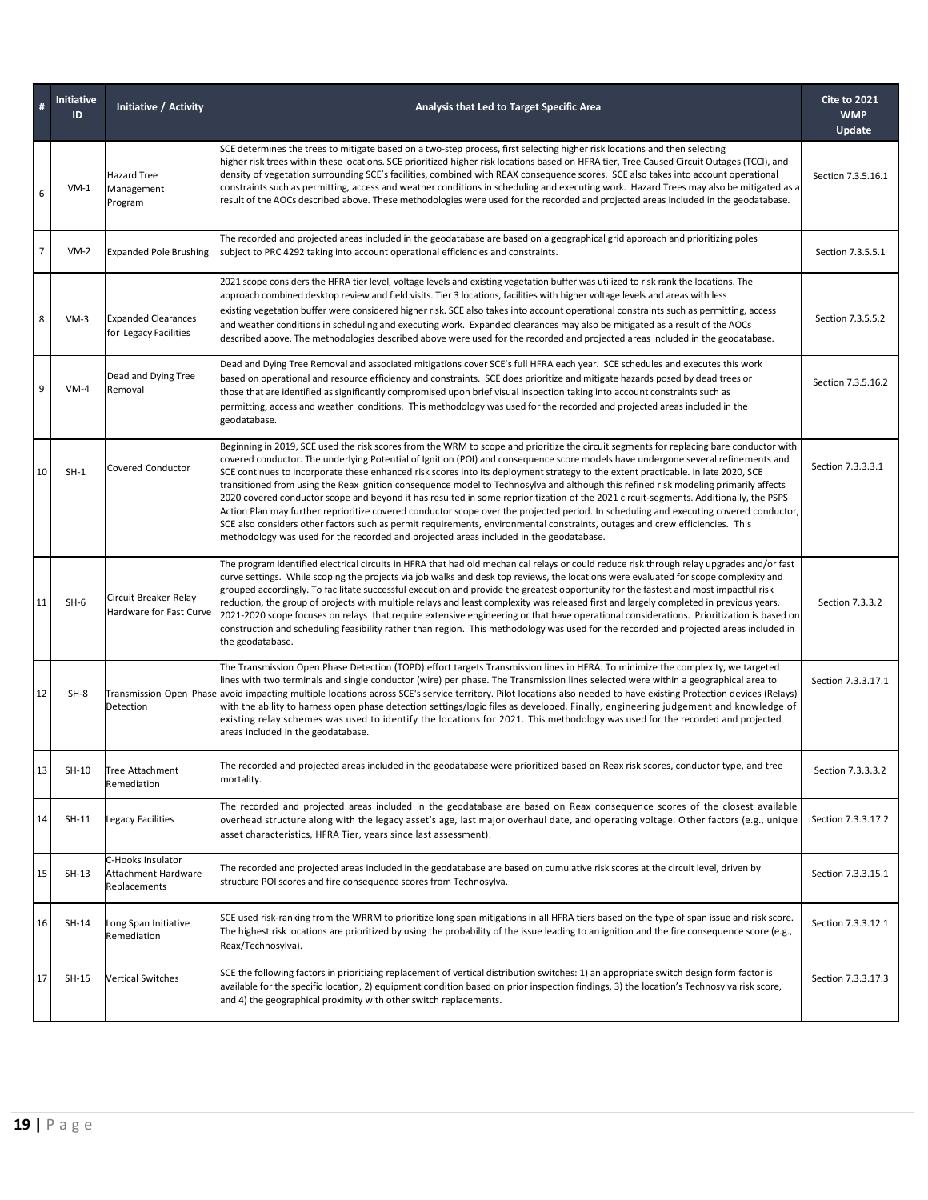| # | Initiative ID | Initiative / Activity | Analysis that Led to Target Specific Area | Cite to 2021 WMP Update |
|---|---|---|---|---|
| 6 | VM-1 | Hazard Tree Management Program | SCE determines the trees to mitigate based on a two-step process, first selecting higher risk locations and then selecting higher risk trees within these locations. SCE prioritized higher risk locations based on HFRA tier, Tree Caused Circuit Outages (TCCI), and density of vegetation surrounding SCE's facilities, combined with REAX consequence scores. SCE also takes into account operational constraints such as permitting, access and weather conditions in scheduling and executing work. Hazard Trees may also be mitigated as a result of the AOCs described above. These methodologies were used for the recorded and projected areas included in the geodatabase. | Section 7.3.5.16.1 |
| 7 | VM-2 | Expanded Pole Brushing | The recorded and projected areas included in the geodatabase are based on a geographical grid approach and prioritizing poles subject to PRC 4292 taking into account operational efficiencies and constraints. | Section 7.3.5.5.1 |
| 8 | VM-3 | Expanded Clearances for Legacy Facilities | 2021 scope considers the HFRA tier level, voltage levels and existing vegetation buffer was utilized to risk rank the locations. The approach combined desktop review and field visits. Tier 3 locations, facilities with higher voltage levels and areas with less existing vegetation buffer were considered higher risk. SCE also takes into account operational constraints such as permitting, access and weather conditions in scheduling and executing work. Expanded clearances may also be mitigated as a result of the AOCs described above. The methodologies described above were used for the recorded and projected areas included in the geodatabase. | Section 7.3.5.5.2 |
| 9 | VM-4 | Dead and Dying Tree Removal | Dead and Dying Tree Removal and associated mitigations cover SCE's full HFRA each year. SCE schedules and executes this work based on operational and resource efficiency and constraints. SCE does prioritize and mitigate hazards posed by dead trees or those that are identified as significantly compromised upon brief visual inspection taking into account constraints such as permitting, access and weather conditions. This methodology was used for the recorded and projected areas included in the geodatabase. | Section 7.3.5.16.2 |
| 10 | SH-1 | Covered Conductor | Beginning in 2019, SCE used the risk scores from the WRM to scope and prioritize the circuit segments for replacing bare conductor with covered conductor. The underlying Potential of Ignition (POI) and consequence score models have undergone several refinements and SCE continues to incorporate these enhanced risk scores into its deployment strategy to the extent practicable. In late 2020, SCE transitioned from using the Reax ignition consequence model to Technosylva and although this refined risk modeling primarily affects 2020 covered conductor scope and beyond it has resulted in some reprioritization of the 2021 circuit-segments. Additionally, the PSPS Action Plan may further reprioritize covered conductor scope over the projected period. In scheduling and executing covered conductor, SCE also considers other factors such as permit requirements, environmental constraints, outages and crew efficiencies. This methodology was used for the recorded and projected areas included in the geodatabase. | Section 7.3.3.3.1 |
| 11 | SH-6 | Circuit Breaker Relay Hardware for Fast Curve | The program identified electrical circuits in HFRA that had old mechanical relays or could reduce risk through relay upgrades and/or fast curve settings. While scoping the projects via job walks and desk top reviews, the locations were evaluated for scope complexity and grouped accordingly. To facilitate successful execution and provide the greatest opportunity for the fastest and most impactful risk reduction, the group of projects with multiple relays and least complexity was released first and largely completed in previous years. 2021-2020 scope focuses on relays that require extensive engineering or that have operational considerations. Prioritization is based on construction and scheduling feasibility rather than region. This methodology was used for the recorded and projected areas included in the geodatabase. | Section 7.3.3.2 |
| 12 | SH-8 | Transmission Open Phase Detection | The Transmission Open Phase Detection (TOPD) effort targets Transmission lines in HFRA. To minimize the complexity, we targeted lines with two terminals and single conductor (wire) per phase. The Transmission lines selected were within a geographical area to avoid impacting multiple locations across SCE's service territory. Pilot locations also needed to have existing Protection devices (Relays) with the ability to harness open phase detection settings/logic files as developed. Finally, engineering judgement and knowledge of existing relay schemes was used to identify the locations for 2021. This methodology was used for the recorded and projected areas included in the geodatabase. | Section 7.3.3.17.1 |
| 13 | SH-10 | Tree Attachment Remediation | The recorded and projected areas included in the geodatabase were prioritized based on Reax risk scores, conductor type, and tree mortality. | Section 7.3.3.3.2 |
| 14 | SH-11 | Legacy Facilities | The recorded and projected areas included in the geodatabase are based on Reax consequence scores of the closest available overhead structure along with the legacy asset's age, last major overhaul date, and operating voltage. Other factors (e.g., unique asset characteristics, HFRA Tier, years since last assessment). | Section 7.3.3.17.2 |
| 15 | SH-13 | C-Hooks Insulator Attachment Hardware Replacements | The recorded and projected areas included in the geodatabase are based on cumulative risk scores at the circuit level, driven by structure POI scores and fire consequence scores from Technosylva. | Section 7.3.3.15.1 |
| 16 | SH-14 | Long Span Initiative Remediation | SCE used risk-ranking from the WRRM to prioritize long span mitigations in all HFRA tiers based on the type of span issue and risk score. The highest risk locations are prioritized by using the probability of the issue leading to an ignition and the fire consequence score (e.g., Reax/Technosylva). | Section 7.3.3.12.1 |
| 17 | SH-15 | Vertical Switches | SCE the following factors in prioritizing replacement of vertical distribution switches: 1) an appropriate switch design form factor is available for the specific location, 2) equipment condition based on prior inspection findings, 3) the location's Technosylva risk score, and 4) the geographical proximity with other switch replacements. | Section 7.3.3.17.3 |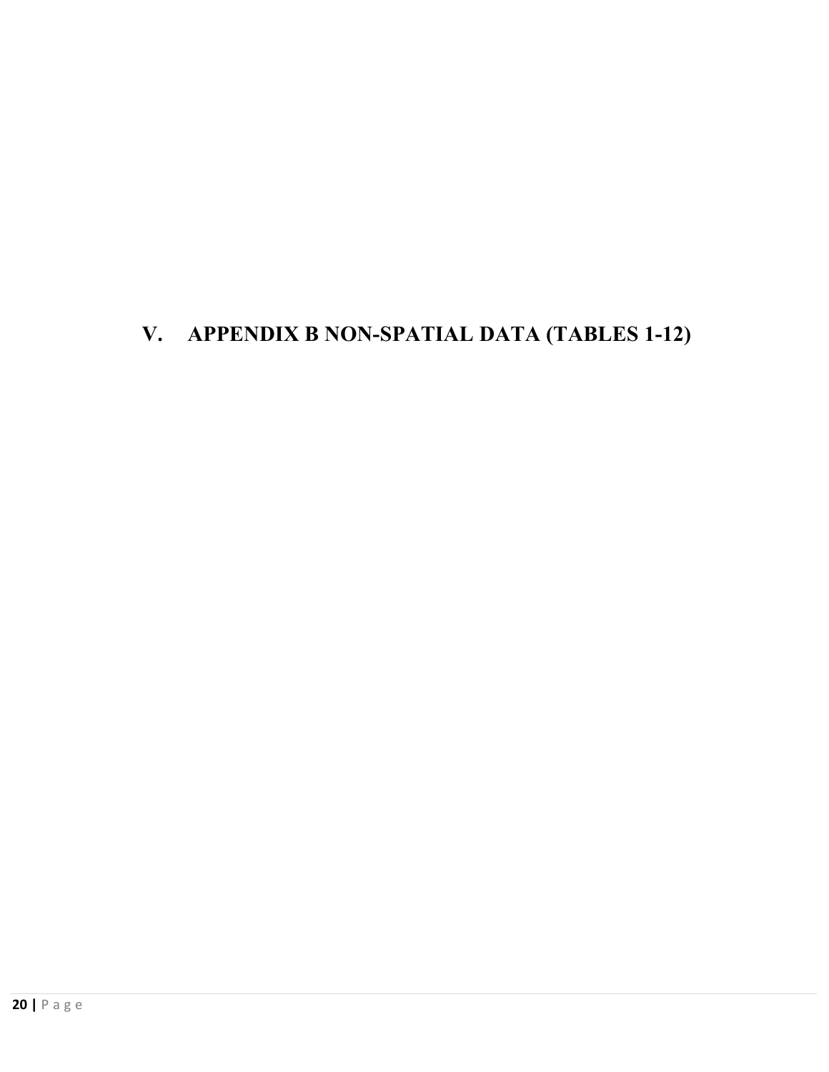# V. APPENDIX B NON-SPATIAL DATA (TABLES 1-12)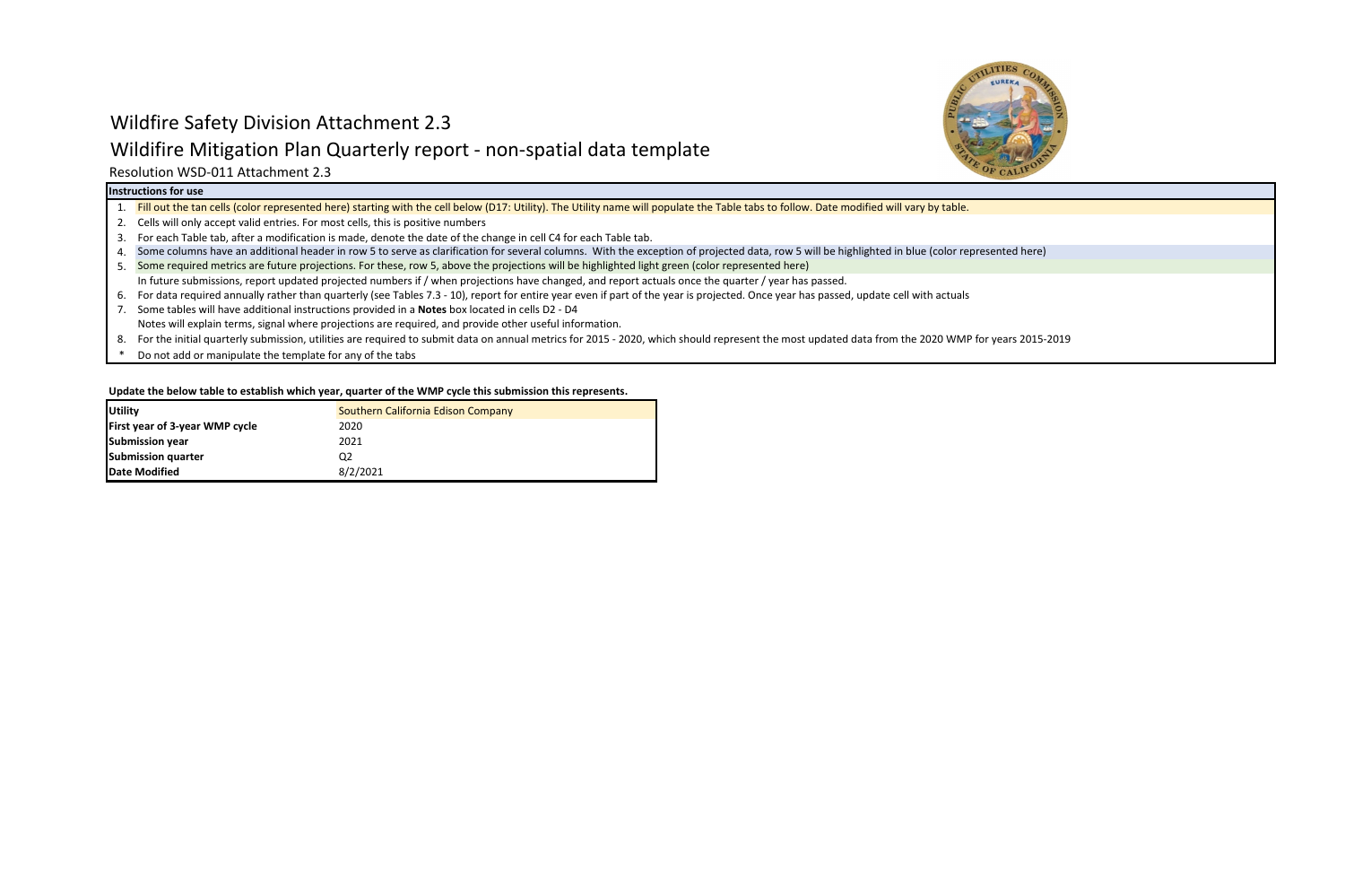# Wildfire Safety Division Attachment 2.3

## Wildfire Mitigation Plan Quarterly report - non-spatial data template

Resolution WSD-011 Attachment 2.3

**Instructions for use**

1. Fill out the tan cells (color represented here) starting with the cell below (D17: Utility). The Utility name will populate the Table tabs to follow. Date modified will vary by table.
2. Cells will only accept valid entries. For most cells, this is positive numbers
3. For each Table tab, after a modification is made, denote the date of the change in cell C4 for each Table tab.
4. Some columns have an additional header in row 5 to serve as clarification for several columns. With the exception of projected data, row 5 will be highlighted in blue (color represented here)
5. Some required metrics are future projections. For these, row 5, above the projections will be highlighted light green (color represented here)
   In future submissions, report updated projected numbers if / when projections have changed, and report actuals once the quarter / year has passed.
6. For data required annually rather than quarterly (see Tables 7.3 - 10), report for entire year even if part of the year is projected. Once year has passed, update cell with actuals
7. Some tables will have additional instructions provided in a **Notes** box located in cells D2 - D4
   Notes will explain terms, signal where projections are required, and provide other useful information.
8. For the initial quarterly submission, utilities are required to submit data on annual metrics for 2015 - 2020, which should represent the most updated data from the 2020 WMP for years 2015-2019

\* Do not add or manipulate the template for any of the tabs

**Update the below table to establish which year, quarter of the WMP cycle this submission this represents.**

| | |
|---|---|
| **Utility** | Southern California Edison Company |
| **First year of 3-year WMP cycle** | 2020 |
| **Submission year** | 2021 |
| **Submission quarter** | Q2 |
| **Date Modified** | 8/2/2021 |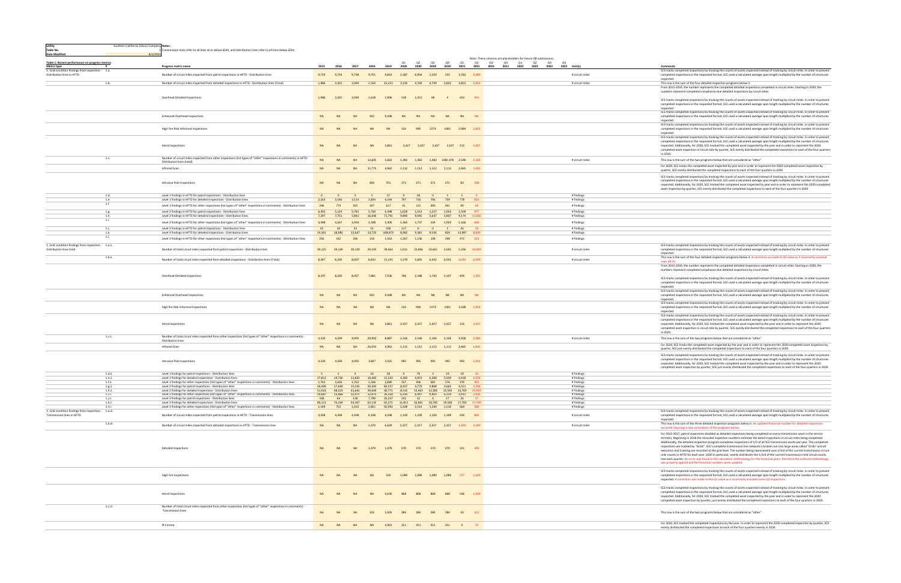| Utility | Southern California Edison Company | Notes: |
|---|---|---|
| Table No. | | Transmission lines refer to all lines at or above 65kV, and distribution lines refer to all lines below 65kV. |
| Date Modified | 8/2/2021 | |

Note: These columns are placeholders for future QR submissions.

**Table 1: Recent performance on progress metrics**

| Metric type | # | Progress metric name | 2015 | 2016 | 2017 | 2018 | 2019 | Q1 2020 | Q2 2020 | Q3 2020 | Q4 2020 | Q1 2021 | Q2 2021 | Q3 2021 | Q4 2021 | Q1 2022 | Q2 2022 | Q3 2022 | Q4 2022 | Unit(s) | Comments |
|---|---|---|---|---|---|---|---|---|---|---|---|---|---|---|---|---|---|---|---|---|---|
| 1. Grid condition findings from inspection - Distribution lines in HFTD | 1.a. | Number of circuit miles inspected from patrol inspections in HFTD - Distribution lines | 9,729 | 9,734 | 9,738 | 9,751 | 9,814 | 1,587 | 6,954 | 1,250 | 233 | 5,783 | 5,489 | | | | | | | # circuit miles | SCE tracks completed inspections by tracking the counts of assets inspected instead of tracking by circuit miles. In order to present completed inspections in the requested format, SCE used a calculated average span length multiplied by the number of structures inspected. |
| | 1.b. | Number of circuit miles inspected from detailed inspections in HFTD - Distribution lines (Total) | 1,986 | 2,425 | 2,049 | 2,550 | 15,215 | 3,100 | 4,769 | 4,749 | 3,832 | 3,852 | 5,461 | | | | | | | # circuit miles | This row is the sum of the four detailed inspection programs below it |
| | | Overhead Detailed Inspections | 1,986 | 2,425 | 2,049 | 1,618 | 1,906 | 518 | 1,352 | 48 | 4 | 653 | 291 | | | | | | | | From 2015-2019, the number represents the completed detailed inspections completed in circuit miles. Starting in 2020, the numbers represent completed compliance-due detailed inspections by circuit miles. SCE tracks completed inspections by tracking the counts of assets inspected instead of tracking by circuit miles. In order to present completed inspections in the requested format, SCE used a calculated average span length multiplied by the number of structures inspected. |
| | | Enhanced Overhead Inspections | NA | NA | NA | 932 | 9,448 | NA | NA | NA | NA | NA | NA | | | | | | | | SCE tracks completed inspections by tracking the counts of assets inspected instead of tracking by circuit miles. In order to present completed inspections in the requested format, SCE used a calculated average span length multiplied by the number of structures inspected. |
| | | High Fire Risk Informed Inspections | NA | NA | NA | NA | NA | 154 | 990 | 2274 | 1401 | 2,984 | 1,823 | | | | | | | | SCE tracks completed inspections by tracking the counts of assets inspected instead of tracking by circuit miles. In order to present completed inspections in the requested format, SCE used a calculated average span length multiplied by the number of structures inspected. |
| | | Aerial Inspections | NA | NA | NA | NA | 3,861 | 2,427 | 2,427 | 2,427 | 2,427 | 215 | 3,347 | | | | | | | | SCE tracks completed inspections by tracking the counts of assets inspected instead of tracking by circuit miles. In order to present completed inspections in the requested format, SCE used a calculated average span length multiplied by the number of structures inspected. Additionally, for 2020, SCE tracked the completed asset inspected by the year and in order to represent the 2020 completed asset inspection in circuit mile by quarter, SCE evenly distributed the completed inspections to each of the four quarters in 2020. |
| | 1.c. | Number of circuit miles inspected from other inspections (list types of "other" inspections in comments) in HFTD - Distribution lines (total) | NA | NA | NA | 12,605 | 5,663 | 1,382 | 1,382 | 1,382 | 1382.478 | 2,548 | 2,183 | | | | | | | # circuit miles | This row is the sum of the two programs below that are considered as "other" |
| | | Infrared Scan | NA | NA | NA | 11,775 | 4,962 | 1,112 | 1,112 | 1,112 | 1,112 | 2,465 | 1,945 | | | | | | | | For 2020, SCE tracks the completed asset inspected by year and in order to represent the 2020 completed asset inspection by quarter, SCE evenly distributed the completed inspections to each of the four quarters in 2020. |
| | | Intrusive Pole Inspections | NA | NA | NA | 830 | 701 | 271 | 271 | 271 | 271 | 83 | 238 | | | | | | | | SCE tracks completed inspections by tracking the counts of assets inspected instead of tracking by circuit miles. In order to present completed inspections in the requested format, SCE used a calculated average span length multiplied by the number of structures inspected. Additionally, for 2020, SCE tracked the completed asset inspected by year and in order to represent the 2020 completed asset inspection by quarter, SCE evenly distributed the completed inspections to each of the four quarters in 2020. |
| | 1.d. | Level 1 findings in HFTD for patrol inspections - Distribution lines | 0 | 0 | 3 | 1 | 17 | 0 | 18 | 0 | 1 | 5 | 4 | | | | | | | # findings | |
| | 1.e. | Level 1 findings in HFTD for detailed inspections - Distribution lines | 2,163 | 3,546 | 3,114 | 2,834 | 4,594 | 797 | 716 | 706 | 739 | 778 | 612 | | | | | | | # findings | |
| | 1.f. | Level 1 findings in HFTD for other inspections (list types of "other" inspections in comments) - Distribution lines | 246 | 773 | 325 | 167 | 617 | 91 | 115 | 306 | 261 | 90 | 43 | | | | | | | # findings | |
| | 1.g. | Level 2 findings in HFTD for patrol inspections - Distribution lines | 6,392 | 5,124 | 3,781 | 3,730 | 6,498 | 1,028 | 1,513 | 1,227 | 1,054 | 1,509 | 977 | | | | | | | # findings | |
| | 1.h. | Level 2 findings in HFTD for detailed inspections - Distribution lines | 7,397 | 7,751 | 5,841 | 16,646 | 73,791 | 9,890 | 9,595 | 5,647 | 3,807 | 9,174 | 13,665 | | | | | | | # findings | |
| | 1.i. | Level 2 findings in HFTD for other inspections (list types of "other" inspections in comments) - Distribution lines | 4,448 | 4,167 | 3,934 | 3,348 | 5,304 | 1,463 | 1,737 | 534 | 1,924 | 1,166 | 676 | | | | | | | # findings | |
| | 1.j. | Level 3 findings in HFTD for patrol inspections - Distribution lines | 43 | 10 | 33 | 51 | 228 | 117 | 6 | 0 | 2 | 26 | 11 | | | | | | | # findings | |
| | 1.k. | Level 3 findings in HFTD for detailed inspections - Distribution lines | 14,201 | 18,081 | 12,647 | 13,725 | 108,873 | 8,960 | 9,381 | 9,536 | 824 | 13,987 | 8,690 | | | | | | | # findings | |
| | 1.l. | Level 3 findings in HFTD for other inspections (list types of "other" inspections in comments) - Distribution lines | 256 | 142 | 206 | 214 | 1,563 | 1,267 | 1,136 | 138 | 398 | 471 | 223 | | | | | | | # findings | |
| 1. Grid condition findings from inspection - Distribution lines total | 1.a.ii. | Number of total circuit miles inspected from patrol inspections - Distribution lines | 39,125 | 39,139 | 39,129 | 39,193 | 39,464 | 1,011 | 23,406 | 10,641 | 2,691 | 5,336 | 10,004 | | | | | | | # circuit miles | SCE tracks completed inspections by tracking the counts of assets inspected instead of tracking by circuit miles. In order to present completed inspections in the requested format, SCE used a calculated average span length multiplied by the number of structures inspected. |
| | 1.b.ii. | Number of total circuit miles inspected from detailed inspections - Distribution lines (Total) | 8,347 | 8,200 | 8,007 | 8,813 | 21,245 | 3,378 | 5,605 | 6,442 | 6,935 | 4,243 | 6,599 | | | | | | | # circuit miles | This row is the sum of the four detailed inspection programs below it. A correction was made to Q1 value as it incorrectly summed rows 28-30. |
| | | Overhead Detailed Inspections | 8,347 | 8,200 | 8,007 | 7,881 | 7,936 | 796 | 2,188 | 1,740 | 3,107 | 839 | 1,297 | | | | | | | | From 2015-2019, the number represents the completed detailed inspections completed in circuit miles. Starting in 2020, the numbers represent completed compliance-due detailed inspections by circuit miles. SCE tracks completed inspections by tracking the counts of assets inspected instead of tracking by circuit miles. In order to present completed inspections in the requested format, SCE used a calculated average span length multiplied by the number of structures inspected. |
| | | Enhanced Overhead Inspections | NA | NA | NA | 932 | 9,448 | NA | NA | NA | NA | NA | NA | | | | | | | | SCE tracks completed inspections by tracking the counts of assets inspected instead of tracking by circuit miles. In order to present completed inspections in the requested format, SCE used a calculated average span length multiplied by the number of structures inspected. |
| | | High Fire Risk Informed Inspections | NA | NA | NA | NA | NA | 154 | 990 | 2274 | 1401 | 3,188 | 1,954 | | | | | | | | SCE tracks completed inspections by tracking the counts of assets inspected instead of tracking by circuit miles. In order to present completed inspections in the requested format, SCE used a calculated average span length multiplied by the number of structures inspected. |
| | | Aerial Inspections | NA | NA | NA | NA | 3,861 | 2,427 | 2,427 | 2,427 | 2,427 | 215 | 3,347 | | | | | | | | SCE tracks completed inspections by tracking the counts of assets inspected instead of tracking by circuit miles. In order to present completed inspections in the requested format, SCE used a calculated average span length multiplied by the number of structures inspected. Additionally, for 2020, SCE tracked the completed asset inspected by the year and in order to represent the 2020 completed asset inspection in circuit mile by quarter, SCE evenly distributed the completed inspections to each of the four quarters in 2020. |
| | 1.c.ii. | Number of total circuit miles inspected from other inspections (list types of "other" inspections in comments) - Distribution lines | 4,320 | 4,509 | 4,093 | 29,902 | 8,887 | 2,106 | 2,106 | 2,106 | 2,106 | 3,458 | 2,986 | | | | | | | # circuit miles | This row is the sum of the two programs below that are considered as "other" |
| | | Infrared Scan | NA | NA | NA | 26,055 | 4,962 | 1,112 | 1,112 | 1,112 | 1,112 | 2,465 | 1,945 | | | | | | | | For 2020, SCE tracks the completed asset inspected by the year and in order to represent the 2020 completed asset inspection by quarter, SCE just evenly distributed the completed inspections to each of the four quarters in 2020. |
| | | Intrusive Pole Inspections | 4,320 | 4,509 | 4,093 | 3,847 | 3,925 | 995 | 995 | 995 | 995 | 993 | 1,041 | | | | | | | | SCE tracks completed inspections by tracking the counts of assets inspected instead of tracking by circuit miles. In order to present completed inspections in the requested format, SCE used a calculated average span length multiplied by the number of structures inspected. Additionally, for 2020, SCE tracked the completed asset inspected by year and in order to represent the 2020 completed asset inspection by quarter, SCE just evenly distributed the completed inspections to each of the four quarters in 2020. |
| | 1.d.ii. | Level 1 findings for patrol inspections - Distribution lines | 5 | 2 | 4 | 10 | 28 | 0 | 76 | 3 | 19 | 19 | 11 | | | | | | | # findings | |
| | 1.e.ii. | Level 1 findings for detailed inspections - Distribution lines | 17,812 | 19,726 | 21,832 | 19,482 | 21,320 | 4,300 | 4,923 | 6,308 | 5,034 | 4,918 | 4,578 | | | | | | | # findings | |
| | 1.f.ii. | Level 1 findings for other inspections (list types of "other" inspections in comments) - Distribution lines | 1,762 | 2,616 | 1,762 | 1,506 | 2,680 | 557 | 596 | 682 | 576 | 370 | 301 | | | | | | | # findings | |
| | 1.g.ii. | Level 2 findings for patrol inspections - Distribution lines | 26,406 | 17,649 | 15,545 | 30,305 | 33,237 | 8,457 | 4,779 | 4,808 | 3,665 | 4,551 | 4,358 | | | | | | | # findings | |
| | 1.h.ii. | Level 2 findings for detailed inspections - Distribution lines | 51,016 | 48,323 | 43,641 | 39,649 | 40,771 | 8,510 | 13,463 | 13,380 | 15,393 | 13,769 | 25,954 | | | | | | | # findings | |
| | 1.i.ii. | Level 2 findings for other inspections (list types of "other" inspections in comments) - Distribution lines | 14,687 | 13,966 | 12,071 | 12,873 | 26,158 | 6,250 | 6,997 | 4,903 | 6,159 | 3,413 | 2,956 | | | | | | | # findings | |
| | 1.j.ii. | Level 3 findings for patrol inspections - Distribution lines | 328 | 64 | 128 | 7,790 | 35,237 | 142 | 12 | 4 | 17 | 26 | 17 | | | | | | | # findings | |
| | 1.k.ii. | Level 3 findings for detailed inspections - Distribution lines | 84,151 | 76,240 | 63,267 | 62,133 | 62,271 | 11,811 | 16,961 | 18,740 | 19,548 | 17,760 | 17,749 | | | | | | | # findings | |
| | 1.l.ii. | Level 3 findings for other inspections (list types of "other" inspections in comments) - Distribution lines | 1,549 | 753 | 1,013 | 2,851 | 92,092 | 2,428 | 2,514 | 1,240 | 1,510 | 664 | 268 | | | | | | | # findings | |
| 1. Grid condition findings from inspection - Transmission lines in HFTD | 1.a.iii. | Number of circuit miles inspected from patrol inspections in HFTD - Transmission lines | 4,438 | 4,438 | 4,438 | 4,438 | 4,438 | 1,109 | 1,109 | 1,109 | 1,109 | 434 | 890 | | | | | | | # circuit miles | SCE tracks completed inspections by tracking the counts of assets inspected instead of tracking by circuit miles. In order to present completed inspections in the requested format, SCE used a calculated average span length multiplied by the number of structures inspected. |
| | 1.b.iii. | Number of circuit miles inspected from detailed inspections in HFTD - Transmission lines | NA | NA | NA | 1,479 | 6,629 | 2,327 | 2,327 | 2,327 | 2,327 | 1,434 | 3,249 | | | | | | | # circuit miles | This row is the sum of the three detailed inspection programs below it. An updated historical number for detailed inspections occurred requiring a new summation of the programs below. |
| | | Detailed Inspections | NA | NA | NA | 1,479 | 1,479 | 370 | 370 | 370 | 370 | 311 | 300 | | | | | | | | For 2015-2017, patrol inspections doubled as detailed inspections being completed on every transmission asset in the service territory. Beginning in 2018 the recorded inspection numbers estimate the detail inspections in circuit miles being completed. Additionally, the detailed inspection program completes inspections of 1/3 of all SCE transmission assets per year. The completed inspections are tracked by "Grids". SCE's complete transmission line network is broken out into large areas called "Grids" and all execution and tracking are recorded at the grid level. The number being represented uses 1/3rd of the current transmission circuit mile counts in HFTD for each year. 2020 in particular, evenly distributes the 1/3rd of the current transmission line mile circuit counts into each quarter. An error was found in the calculation methodology for the historical years, therefore the outlined methodology was properly applied and the historical numbers were updated. |
| | | High Fire Inspections | NA | NA | NA | NA | 520 | 1,089 | 1,089 | 1,089 | 1,089 | 577 | 1,439 | | | | | | | | SCE tracks completed inspections by tracking the counts of assets inspected instead of tracking by circuit miles. In order to present completed inspections in the requested format, SCE used a calculated average span length multiplied by the number of structures inspected. A correction was made to the Q1 value as it incorrectly included some Q2 inspections. |
| | | Aerial Inspections | NA | NA | NA | NA | 4,630 | 868 | 868 | 868 | 868 | 546 | 1,509 | | | | | | | | SCE tracks completed inspections by tracking the counts of assets inspected instead of tracking by circuit miles. In order to present completed inspections in the requested format, SCE used a calculated average span length multiplied by the number of structures inspected. Additionally, for 2020, SCE tracked the completed asset inspected by the year and in order to represent the 2020 completed asset inspection by quarter, just evenly distributed the completed inspections to each of the four quarters in 2020. |
| | 1.c.iii. | Number of circuit miles inspected from other inspections (list types of "other" inspections in comments) - Transmission lines | NA | NA | NA | 103 | 5,003 | 284 | 284 | 284 | 284 | 43 | 121 | | | | | | | | This row is the sum of the two programs below that are considered as "other" |
| | | IR Corona | NA | NA | NA | NA | 4,901 | 251 | 251 | 251 | 251 | 0 | 73 | | | | | | | | For 2020, SCE tracked the completed inspections by the year. In order to represent the 2020 completed inspection by quarter, SCE evenly distributed the completed inspections to each of the four quarters evenly in 2020. |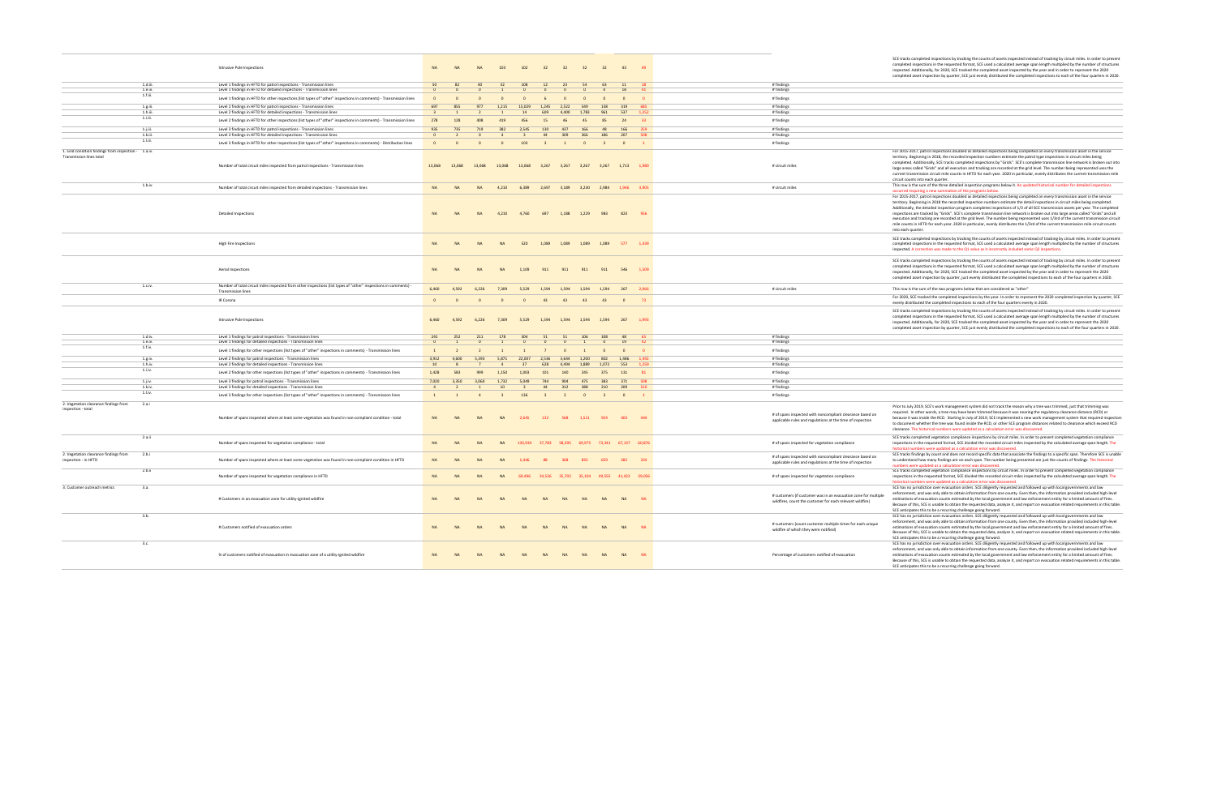| Metric | ID | Description | 2015 | 2016 | 2017 | 2018 | 2019 | 2020 Q1 | 2020 Q2 | 2020 Q3 | 2020 Q4 | 2021 Q1 | 2021 Q2 | Unit | Comments |
|---|---|---|---|---|---|---|---|---|---|---|---|---|---|---|---|
| | | Intrusive Pole Inspections | NA | NA | NA | 103 | 102 | 32 | 32 | 32 | 32 | 43 | 49 | | SCE tracks completed inspections by tracking the counts of assets inspected instead of tracking by circuit miles. In order to present completed inspections in the requested format, SCE used a calculated average span length multiplied by the number of structures inspected. Additionally, for 2020, SCE tracked the completed asset inspected by the year and in order to represent the 2020 completed asset inspection by quarter, SCE just evenly distributed the completed inspections to each of the four quarters in 2020. |
| | 1.d.iii. | Level 1 findings in HFTD for patrol inspections - Transmission lines | 50 | 82 | 43 | 32 | 108 | 12 | 23 | 54 | 63 | 11 | 16 | # findings | |
| | 1.e.iii. | Level 1 findings in HFTD for detailed inspections - Transmission lines | 0 | 0 | 0 | 1 | 0 | 0 | 0 | 0 | 0 | 18 | 41 | # findings | |
| | 1.f.iii. | Level 1 findings in HFTD for other inspections (list types of "other" inspections in comments) - Transmission lines | 0 | 0 | 0 | 0 | 0 | 6 | 0 | 0 | 0 | 0 | 0 | # findings | |
| | 1.g.iii. | Level 2 findings in HFTD for patrol inspections - Transmission lines | 697 | 855 | 977 | 1,215 | 15,029 | 1,245 | 2,522 | 549 | 138 | 319 | 485 | # findings | |
| | 1.h.iii. | Level 2 findings in HFTD for detailed inspections - Transmission lines | 3 | 1 | 2 | 1 | 14 | 609 | 4,408 | 1,783 | 961 | 537 | 1,252 | # findings | |
| | 1.i.iii. | Level 2 findings in HFTD for other inspections (list types of "other" inspections in comments) - Transmission lines | 278 | 128 | 408 | 459 | 456 | 15 | 46 | 45 | 85 | 24 | 33 | # findings | |
| | 1.j.iii. | Level 3 findings in HFTD for patrol inspections - Transmission lines | 935 | 735 | 719 | 382 | 2,545 | 130 | 457 | 366 | 48 | 166 | 259 | # findings | |
| | 1.k.iii. | Level 3 findings in HFTD for detailed inspections - Transmission lines | 0 | 2 | 0 | 4 | 3 | 44 | 309 | 366 | 186 | 207 | 608 | # findings | |
| | 1.l.iii. | Level 3 findings in HFTD for other inspections (list types of "other" inspections in comments) - Distribution lines | 0 | 0 | 0 | 0 | 103 | 3 | 1 | 0 | 3 | 0 | 1 | # findings | |
| 1. Grid condition findings from inspection - Transmission lines total | 1.a.iv. | Number of total circuit miles inspected from patrol inspections - Transmission lines | 13,068 | 13,068 | 13,068 | 13,068 | 13,068 | 3,267 | 3,267 | 3,267 | 3,267 | 1,713 | 1,980 | # circuit miles | For 2015-2017, patrol inspections doubled as detailed inspections being completed on every transmission asset in the service territory. Beginning in 2018, the recorded inspection numbers estimate the patrol type inspections in circuit miles being completed. Additionally, SCE tracks completed inspections by "Grids". SCE's complete transmission line network is broken out into large areas called "Grids" and all execution and tracking are recorded at the grid level. The number being represented uses the current transmission circuit mile counts in HFTD for each year. 2020 in particular, evenly distributes the current transmission mile circuit counts into each quarter. |
| | 1.b.iv. | Number of total circuit miles inspected from detailed inspections - Transmission lines | NA | NA | NA | 4,210 | 6,389 | 2,697 | 3,189 | 3,230 | 2,984 | 1,946 | 3,905 | # circuit miles | This row is the sum of the three detailed inspection programs below it. An updated historical number for detailed inspections occurred requiring a new summation of the programs below. |
| | | Detailed Inspections | NA | NA | NA | 4,210 | 4,760 | 697 | 1,188 | 1,229 | 983 | 823 | 956 | | For 2015-2017, patrol inspections doubled as detailed inspections being completed on every transmission asset in the service territory. Beginning in 2018 the recorded inspection numbers estimate the detail inspections in circuit miles being completed. Additionally, the detailed inspection program completes inspections of 1/3 of all SCE transmission assets per year. The completed inspections are tracked by "Grids". SCE's complete transmission line network is broken out into large areas called "Grids" and all execution and tracking are recorded at the grid level. The number being represented uses 1/3 of the current transmission circuit mile counts in HFTD for each year. 2020 in particular, evenly distributes the 1/3 of the current transmission mile circuit counts into each quarter. |
| | | High Fire Inspections | NA | NA | NA | NA | 520 | 1,089 | 1,089 | 1,089 | 1,089 | 577 | 1,439 | | SCE tracks completed inspections by tracking the counts of assets inspected instead of tracking by circuit miles. In order to present completed inspections in the requested format, SCE used a calculated average span length multiplied by the number of structures inspected. A correction was made to the Q1 value as it incorrectly included some Q2 inspections. |
| | | Aerial Inspections | NA | NA | NA | NA | 1,109 | 911 | 911 | 911 | 911 | 546 | 1,509 | | SCE tracks completed inspections by tracking the counts of assets inspected instead of tracking by circuit miles. In order to present completed inspections in the requested format, SCE used a calculated average span length multiplied by the number of structures inspected. Additionally, for 2020, SCE tracked the completed asset inspected by the year and in order to represent the 2020 completed asset inspection by quarter, just evenly distributed the completed inspections to each of the four quarters in 2020. |
| | 1.c.iv. | Number of total circuit miles inspected from other inspections (list types of "other" inspections in comments) - Transmission lines | 6,460 | 4,592 | 6,226 | 7,309 | 5,529 | 1,594 | 1,594 | 1,594 | 1,594 | 267 | 2,066 | # circuit miles | This row is the sum of the two programs below that are considered as "other" |
| | | IR Corona | 0 | 0 | 0 | 0 | 0 | 43 | 43 | 43 | 43 | 0 | 73 | | For 2020, SCE tracked the completed inspections by the year. In order to represent the 2020 completed inspection by quarter, SCE evenly distributed the completed inspections to each of the four quarters evenly in 2020. |
| | | Intrusive Pole Inspections | 6,460 | 4,592 | 6,226 | 7,309 | 5,529 | 1,594 | 1,594 | 1,594 | 1,594 | 267 | 1,993 | | SCE tracks completed inspections by tracking the counts of assets inspected instead of tracking by circuit miles. In order to present completed inspections in the requested format, SCE used a calculated average span length multiplied by the number of structures inspected. Additionally, for 2020, SCE tracked the completed asset inspected by the year and in order to represent the 2020 completed asset inspection by quarter, SCE just evenly distributed the completed inspections to each of the four quarters in 2020. |
| | 1.d.iv. | Level 1 findings for patrol inspections - Transmission lines | 241 | 252 | 211 | 178 | 304 | 51 | 51 | 106 | 108 | 48 | 61 | # findings | |
| | 1.e.iv. | Level 1 findings for detailed inspections - Transmission lines | 0 | 1 | 0 | 1 | 0 | 0 | 0 | 1 | 0 | 19 | 42 | # findings | |
| | 1.f.iv. | Level 1 findings for other inspections (list types of "other" inspections in comments) - Transmission lines | 1 | 2 | 2 | 1 | 1 | 7 | 0 | 1 | 0 | 0 | 0 | # findings | |
| | 1.g.iv. | Level 2 findings for patrol inspections - Transmission lines | 3,912 | 4,600 | 5,393 | 5,871 | 22,897 | 2,586 | 3,644 | 1,200 | 802 | 1,486 | 1,493 | # findings | |
| | 1.h.iv. | Level 2 findings for detailed inspections - Transmission lines | 10 | 8 | 7 | 4 | 37 | 628 | 4,494 | 1,880 | 1,072 | 553 | 1,259 | # findings | |
| | 1.i.iv. | Level 2 findings for other inspections (list types of "other" inspections in comments) - Transmission lines | 1,428 | 583 | 999 | 1,159 | 1,003 | 101 | 140 | 245 | 375 | 131 | 81 | # findings | |
| | 1.j.iv. | Level 3 findings for patrol inspections - Transmission lines | 7,820 | 3,350 | 3,060 | 1,732 | 5,049 | 744 | 904 | 475 | 383 | 371 | 508 | # findings | |
| | 1.k.iv. | Level 3 findings for detailed inspections - Transmission lines | 4 | 2 | 1 | 10 | 3 | 44 | 312 | 388 | 210 | 209 | 610 | # findings | |
| | 1.l.iv. | Level 3 findings for other inspections (list types of "other" inspections in comments) - Transmission lines | 1 | 1 | 4 | 3 | 136 | 3 | 2 | 0 | 3 | 0 | 1 | # findings | |
| 2. Vegetation clearance findings from inspection - total | 2.a.i | Number of spans inspected where at least some vegetation was found in non-compliant condition - total | NA | NA | NA | NA | 2,645 | 132 | 368 | 1,511 | 924 | 453 | 446 | # of spans inspected with noncompliant clearance based on applicable rules and regulations at the time of inspection | Prior to July 2019, SCE's work management system did not track the reason why a tree was trimmed, just that trimming was required. In other words, a tree may have been trimmed because it was nearing the regulatory clearance distance (RCD) or because it was inside the RCD. Starting in July of 2019, SCE implemented a new work management system that required inspectors to document whether the tree was found inside the RCD, or other SCE program distances related to clearance which exceed RCD clearance. The historical numbers were updated as a calculation error was discovered. |
| | 2.a.ii | Number of spans inspected for vegetation compliance - total | NA | NA | NA | NA | 130,934 | 37,783 | 58,595 | 60,975 | 73,341 | 67,137 | 60,876 | # of spans inspected for vegetation compliance | SCE tracks completed vegetation compliance inspections by circuit miles. In order to present completed vegetation compliance inspections in the requested format, SCE divided the recorded circuit miles inspected by the calculated average span length. The historical numbers were updated as a calculation error was discovered. |
| 2. Vegetation clearance findings from inspection - in HFTD | 2.b.i | Number of spans inspected where at least some vegetation was found in non-compliant condition in HFTD | NA | NA | NA | NA | 1,446 | 88 | 368 | 835 | 659 | 282 | 324 | # of spans inspected with noncompliant clearance based on applicable rules and regulations at the time of inspection | SCE tracks findings by count and does not record specific data that associate the findings to a specific span. Therefore SCE is unable to understand how many findings are on each span. The number being presented are just the counts of findings. The historical numbers were updated as a calculation error was discovered. |
| | 2.b.ii | Number of spans inspected for vegetation compliance in HFTD | NA | NA | NA | NA | 69,496 | 24,536 | 35,702 | 35,319 | 49,555 | 41,422 | 39,056 | # of spans inspected for vegetation compliance | SCE tracks completed vegetation compliance inspections by circuit miles. In order to present completed vegetation compliance inspections in the requested format, SCE divided the recorded circuit miles inspected by the calculated average span length. The historical numbers were updated as a calculation error was discovered. |
| 3. Customer outreach metrics | 3.a. | # Customers in an evacuation zone for utility-ignited wildfire | NA | NA | NA | NA | NA | NA | NA | NA | NA | NA | NA | # customers (if customer was in an evacuation zone for multiple wildfires, count the customer for each relevant wildfire) | SCE has no jurisdiction over evacuation orders. SCE diligently requested and followed up with local governments and law enforcement, and was only able to obtain information from one county. Even then, the information provided included high-level estimations of evacuation counts estimated by the local government and law enforcement entity for a limited amount of fires. Because of this, SCE is unable to obtain the requested data, analyze it, and report on evacuation related requirements in this table. SCE anticipates this to be a recurring challenge going forward. |
| | 3.b. | # Customers notified of evacuation orders | NA | NA | NA | NA | NA | NA | NA | NA | NA | NA | NA | # customers (count customer multiple times for each unique wildfire of which they were notified) | SCE has no jurisdiction over evacuation orders. SCE diligently requested and followed up with local governments and law enforcement, and was only able to obtain information from one county. Even then, the information provided included high-level estimations of evacuation counts estimated by the local government and law enforcement entity for a limited amount of fires. Because of this, SCE is unable to obtain the requested data, analyze it, and report on evacuation related requirements in this table. SCE anticipates this to be a recurring challenge going forward. |
| | 3.c. | % of customers notified of evacuation in evacuation zone of a utility-ignited wildfire | NA | NA | NA | NA | NA | NA | NA | NA | NA | NA | NA | Percentage of customers notified of evacuation | SCE has no jurisdiction over evacuation orders. SCE diligently requested and followed up with local governments and law enforcement, and was only able to obtain information from one county. Even then, the information provided included high-level estimations of evacuation counts estimated by the local government and law enforcement entity for a limited amount of fires. Because of this, SCE is unable to obtain the requested data, analyze it, and report on evacuation related requirements in this table. SCE anticipates this to be a recurring challenge going forward. |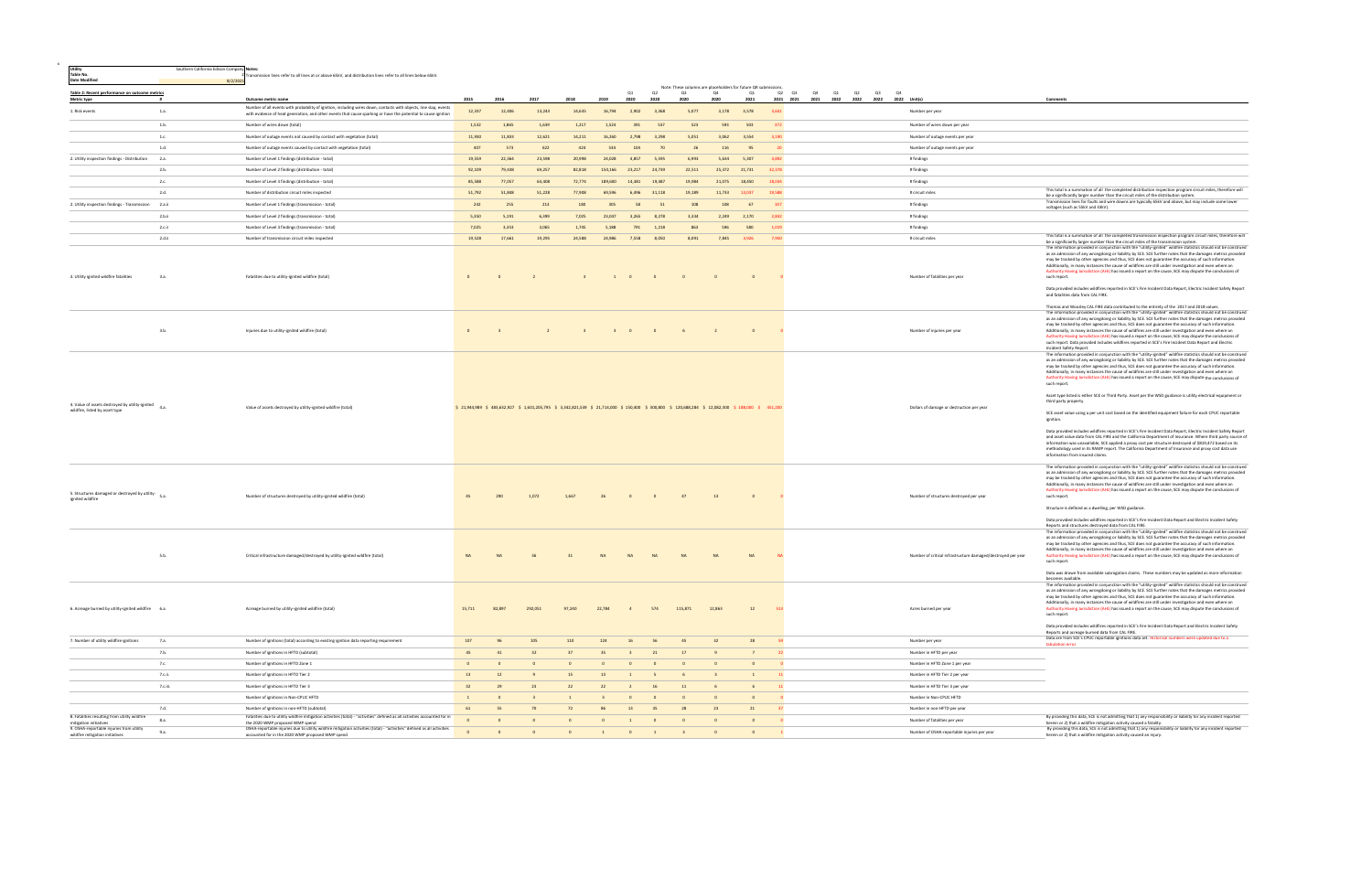Utility: Southern California Edison Company

Table No.: 2

Date Modified: 8/2/2021

Notes: Transmission lines refer to all lines at or above 66kV, and distribution lines refer to all lines below 66kV.

Note: These columns are placeholders for future QR submissions.

**Table 2: Recent performance on outcome metrics**

| Metric type | # | Outcome metric name | 2015 | 2016 | 2017 | 2018 | 2019 | Q1 2020 | Q2 2020 | Q3 2020 | Q4 2020 | Q1 2021 | Q2 2021 | Q3 2021 | Q4 2021 | Q1 2022 | Q2 2022 | Q3 2022 | Q4 2022 | Unit(s) | Comments |
|---|---|---|---|---|---|---|---|---|---|---|---|---|---|---|---|---|---|---|---|---|---|
| 1. Risk events | 1.a. | Number of all events with probability of ignition, including wires down, contacts with objects, line slap, events with evidence of heat generation, and other events that cause sparking or have the potential to cause ignition | 12,337 | 12,406 | 13,243 | 14,645 | 16,794 | 2,902 | 3,368 | 5,877 | 3,178 | 3,578 | 3,631 | | | | | | | Number per year | |
| | 1.b. | Number of wires down (total) | 1,532 | 1,865 | 1,639 | 1,217 | 1,524 | 391 | 537 | 523 | 593 | 503 | 373 | | | | | | | Number of wires down per year | |
| | 1.c. | Number of outage events not caused by contact with vegetation (total) | 11,930 | 11,833 | 12,621 | 14,211 | 16,260 | 2,798 | 3,299 | 5,851 | 3,062 | 3,554 | 3,592 | | | | | | | Number of outage events per year | |
| | 1.d. | Number of outage events caused by contact with vegetation (total) | 407 | 573 | 622 | 424 | 534 | 104 | 70 | 26 | 116 | 95 | 20 | | | | | | | Number of outage events per year | |
| 2. Utility inspection findings - Distribution | 2.a. | Number of Level 1 findings (distribution - total) | 19,559 | 22,364 | 23,598 | 20,998 | 24,028 | 8,857 | 5,595 | 6,993 | 5,634 | 5,307 | 4,992 | | | | | | | # findings | |
| | 2.b. | Number of Level 2 findings (distribution - total) | 92,109 | 79,438 | 69,257 | 82,818 | 150,166 | 23,217 | 24,739 | 22,521 | 25,372 | 21,731 | 32,378 | | | | | | | # findings | |
| | 2.c. | Number of Level 3 findings (distribution - total) | 85,388 | 77,057 | 64,408 | 72,774 | 189,640 | 14,381 | 19,887 | 19,984 | 21,075 | 18,650 | 18,034 | | | | | | | # findings | |
| | 2.d. | Number of distribution circuit miles inspected | 51,792 | 51,808 | 51,228 | 77,908 | 69,596 | 6,496 | 11,118 | 19,189 | 13,733 | 13,597 | 19,588 | | | | | | | # circuit miles | This total is a summation of all the completed distribution inspection program circuit miles, therefore will be a significantly larger number than the circuit miles of the distribution system. |
| 2. Utility inspection findings - Transmission | 2.a.ii | Number of Level 1 findings (transmission - total) | 232 | 256 | 213 | 180 | 305 | 58 | 51 | 108 | 108 | 67 | 107 | | | | | | | # findings | Transmission lines for faults and wire downs are typically 66kV and above, but may include some lower voltages (such as 55kV and 33kV). |
| | 2.b.ii | Number of Level 2 findings (transmission - total) | 5,350 | 5,191 | 6,399 | 7,025 | 23,047 | 3,265 | 8,278 | 3,334 | 2,249 | 2,170 | 2,932 | | | | | | | # findings | |
| | 2.c.ii | Number of Level 3 findings (transmission - total) | 7,025 | 3,353 | 3,065 | 1,745 | 5,188 | 791 | 1,218 | 863 | 596 | 580 | 1,019 | | | | | | | # findings | |
| | 2.d.ii | Number of transmission circuit miles inspected | 19,528 | 17,661 | 19,295 | 24,588 | 20,986 | 7,558 | 8,050 | 8,091 | 7,845 | 3,926 | 7,980 | | | | | | | # circuit miles | This total is a summation of all the completed transmission inspection program circuit miles, therefore will be a significantly larger number than the circuit miles of the transmission system. |
| 3. Utility-ignited wildfire fatalities | 3.a. | Fatalities due to utility-ignited wildfire (total) | 0 | 0 | 2 | 3 | 1 | 0 | 0 | 0 | 0 | 0 | 0 | | | | | | | Number of fatalities per year | The information provided in conjunction with the "utility-ignited" wildfire statistics should not be construed as an admission of any wrongdoing or liability by SCE. SCE further notes that the damages metrics provided may be tracked by other agencies and thus, SCE does not guarantee the accuracy of such information. Additionally, in many instances the cause of wildfires are still under investigation and even where an Authority Having Jurisdiction (AHJ) has issued a report on the cause, SCE may dispute the conclusions of such report. Data provided includes wildfires reported in SCE's Fire Incident Data Report, Electric Incident Safety Report and fatalities data from CAL FIRE. Thomas and Woolsey CAL FIRE data contributed to the entirety of the 2017 and 2018 values. |
| | 3.b. | Injuries due to utility-ignited wildfire (total) | 0 | 3 | 2 | 3 | 3 | 0 | 0 | 6 | 2 | 0 | 0 | | | | | | | Number of injuries per year | The information provided in conjunction with the "utility-ignited" wildfire statistics should not be construed as an admission of any wrongdoing or liability by SCE. SCE further notes that the damages metrics provided may be tracked by other agencies and thus, SCE does not guarantee the accuracy of such information. Additionally, in many instances the cause of wildfires are still under investigation and even where an Authority Having Jurisdiction (AHJ) has issued a report on the cause, SCE may dispute the conclusions of such report. Data provided includes wildfires reported in SCE's Fire Incident Data Report and Electric Incident Safety Report. |
| 4. Value of assets destroyed by utility-ignited wildfire, listed by asset type | 4.a. | Value of assets destroyed by utility-ignited wildfire (total) | $ 23,944,989 | $ 483,642,927 | $ 1,601,205,795 | $ 3,342,821,539 | $ 21,714,000 | $ 150,400 | $ 300,800 | $ 120,688,284 | $ 12,082,000 | $ 188,000 | $ 451,180 | | | | | | | Dollars of damage or destruction per year | The information provided in conjunction with the "utility-ignited" wildfire statistics should not be construed as an admission of any wrongdoing or liability by SCE. SCE further notes that the damages metrics provided may be tracked by other agencies and thus, SCE does not guarantee the accuracy of such information. Additionally, in many instances the cause of wildfires are still under investigation and even where an Authority Having Jurisdiction (AHJ) has issued a report on the cause, SCE may dispute the conclusions of such report. Asset type listed is either SCE or Third Party. Asset per the WSD guidance is utility electrical equipment or third party property. SCE asset value using a per unit cost based on the identified equipment failure for each CPUC reportable ignition. Data provided includes wildfires reported in SCE's Fire Incident Data Report, Electric Incident Safety Report and asset value data from CAL FIRE and the California Department of Insurance. Where third party source of information was unavailable, SCE applied a proxy cost per structure destroyed of $809,472 based on its methodology used in its RAMP report. The California Department of Insurance and proxy cost data use information from insured claims. |
| 5. Structures damaged or destroyed by utility-ignited wildfire | 5.a. | Number of structures destroyed by utility-ignited wildfire (total) | 45 | 290 | 1,072 | 1,667 | 26 | 0 | 0 | 47 | 13 | 0 | 0 | | | | | | | Number of structures destroyed per year | The information provided in conjunction with the "utility-ignited" wildfire statistics should not be construed as an admission of any wrongdoing or liability by SCE. SCE further notes that the damages metrics provided may be tracked by other agencies and thus, SCE does not guarantee the accuracy of such information. Additionally, in many instances the cause of wildfires are still under investigation and even where an Authority Having Jurisdiction (AHJ) has issued a report on the cause, SCE may dispute the conclusions of such report. Structure is defined as a dwelling, per WSD guidance. Data provided includes wildfires reported in SCE's Fire Incident Data Report and Electric Incident Safety Reports and structures destroyed data from CAL FIRE. |
| | 5.b. | Critical infrastructure damaged/destroyed by utility-ignited wildfire (total) | NA | NA | 36 | 31 | NA | NA | NA | NA | NA | NA | NA | | | | | | | Number of critical infrastructure damaged/destroyed per year | The information provided in conjunction with the "utility-ignited" wildfire statistics should not be construed as an admission of any wrongdoing or liability by SCE. SCE further notes that the damages metrics provided may be tracked by other agencies and thus, SCE does not guarantee the accuracy of such information. Additionally, in many instances the cause of wildfires are still under investigation and even where an Authority Having Jurisdiction (AHJ) has issued a report on the cause, SCE may dispute the conclusions of such report. Data was drawn from available subrogation claims. These numbers may be updated as more information becomes available. |
| 6. Acreage burned by utility-ignited wildfire | 6.a. | Acreage burned by utility-ignited wildfire (total) | 15,711 | 82,897 | 292,051 | 97,240 | 22,784 | 4 | 574 | 115,871 | 12,863 | 12 | 513 | | | | | | | Acres burned per year | The information provided in conjunction with the "utility-ignited" wildfire statistics should not be construed as an admission of any wrongdoing or liability by SCE. SCE further notes that the damages metrics provided may be tracked by other agencies and thus, SCE does not guarantee the accuracy of such information. Additionally, in many instances the cause of wildfires are still under investigation and even where an Authority Having Jurisdiction (AHJ) has issued a report on the cause, SCE may dispute the conclusions of such report. Data provided includes wildfires reported in SCE's Fire Incident Data Report and Electric Incident Safety Reports and acreage burned data from CAL FIRE. |
| 7. Number of utility wildfire ignitions | 7.a. | Number of ignitions (total) according to existing ignition data reporting requirement | 107 | 96 | 105 | 110 | 124 | 16 | 56 | 45 | 32 | 28 | 59 | | | | | | | Number per year | Data are from SCE's CPUC reportable ignitions data set. Historical numbers were updated due to a tabulation error. |
| | 7.b. | Number of ignitions in HFTD (subtotal) | 46 | 41 | 32 | 37 | 35 | 3 | 21 | 17 | 9 | 7 | 22 | | | | | | | Number in HFTD per year | |
| | 7.c. | Number of ignitions in HFTD Zone 1 | 0 | 0 | 0 | 0 | 0 | 0 | 0 | 0 | 0 | 0 | 0 | | | | | | | Number in HFTD Zone 1 per year | |
| | 7.c.ii. | Number of ignitions in HFTD Tier 2 | 13 | 12 | 9 | 15 | 13 | 1 | 5 | 6 | 3 | 1 | 11 | | | | | | | Number in HFTD Tier 2 per year | |
| | 7.c.iii. | Number of ignitions in HFTD Tier 3 | 32 | 29 | 23 | 22 | 22 | 2 | 16 | 11 | 6 | 6 | 11 | | | | | | | Number in HFTD Tier 3 per year | |
| | | Number of ignitions in Non-CPUC HFTD | 1 | 0 | 3 | 1 | 3 | 0 | 0 | 0 | 0 | 0 | 0 | | | | | | | Number in Non-CPUC HFTD | |
| | 7.d. | Number of ignitions in non-HFTD (subtotal) | 61 | 55 | 70 | 72 | 86 | 13 | 35 | 28 | 23 | 21 | 37 | | | | | | | Number in non-HFTD per year | |
| 8. Fatalities resulting from utility wildfire mitigation initiatives | 8.a. | Fatalities due to utility wildfire mitigation activities (total) – "activities" defined as all activities accounted for in the 2020 WMP proposed WMP spend | 0 | 0 | 0 | 0 | 0 | 1 | 0 | 0 | 0 | 0 | 0 | | | | | | | Number of fatalities per year | By providing this data, SCE is not admitting that 1) any responsibility or liability for any incident reported herein or 2) that a wildfire mitigation activity caused a fatality. |
| 9. OSHA-reportable injuries from utility wildfire mitigation initiatives | 9.a. | OSHA-reportable injuries due to utility wildfire mitigation activities (total) – "activities" defined as all activities accounted for in the 2020 WMP proposed WMP spend | 0 | 0 | 0 | 0 | 1 | 0 | 1 | 3 | 0 | 0 | 1 | | | | | | | Number of OSHA-reportable injuries per year | By providing this data, SCE is not admitting that 1) any responsibility or liability for any incident reported herein or 2) that a wildfire mitigation activity caused an injury. |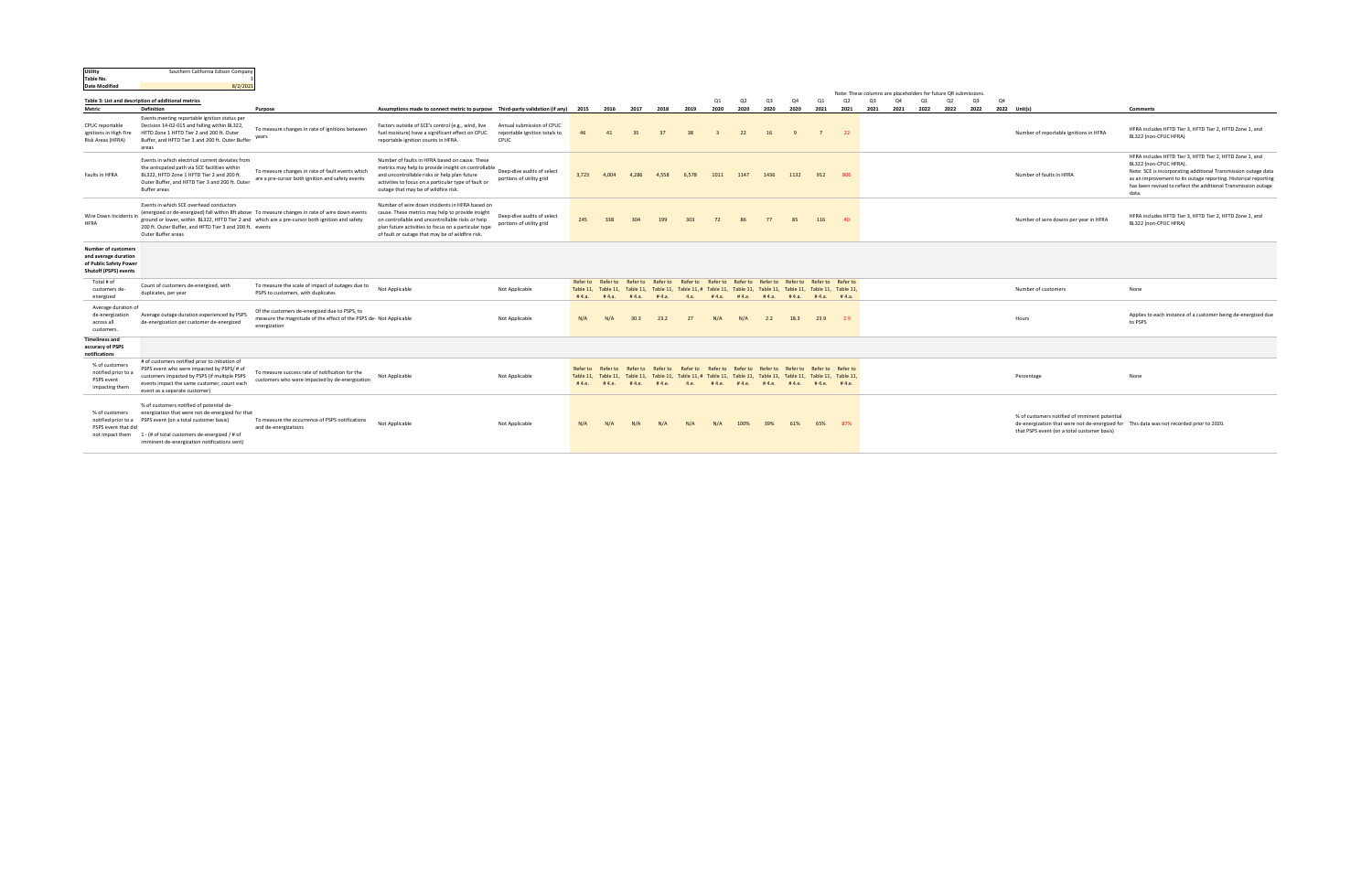| Utility | Southern California Edison Company |
|---|---|
| Table No. | 3 |
| Date Modified | 8/2/2021 |

**Table 3: List and description of additional metrics**

Note: These columns are placeholders for future QR submissions.

| Metric | Definition | Purpose | Assumptions made to connect metric to purpose | Third-party validation (if any) | 2015 | 2016 | 2017 | 2018 | 2019 | Q1 2020 | Q2 2020 | Q3 2020 | Q4 2020 | Q1 2021 | Q2 2021 | Q3 2021 | Q4 2021 | Q1 2022 | Q2 2022 | Q3 2022 | Q4 2022 | Unit(s) | Comments |
|---|---|---|---|---|---|---|---|---|---|---|---|---|---|---|---|---|---|---|---|---|---|---|---|
| CPUC reportable ignitions in High Fire Risk Areas (HFRA) | Events meeting reportable ignition status per Decision 14-02-015 and falling within BL322, HFTD Zone 1 HFTD Tier 2 and 200 ft. Outer Buffer, and HFTD Tier 3 and 200 ft. Outer Buffer areas | To measure changes in rate of ignitions between years | Factors outside of SCE's control (e.g., wind, live fuel moisture) have a significant effect on CPUC reportable ignition counts in HFRA. | Annual submission of CPUC reportable ignition totals to CPUC | 46 | 41 | 35 | 37 | 38 | 3 | 22 | 16 | 9 | 7 | 22 | | | | | | | Number of reportable ignitions in HFRA | HFRA includes HFTD Tier 3, HFTD Tier 2, HFTD Zone 1, and BL322 (non-CPUC HFRA) |
| Faults in HFRA | Events in which electrical current deviates from the anticipated path via SCE facilities within BL322, HFTD Zone 1 HFTD Tier 2 and 200 ft. Outer Buffer, and HFTD Tier 3 and 200 ft. Outer Buffer areas | To measure changes in rate of fault events which are a pre-cursor both ignition and safety events | Number of faults in HFRA based on cause. These metrics may help to provide insight on controllable and uncontrollable risks or help plan future activities to focus on a particular type of fault or outage that may be of wildfire risk. | Deep-dive audits of select portions of utility grid | 3,723 | 4,004 | 4,286 | 4,558 | 6,578 | 1011 | 1147 | 1436 | 1132 | 912 | 806 | | | | | | | Number of faults in HFRA | HFRA includes HFTD Tier 3, HFTD Tier 2, HFTD Zone 1, and BL322 (non-CPUC HFRA). Note: SCE is incorporating additional Transmission outage data as an improvement to its outage reporting. Historical reporting has been revised to reflect the additional Transmission outage data. |
| Wire Down Incidents in HFRA | Events in which SCE overhead conductors (energized or de-energized) fall within 8ft above ground or lower, within BL322, HFTD Tier 2 and 200 ft. Outer Buffer, and HFTD Tier 3 and 200 ft. Outer Buffer areas | To measure changes in rate of wire down events which are a pre-cursor both ignition and safety events | Number of wire down incidents in HFRA based on cause. These metrics may help to provide insight on controllable and uncontrollable risks or help plan future activities to focus on a particular type of fault or outage that may be of wildfire risk. | Deep-dive audits of select portions of utility grid | 245 | 338 | 304 | 199 | 303 | 72 | 86 | 77 | 85 | 116 | 40 | | | | | | | Number of wire downs per year in HFRA | HFRA includes HFTD Tier 3, HFTD Tier 2, HFTD Zone 1, and BL322 (non-CPUC HFRA) |
| **Number of customers and average duration of Public Safety Power Shutoff (PSPS) events** | | | | | | | | | | | | | | | | | | | | | | | |
| Total # of customers de-energized | Count of customers de-energized, with duplicates, per year | To measure the scale of impact of outages due to PSPS to customers, with duplicates | Not Applicable | Not Applicable | Refer to Table 11, # 4.a. | Refer to Table 11, # 4.a. | Refer to Table 11, # 4.a. | Refer to Table 11, # 4.a. | Refer to Table 11, # 4.a. | Refer to Table 11, # 4.a. | Refer to Table 11, # 4.a. | Refer to Table 11, # 4.a. | Refer to Table 11, # 4.a. | Refer to Table 11, # 4.a. | Refer to Table 11, # 4.a. | | | | | | | Number of customers | None |
| Average duration of de-energization across all customers. | Average outage duration experienced by PSPS de-energization per customer de-energized | Of the customers de-energized due to PSPS, to measure the magnitude of the effect of the PSPS de-energization | Not Applicable | Not Applicable | N/A | N/A | 30.3 | 23.2 | 27 | N/A | N/A | 2.2 | 18.3 | 23.9 | 2.9 | | | | | | | Hours | Applies to each instance of a customer being de-energized due to PSPS |
| **Timeliness and accuracy of PSPS notifications** | | | | | | | | | | | | | | | | | | | | | | | |
| % of customers notified prior to a PSPS event impacting them | # of customers notified prior to initiation of PSPS event who were impacted by PSPS/ # of customers impacted by PSPS (if multiple PSPS events impact the same customer, count each event as a separate customer) | To measure success rate of notification for the customers who were impacted by de-energization | Not Applicable | Not Applicable | Refer to Table 11, # 4.e. | Refer to Table 11, # 4.e. | Refer to Table 11, # 4.e. | Refer to Table 11, # 4.e. | Refer to Table 11, # 4.e. | Refer to Table 11, # 4.e. | Refer to Table 11, # 4.e. | Refer to Table 11, # 4.e. | Refer to Table 11, # 4.e. | Refer to Table 11, # 4.e. | Refer to Table 11, # 4.e. | | | | | | | Percentage | None |
| % of customers notified prior to a PSPS event that did not impact them | % of customers notified of potential de-energization that were not de-energized for that PSPS event (on a total customer basis) 1 - (# of total customers de-energized / # of imminent de-energization notifications sent) | To measure the occurrence of PSPS notifications and de-energizations | Not Applicable | Not Applicable | N/A | N/A | N/A | N/A | N/A | N/A | 100% | 39% | 61% | 65% | 87% | | | | | | | % of customers notified of imminent potential de-energization that were not de-energized for that PSPS event (on a total customer basis) | This data was not recorded prior to 2020. |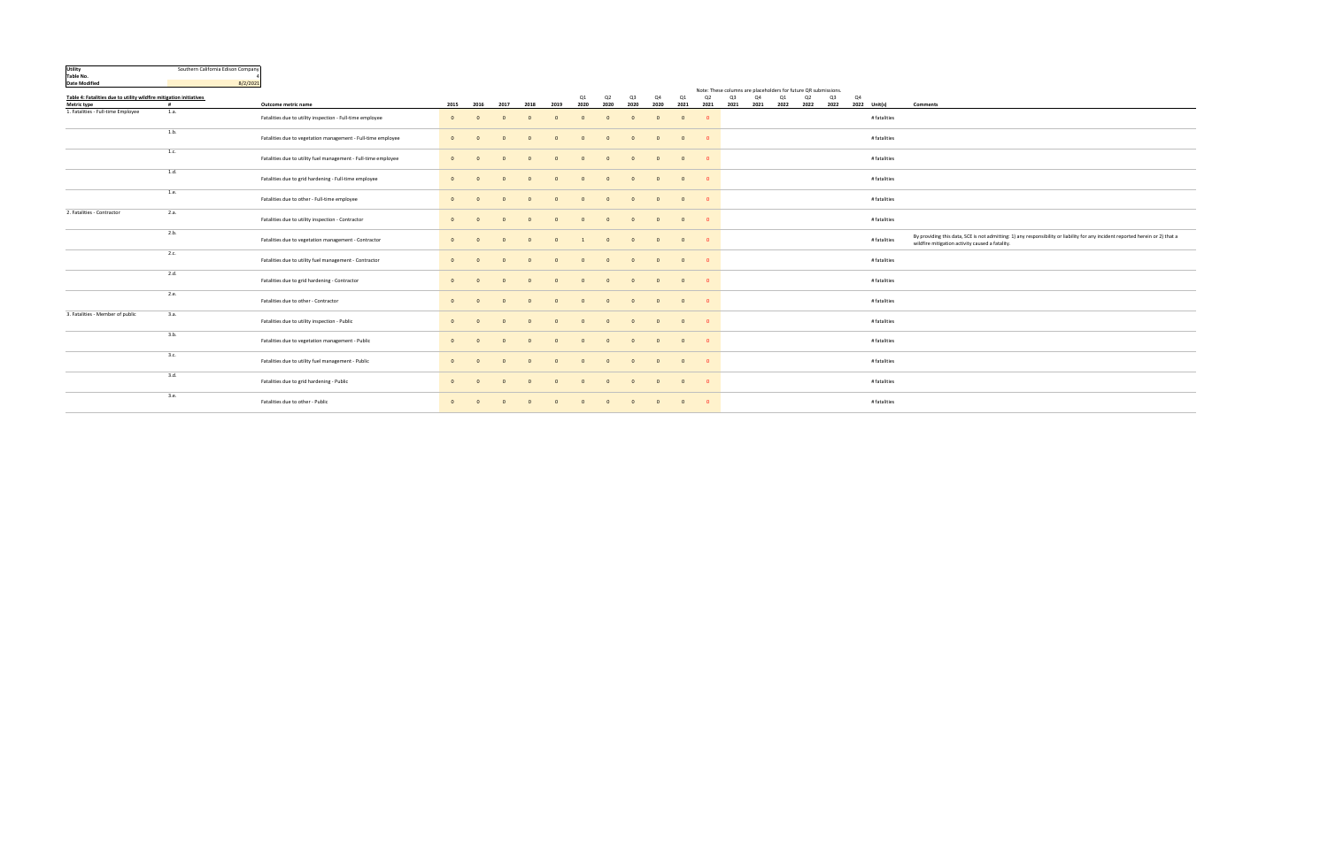| **Utility** | Southern California Edison Company |
|---|---|
| **Table No.** | 4 |
| **Date Modified** | 8/2/2021 |

**Table 4: Fatalities due to utility wildfire mitigation initiatives**

Note: These columns are placeholders for future QR submissions.

| Metric type | # | Outcome metric name | 2015 | 2016 | 2017 | 2018 | 2019 | Q1 2020 | Q2 2020 | Q3 2020 | Q4 2020 | Q1 2021 | Q2 2021 | Q3 2021 | Q4 2021 | Q1 2022 | Q2 2022 | Q3 2022 | Q4 2022 | Unit(s) | Comments |
|---|---|---|---|---|---|---|---|---|---|---|---|---|---|---|---|---|---|---|---|---|---|
| 1. Fatalities - Full-time Employee | 1.a. | Fatalities due to utility inspection - Full-time employee | 0 | 0 | 0 | 0 | 0 | 0 | 0 | 0 | 0 | 0 | 0 | | | | | | | # fatalities | |
| | 1.b. | Fatalities due to vegetation management - Full-time employee | 0 | 0 | 0 | 0 | 0 | 0 | 0 | 0 | 0 | 0 | 0 | | | | | | | # fatalities | |
| | 1.c. | Fatalities due to utility fuel management - Full-time employee | 0 | 0 | 0 | 0 | 0 | 0 | 0 | 0 | 0 | 0 | 0 | | | | | | | # fatalities | |
| | 1.d. | Fatalities due to grid hardening - Full-time employee | 0 | 0 | 0 | 0 | 0 | 0 | 0 | 0 | 0 | 0 | 0 | | | | | | | # fatalities | |
| | 1.e. | Fatalities due to other - Full-time employee | 0 | 0 | 0 | 0 | 0 | 0 | 0 | 0 | 0 | 0 | 0 | | | | | | | # fatalities | |
| 2. Fatalities - Contractor | 2.a. | Fatalities due to utility inspection - Contractor | 0 | 0 | 0 | 0 | 0 | 0 | 0 | 0 | 0 | 0 | 0 | | | | | | | # fatalities | |
| | 2.b. | Fatalities due to vegetation management - Contractor | 0 | 0 | 0 | 0 | 0 | 1 | 0 | 0 | 0 | 0 | 0 | | | | | | | # fatalities | By providing this data, SCE is not admitting: 1) any responsibility or liability for any incident reported herein or 2) that a wildfire mitigation activity caused a fatality. |
| | 2.c. | Fatalities due to utility fuel management - Contractor | 0 | 0 | 0 | 0 | 0 | 0 | 0 | 0 | 0 | 0 | 0 | | | | | | | # fatalities | |
| | 2.d. | Fatalities due to grid hardening - Contractor | 0 | 0 | 0 | 0 | 0 | 0 | 0 | 0 | 0 | 0 | 0 | | | | | | | # fatalities | |
| | 2.e. | Fatalities due to other - Contractor | 0 | 0 | 0 | 0 | 0 | 0 | 0 | 0 | 0 | 0 | 0 | | | | | | | # fatalities | |
| 3. Fatalities - Member of public | 3.a. | Fatalities due to utility inspection - Public | 0 | 0 | 0 | 0 | 0 | 0 | 0 | 0 | 0 | 0 | 0 | | | | | | | # fatalities | |
| | 3.b. | Fatalities due to vegetation management - Public | 0 | 0 | 0 | 0 | 0 | 0 | 0 | 0 | 0 | 0 | 0 | | | | | | | # fatalities | |
| | 3.c. | Fatalities due to utility fuel management - Public | 0 | 0 | 0 | 0 | 0 | 0 | 0 | 0 | 0 | 0 | 0 | | | | | | | # fatalities | |
| | 3.d. | Fatalities due to grid hardening - Public | 0 | 0 | 0 | 0 | 0 | 0 | 0 | 0 | 0 | 0 | 0 | | | | | | | # fatalities | |
| | 3.e. | Fatalities due to other - Public | 0 | 0 | 0 | 0 | 0 | 0 | 0 | 0 | 0 | 0 | 0 | | | | | | | # fatalities | |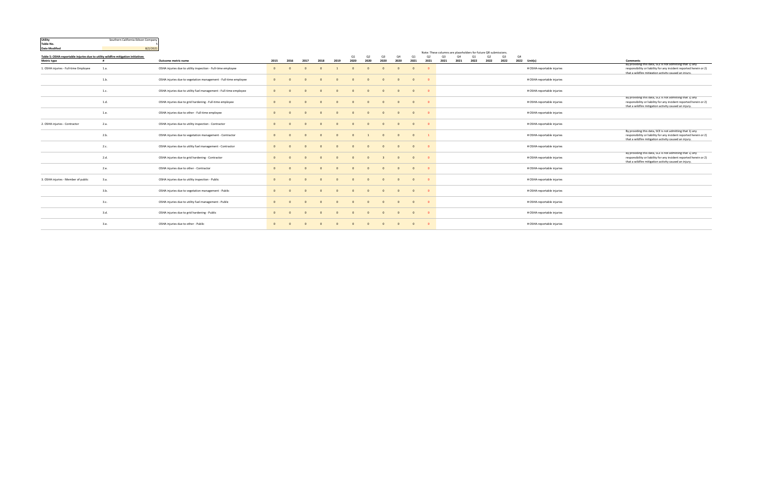| Utility | Southern California Edison Company |
|---|---|
| Table No. | 5 |
| Date Modified | 8/2/2021 |

**Table 5: OSHA-reportable injuries due to utility wildfire mitigation initiatives**

Note: These columns are placeholders for future QR submissions.

| Metric type | # | Outcome metric name | 2015 | 2016 | 2017 | 2018 | 2019 | Q1 2020 | Q2 2020 | Q3 2020 | Q4 2020 | Q1 2021 | Q2 2021 | Q3 2021 | Q4 2021 | Q1 2022 | Q2 2022 | Q3 2022 | Q4 2022 | Unit(s) | Comments |
|---|---|---|---|---|---|---|---|---|---|---|---|---|---|---|---|---|---|---|---|---|---|
| 1. OSHA injuries - Full-time Employee | 1.a. | OSHA injuries due to utility inspection - Full-time employee | 0 | 0 | 0 | 0 | 1 | 0 | 0 | 0 | 0 | 0 | 0 | | | | | | | # OSHA-reportable injuries | By providing this data, SCE is not admitting that 1) any responsibility or liability for any incident reported herein or 2) that a wildfire mitigation activity caused an injury. |
| | 1.b. | OSHA injuries due to vegetation management - Full-time employee | 0 | 0 | 0 | 0 | 0 | 0 | 0 | 0 | 0 | 0 | 0 | | | | | | | # OSHA-reportable injuries | |
| | 1.c. | OSHA injuries due to utility fuel management - Full-time employee | 0 | 0 | 0 | 0 | 0 | 0 | 0 | 0 | 0 | 0 | 0 | | | | | | | # OSHA-reportable injuries | |
| | 1.d. | OSHA injuries due to grid hardening - Full-time employee | 0 | 0 | 0 | 0 | 0 | 0 | 0 | 0 | 0 | 0 | 0 | | | | | | | # OSHA-reportable injuries | By providing this data, SCE is not admitting that 1) any responsibility or liability for any incident reported herein or 2) that a wildfire mitigation activity caused an injury. |
| | 1.e. | OSHA injuries due to other - Full-time employee | 0 | 0 | 0 | 0 | 0 | 0 | 0 | 0 | 0 | 0 | 0 | | | | | | | # OSHA-reportable injuries | |
| 2. OSHA injuries - Contractor | 2.a. | OSHA injuries due to utility inspection - Contractor | 0 | 0 | 0 | 0 | 0 | 0 | 0 | 0 | 0 | 0 | 0 | | | | | | | # OSHA-reportable injuries | |
| | 2.b. | OSHA injuries due to vegetation management - Contractor | 0 | 0 | 0 | 0 | 0 | 0 | 1 | 0 | 0 | 0 | 1 | | | | | | | # OSHA-reportable injuries | By providing this data, SCE is not admitting that 1) any responsibility or liability for any incident reported herein or 2) that a wildfire mitigation activity caused an injury. |
| | 2.c. | OSHA injuries due to utility fuel management - Contractor | 0 | 0 | 0 | 0 | 0 | 0 | 0 | 0 | 0 | 0 | 0 | | | | | | | # OSHA-reportable injuries | |
| | 2.d. | OSHA injuries due to grid hardening - Contractor | 0 | 0 | 0 | 0 | 0 | 0 | 0 | 3 | 0 | 0 | 0 | | | | | | | # OSHA-reportable injuries | By providing this data, SCE is not admitting that 1) any responsibility or liability for any incident reported herein or 2) that a wildfire mitigation activity caused an injury. |
| | 2.e. | OSHA injuries due to other - Contractor | 0 | 0 | 0 | 0 | 0 | 0 | 0 | 0 | 0 | 0 | 0 | | | | | | | # OSHA-reportable injuries | |
| 3. OSHA injuries - Member of public | 3.a. | OSHA injuries due to utility inspection - Public | 0 | 0 | 0 | 0 | 0 | 0 | 0 | 0 | 0 | 0 | 0 | | | | | | | # OSHA-reportable injuries | |
| | 3.b. | OSHA injuries due to vegetation management - Public | 0 | 0 | 0 | 0 | 0 | 0 | 0 | 0 | 0 | 0 | 0 | | | | | | | # OSHA-reportable injuries | |
| | 3.c. | OSHA injuries due to utility fuel management - Public | 0 | 0 | 0 | 0 | 0 | 0 | 0 | 0 | 0 | 0 | 0 | | | | | | | # OSHA-reportable injuries | |
| | 3.d. | OSHA injuries due to grid hardening - Public | 0 | 0 | 0 | 0 | 0 | 0 | 0 | 0 | 0 | 0 | 0 | | | | | | | # OSHA-reportable injuries | |
| | 3.e. | OSHA injuries due to other - Public | 0 | 0 | 0 | 0 | 0 | 0 | 0 | 0 | 0 | 0 | 0 | | | | | | | # OSHA-reportable injuries | |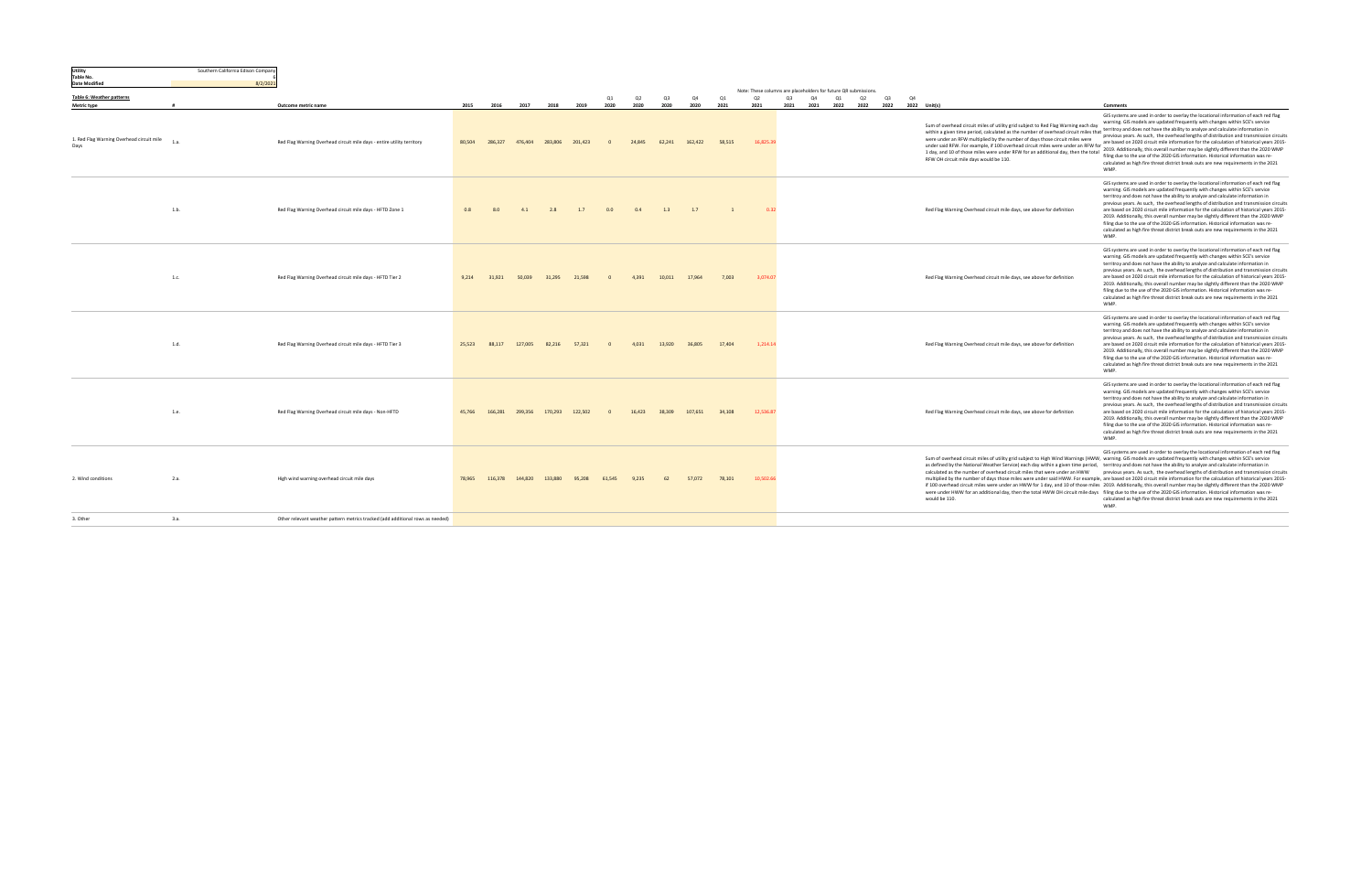| Utility | Southern California Edison Company |
|---|---|
| Table No. | 6 |
| Date Modified | 8/2/2021 |

**Table 6: Weather patterns**

Note: These columns are placeholders for future QR submissions.

| Metric type | # | Outcome metric name | 2015 | 2016 | 2017 | 2018 | 2019 | Q1 2020 | Q2 2020 | Q3 2020 | Q4 2020 | Q1 2021 | Q2 2021 | Q3 2021 | Q4 2021 | Q1 2022 | Q2 2022 | Q3 2022 | Q4 2022 | Unit(s) | Comments |
|---|---|---|---|---|---|---|---|---|---|---|---|---|---|---|---|---|---|---|---|---|---|
| 1. Red Flag Warning Overhead circuit mile Days | 1.a. | Red Flag Warning Overhead circuit mile days - entire utility territory | 80,504 | 286,327 | 476,404 | 283,806 | 201,423 | 0 | 24,845 | 62,241 | 162,422 | 58,515 | 16,825.39 | | | | | | | Sum of overhead circuit miles of utility grid subject to Red Flag Warning each day within a given time period, calculated as the number of overhead circuit miles that were under an RFW multiplied by the number of days those circuit miles were under said RFW. For example, if 100 overhead circuit miles were under an RFW for 1 day, and 10 of those miles were under RFW for an additional day, then the total RFW OH circuit mile days would be 110. | GIS systems are used in order to overlay the locational information of each red flag warning. GIS models are updated frequently with changes within SCE's service territory and does not have the ability to analyze and calculate information in previous years. As such, the overhead lengths of distribution and transmission circuits are based on 2020 circuit mile information for the calculation of historical years 2015-2019. Additionally, this overall number may be slightly different than the 2020 WMP filing due to the use of the 2020 GIS information. Historical information was re-calculated as high fire threat district break outs are new requirements in the 2021 WMP. |
| | 1.b. | Red Flag Warning Overhead circuit mile days - HFTD Zone 1 | 0.8 | 8.0 | 4.1 | 2.8 | 1.7 | 0.0 | 0.4 | 1.3 | 1.7 | 1 | 0.32 | | | | | | | Red Flag Warning Overhead circuit mile days, see above for definition | GIS systems are used in order to overlay the locational information of each red flag warning. GIS models are updated frequently with changes within SCE's service territory and does not have the ability to analyze and calculate information in previous years. As such, the overhead lengths of distribution and transmission circuits are based on 2020 circuit mile information for the calculation of historical years 2015-2019. Additionally, this overall number may be slightly different than the 2020 WMP filing due to the use of the 2020 GIS information. Historical information was re-calculated as high fire threat district break outs are new requirements in the 2021 WMP. |
| | 1.c. | Red Flag Warning Overhead circuit mile days - HFTD Tier 2 | 9,214 | 31,921 | 50,039 | 31,295 | 21,598 | 0 | 4,391 | 10,011 | 17,964 | 7,003 | 3,074.07 | | | | | | | Red Flag Warning Overhead circuit mile days, see above for definition | GIS systems are used in order to overlay the locational information of each red flag warning. GIS models are updated frequently with changes within SCE's service territory and does not have the ability to analyze and calculate information in previous years. As such, the overhead lengths of distribution and transmission circuits are based on 2020 circuit mile information for the calculation of historical years 2015-2019. Additionally, this overall number may be slightly different than the 2020 WMP filing due to the use of the 2020 GIS information. Historical information was re-calculated as high fire threat district break outs are new requirements in the 2021 WMP. |
| | 1.d. | Red Flag Warning Overhead circuit mile days - HFTD Tier 3 | 25,523 | 88,117 | 127,005 | 82,216 | 57,321 | 0 | 4,031 | 13,920 | 36,805 | 17,404 | 1,214.14 | | | | | | | Red Flag Warning Overhead circuit mile days, see above for definition | GIS systems are used in order to overlay the locational information of each red flag warning. GIS models are updated frequently with changes within SCE's service territory and does not have the ability to analyze and calculate information in previous years. As such, the overhead lengths of distribution and transmission circuits are based on 2020 circuit mile information for the calculation of historical years 2015-2019. Additionally, this overall number may be slightly different than the 2020 WMP filing due to the use of the 2020 GIS information. Historical information was re-calculated as high fire threat district break outs are new requirements in the 2021 WMP. |
| | 1.e. | Red Flag Warning Overhead circuit mile days - Non-HFTD | 45,766 | 166,281 | 299,356 | 170,293 | 122,502 | 0 | 16,423 | 38,309 | 107,651 | 34,108 | 12,536.87 | | | | | | | Red Flag Warning Overhead circuit mile days, see above for definition | GIS systems are used in order to overlay the locational information of each red flag warning. GIS models are updated frequently with changes within SCE's service territory and does not have the ability to analyze and calculate information in previous years. As such, the overhead lengths of distribution and transmission circuits are based on 2020 circuit mile information for the calculation of historical years 2015-2019. Additionally, this overall number may be slightly different than the 2020 WMP filing due to the use of the 2020 GIS information. Historical information was re-calculated as high fire threat district break outs are new requirements in the 2021 WMP. |
| 2. Wind conditions | 2.a. | High wind warning overhead circuit mile days | 78,965 | 116,378 | 144,820 | 133,880 | 95,208 | 61,545 | 9,235 | 62 | 57,072 | 78,101 | 10,502.66 | | | | | | | Sum of overhead circuit miles of utility grid subject to High Wind Warnings (HWW, as defined by the National Weather Service) each day within a given time period, calculated as the number of overhead circuit miles that were under an HWW multiplied by the number of days those miles were under said HWW. For example, if 100 overhead circuit miles were under an HWW for 1 day, and 10 of those miles were under HWW for an additional day, then the total HWW OH circuit mile days would be 110. | GIS systems are used in order to overlay the locational information of each red flag warning. GIS models are updated frequently with changes within SCE's service territory and does not have the ability to analyze and calculate information in previous years. As such, the overhead lengths of distribution and transmission circuits are based on 2020 circuit mile information for the calculation of historical years 2015-2019. Additionally, this overall number may be slightly different than the 2020 WMP filing due to the use of the 2020 GIS information. Historical information was re-calculated as high fire threat district break outs are new requirements in the 2021 WMP. |
| 3. Other | 3.a. | Other relevant weather pattern metrics tracked (add additional rows as needed) | | | | | | | | | | | | | | | | | | | |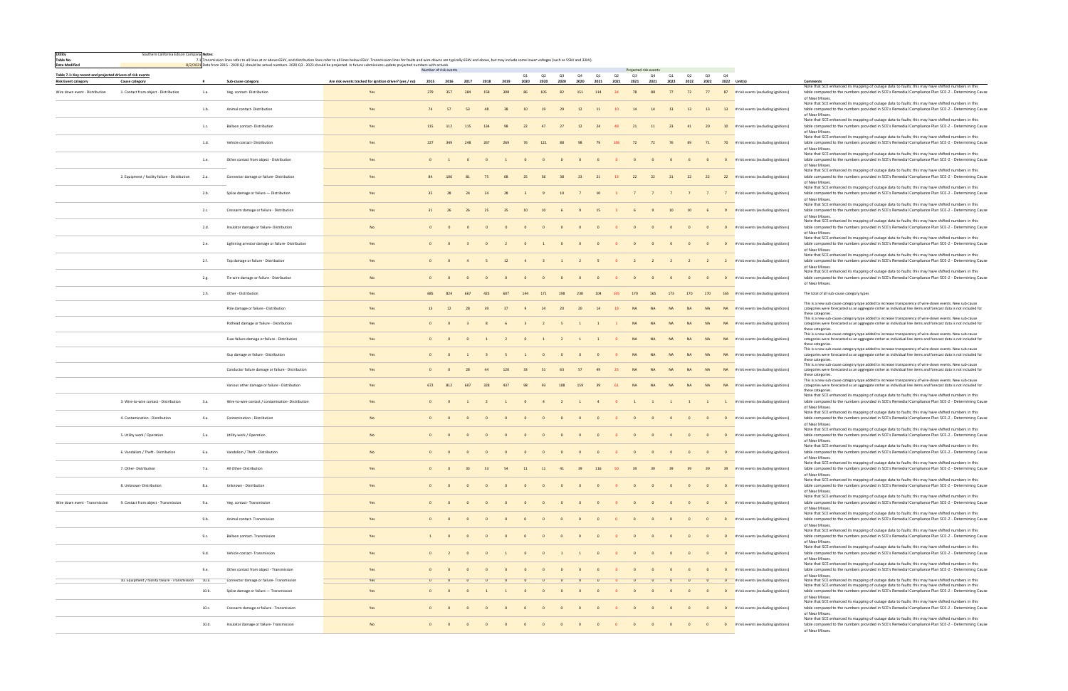| Utility | Southern California Edison Company | Notes: |
|---|---|---|
| Table No. | 7.1 | Transmission lines refer to all lines at or above 65kV, and distribution lines refer to all lines below 65kV. Transmission lines for faults and wire downs are typically 65kV and above, but may include some lower voltages (such as 55kV and 33kV). |
| Date Modified | 8/2/2021 | Data from 2015 - 2020 Q2 should be actual numbers. 2020 Q3 - 2023 should be projected. In future submissions update projected numbers with actuals |

**Table 7.1: Key recent and projected drivers of risk events**

| Risk Event category | Cause category | # | Sub-cause category | Are risk events tracked for ignition driver? (yes / no) | 2015 | 2016 | 2017 | 2018 | 2019 | Q1 2020 | Q2 2020 | Q3 2020 | Q4 2020 | Q1 2021 | Q2 2021 | Q3 2021 | Q4 2021 | Q1 2022 | Q2 2022 | Q3 2022 | Q4 2022 | Unit(s) | Comments |
|---|---|---|---|---|---|---|---|---|---|---|---|---|---|---|---|---|---|---|---|---|---|---|---|
| | | | | | Number of risk events | | | | | | | | | | | Projected risk events | | | | | | | |
| Wire down event - Distribution | 1. Contact from object - Distribution | 1.a. | Veg. contact- Distribution | Yes | 279 | 357 | 384 | 158 | 308 | 86 | 105 | 82 | 151 | 114 | 34 | 78 | 88 | 77 | 72 | 77 | 87 | # risk events (excluding ignitions) | Note that SCE enhanced its mapping of outage data to faults; this may have shifted numbers in this table compared to the numbers provided in SCE's Remedial Compliance Plan SCE-2 - Determining Cause of Near Misses. |
| | | 1.b. | Animal contact- Distribution | Yes | 74 | 57 | 53 | 48 | 38 | 10 | 19 | 29 | 12 | 11 | 10 | 14 | 14 | 13 | 13 | 13 | 13 | # risk events (excluding ignitions) | Note that SCE enhanced its mapping of outage data to faults; this may have shifted numbers in this table compared to the numbers provided in SCE's Remedial Compliance Plan SCE-2 - Determining Cause of Near Misses. |
| | | 1.c. | Balloon contact- Distribution | Yes | 115 | 112 | 115 | 134 | 98 | 22 | 47 | 27 | 12 | 24 | 48 | 21 | 11 | 23 | 41 | 20 | 10 | # risk events (excluding ignitions) | Note that SCE enhanced its mapping of outage data to faults; this may have shifted numbers in this table compared to the numbers provided in SCE's Remedial Compliance Plan SCE-2 - Determining Cause of Near Misses. |
| | | 1.d. | Vehicle contact- Distribution | Yes | 227 | 349 | 248 | 267 | 269 | 76 | 121 | 88 | 98 | 79 | 106 | 72 | 72 | 76 | 69 | 71 | 70 | # risk events (excluding ignitions) | Note that SCE enhanced its mapping of outage data to faults; this may have shifted numbers in this table compared to the numbers provided in SCE's Remedial Compliance Plan SCE-2 - Determining Cause of Near Misses. |
| | | 1.e. | Other contact from object - Distribution | Yes | 0 | 1 | 0 | 0 | 1 | 0 | 0 | 0 | 0 | 0 | 0 | 0 | 0 | 0 | 0 | 0 | 0 | # risk events (excluding ignitions) | Note that SCE enhanced its mapping of outage data to faults; this may have shifted numbers in this table compared to the numbers provided in SCE's Remedial Compliance Plan SCE-2 - Determining Cause of Near Misses. |
| | 2. Equipment / facility failure - Distribution | 2.a. | Connector damage or failure- Distribution | Yes | 84 | 106 | 81 | 75 | 68 | 25 | 36 | 38 | 23 | 21 | 13 | 22 | 22 | 21 | 22 | 22 | 22 | # risk events (excluding ignitions) | Note that SCE enhanced its mapping of outage data to faults; this may have shifted numbers in this table compared to the numbers provided in SCE's Remedial Compliance Plan SCE-2 - Determining Cause of Near Misses. |
| | | 2.b. | Splice damage or failure — Distribution | Yes | 35 | 28 | 24 | 24 | 28 | 3 | 9 | 10 | 7 | 10 | 3 | 7 | 7 | 7 | 7 | 7 | 7 | # risk events (excluding ignitions) | Note that SCE enhanced its mapping of outage data to faults; this may have shifted numbers in this table compared to the numbers provided in SCE's Remedial Compliance Plan SCE-2 - Determining Cause of Near Misses. |
| | | 2.c. | Crossarm damage or failure - Distribution | Yes | 31 | 26 | 26 | 25 | 35 | 10 | 10 | 6 | 9 | 15 | 3 | 6 | 9 | 10 | 10 | 6 | 9 | # risk events (excluding ignitions) | Note that SCE enhanced its mapping of outage data to faults; this may have shifted numbers in this table compared to the numbers provided in SCE's Remedial Compliance Plan SCE-2 - Determining Cause of Near Misses. |
| | | 2.d. | Insulator damage or failure- Distribution | No | 0 | 0 | 0 | 0 | 0 | 0 | 0 | 0 | 0 | 0 | 0 | 0 | 0 | 0 | 0 | 0 | 0 | # risk events (excluding ignitions) | Note that SCE enhanced its mapping of outage data to faults; this may have shifted numbers in this table compared to the numbers provided in SCE's Remedial Compliance Plan SCE-2 - Determining Cause of Near Misses. |
| | | 2.e. | Lightning arrestor damage or failure- Distribution | Yes | 0 | 0 | 3 | 0 | 2 | 0 | 1 | 0 | 0 | 0 | 0 | 0 | 0 | 0 | 0 | 0 | 0 | # risk events (excluding ignitions) | Note that SCE enhanced its mapping of outage data to faults; this may have shifted numbers in this table compared to the numbers provided in SCE's Remedial Compliance Plan SCE-2 - Determining Cause of Near Misses. |
| | | 2.f. | Tap damage or failure - Distribution | Yes | 0 | 0 | 4 | 5 | 12 | 4 | 3 | 1 | 2 | 5 | 0 | 2 | 2 | 2 | 2 | 2 | 2 | # risk events (excluding ignitions) | Note that SCE enhanced its mapping of outage data to faults; this may have shifted numbers in this table compared to the numbers provided in SCE's Remedial Compliance Plan SCE-2 - Determining Cause of Near Misses. |
| | | 2.g. | Tie wire damage or failure - Distribution | No | 0 | 0 | 0 | 0 | 0 | 0 | 0 | 0 | 0 | 0 | 0 | 0 | 0 | 0 | 0 | 0 | 0 | # risk events (excluding ignitions) | Note that SCE enhanced its mapping of outage data to faults; this may have shifted numbers in this table compared to the numbers provided in SCE's Remedial Compliance Plan SCE-2 - Determining Cause of Near Misses. |
| | | 2.h. | Other - Distribution | Yes | 685 | 824 | 667 | 423 | 607 | 144 | 171 | 198 | 238 | 104 | 105 | 170 | 165 | 173 | 170 | 170 | 165 | # risk events (excluding ignitions) | The total of all sub-cause category types |
| | | | Pole damage or failure - Distribution | Yes | 13 | 12 | 28 | 39 | 37 | 9 | 24 | 20 | 20 | 14 | 18 | NA | NA | NA | NA | NA | NA | # risk events (excluding ignitions) | This is a new sub-cause category type added to increase transparency of wire-down events. New sub-cause categories were forecasted as an aggregate rather as individual line items and forecast data is not included for these categories. |
| | | | Pothead damage or failure - Distribution | Yes | 0 | 0 | 3 | 8 | 6 | 3 | 2 | 5 | 1 | 1 | 1 | NA | NA | NA | NA | NA | NA | # risk events (excluding ignitions) | This is a new sub-cause category type added to increase transparency of wire-down events. New sub-cause categories were forecasted as an aggregate rather as individual line items and forecast data is not included for these categories. |
| | | | Fuse failure damage or failure - Distribution | Yes | 0 | 0 | 0 | 1 | 2 | 0 | 1 | 2 | 1 | 1 | 0 | NA | NA | NA | NA | NA | NA | # risk events (excluding ignitions) | This is a new sub-cause category type added to increase transparency of wire-down events. New sub-cause categories were forecasted as an aggregate rather as individual line items and forecast data is not included for these categories. |
| | | | Guy damage or failure - Distribution | Yes | 0 | 0 | 1 | 3 | 5 | 1 | 0 | 0 | 0 | 0 | 0 | NA | NA | NA | NA | NA | NA | # risk events (excluding ignitions) | This is a new sub-cause category type added to increase transparency of wire-down events. New sub-cause categories were forecasted as an aggregate rather as individual line items and forecast data is not included for these categories. |
| | | | Conductor failure damage or failure - Distribution | Yes | 0 | 0 | 28 | 44 | 120 | 33 | 51 | 63 | 57 | 49 | 25 | NA | NA | NA | NA | NA | NA | # risk events (excluding ignitions) | This is a new sub-cause category type added to increase transparency of wire-down events. New sub-cause categories were forecasted as an aggregate rather as individual line items and forecast data is not included for these categories. |
| | | | Various other damage or failure - Distribution | Yes | 672 | 812 | 607 | 328 | 437 | 98 | 93 | 108 | 159 | 39 | 61 | NA | NA | NA | NA | NA | NA | # risk events (excluding ignitions) | This is a new sub-cause category type added to increase transparency of wire-down events. New sub-cause categories were forecasted as an aggregate rather as individual line items and forecast data is not included for these categories. |
| | 3. Wire-to-wire contact - Distribution | 3.a. | Wire-to-wire contact / contamination- Distribution | Yes | 0 | 0 | 1 | 2 | 1 | 0 | 4 | 2 | 1 | 4 | 0 | 1 | 1 | 1 | 1 | 1 | 1 | # risk events (excluding ignitions) | Note that SCE enhanced its mapping of outage data to faults; this may have shifted numbers in this table compared to the numbers provided in SCE's Remedial Compliance Plan SCE-2 - Determining Cause of Near Misses. |
| | 4. Contamination - Distribution | 4.a. | Contamination - Distribution | No | 0 | 0 | 0 | 0 | 0 | 0 | 0 | 0 | 0 | 0 | 0 | 0 | 0 | 0 | 0 | 0 | 0 | # risk events (excluding ignitions) | Note that SCE enhanced its mapping of outage data to faults; this may have shifted numbers in this table compared to the numbers provided in SCE's Remedial Compliance Plan SCE-2 - Determining Cause of Near Misses. |
| | 5. Utility work / Operation | 5.a. | Utility work / Operation | No | 0 | 0 | 0 | 0 | 0 | 0 | 0 | 0 | 0 | 0 | 0 | 0 | 0 | 0 | 0 | 0 | 0 | # risk events (excluding ignitions) | Note that SCE enhanced its mapping of outage data to faults; this may have shifted numbers in this table compared to the numbers provided in SCE's Remedial Compliance Plan SCE-2 - Determining Cause of Near Misses. |
| | 6. Vandalism / Theft - Distribution | 6.a. | Vandalism / Theft - Distribution | No | 0 | 0 | 0 | 0 | 0 | 0 | 0 | 0 | 0 | 0 | 0 | 0 | 0 | 0 | 0 | 0 | 0 | # risk events (excluding ignitions) | Note that SCE enhanced its mapping of outage data to faults; this may have shifted numbers in this table compared to the numbers provided in SCE's Remedial Compliance Plan SCE-2 - Determining Cause of Near Misses. |
| | 7. Other- Distribution | 7.a. | All Other- Distribution | Yes | 0 | 0 | 33 | 53 | 54 | 11 | 11 | 41 | 39 | 116 | 50 | 39 | 39 | 39 | 39 | 39 | 39 | # risk events (excluding ignitions) | Note that SCE enhanced its mapping of outage data to faults; this may have shifted numbers in this table compared to the numbers provided in SCE's Remedial Compliance Plan SCE-2 - Determining Cause of Near Misses. |
| | 8. Unknown- Distribution | 8.a. | Unknown - Distribution | Yes | 0 | 0 | 0 | 0 | 0 | 0 | 0 | 0 | 0 | 0 | 0 | 0 | 0 | 0 | 0 | 0 | 0 | # risk events (excluding ignitions) | Note that SCE enhanced its mapping of outage data to faults; this may have shifted numbers in this table compared to the numbers provided in SCE's Remedial Compliance Plan SCE-2 - Determining Cause of Near Misses. |
| Wire down event - Transmission | 9. Contact from object - Transmission | 9.a. | Veg. contact- Transmission | Yes | 0 | 0 | 0 | 0 | 0 | 0 | 0 | 0 | 0 | 0 | 0 | 0 | 0 | 0 | 0 | 0 | 0 | # risk events (excluding ignitions) | Note that SCE enhanced its mapping of outage data to faults; this may have shifted numbers in this table compared to the numbers provided in SCE's Remedial Compliance Plan SCE-2 - Determining Cause of Near Misses. |
| | | 9.b. | Animal contact- Transmission | Yes | 0 | 0 | 0 | 0 | 0 | 0 | 0 | 0 | 0 | 0 | 0 | 0 | 0 | 0 | 0 | 0 | 0 | # risk events (excluding ignitions) | Note that SCE enhanced its mapping of outage data to faults; this may have shifted numbers in this table compared to the numbers provided in SCE's Remedial Compliance Plan SCE-2 - Determining Cause of Near Misses. |
| | | 9.c. | Balloon contact- Transmission | Yes | 1 | 0 | 0 | 0 | 0 | 0 | 0 | 0 | 0 | 0 | 0 | 0 | 0 | 0 | 0 | 0 | 0 | # risk events (excluding ignitions) | Note that SCE enhanced its mapping of outage data to faults; this may have shifted numbers in this table compared to the numbers provided in SCE's Remedial Compliance Plan SCE-2 - Determining Cause of Near Misses. |
| | | 9.d. | Vehicle contact- Transmission | Yes | 0 | 2 | 0 | 0 | 1 | 0 | 0 | 1 | 1 | 0 | 0 | 0 | 0 | 0 | 0 | 0 | 0 | # risk events (excluding ignitions) | Note that SCE enhanced its mapping of outage data to faults; this may have shifted numbers in this table compared to the numbers provided in SCE's Remedial Compliance Plan SCE-2 - Determining Cause of Near Misses. |
| | | 9.e. | Other contact from object - Transmission | Yes | 0 | 0 | 0 | 0 | 0 | 0 | 0 | 0 | 0 | 0 | 0 | 0 | 0 | 0 | 0 | 0 | 0 | # risk events (excluding ignitions) | Note that SCE enhanced its mapping of outage data to faults; this may have shifted numbers in this table compared to the numbers provided in SCE's Remedial Compliance Plan SCE-2 - Determining Cause of Near Misses. |
| | 10. Equipment / facility failure - Transmission | 10.a. | Connector damage or failure- Transmission | Yes | 0 | 0 | 0 | 0 | 0 | 0 | 0 | 0 | 0 | 0 | 0 | 0 | 0 | 0 | 0 | 0 | 0 | # risk events (excluding ignitions) | Note that SCE enhanced its mapping of outage data to faults; this may have shifted numbers in this table compared to the numbers provided in SCE's Remedial Compliance Plan SCE-2 - Determining Cause of Near Misses. |
| | | 10.b. | Splice damage or failure — Transmission | Yes | 0 | 0 | 0 | 1 | 1 | 0 | 0 | 0 | 0 | 0 | 0 | 0 | 0 | 0 | 0 | 0 | 0 | # risk events (excluding ignitions) | Note that SCE enhanced its mapping of outage data to faults; this may have shifted numbers in this table compared to the numbers provided in SCE's Remedial Compliance Plan SCE-2 - Determining Cause of Near Misses. |
| | | 10.c. | Crossarm damage or failure - Transmission | Yes | 0 | 0 | 0 | 0 | 0 | 0 | 0 | 0 | 0 | 0 | 0 | 0 | 0 | 0 | 0 | 0 | 0 | # risk events (excluding ignitions) | Note that SCE enhanced its mapping of outage data to faults; this may have shifted numbers in this table compared to the numbers provided in SCE's Remedial Compliance Plan SCE-2 - Determining Cause of Near Misses. |
| | | 10.d. | Insulator damage or failure- Transmission | No | 0 | 0 | 0 | 0 | 0 | 0 | 0 | 0 | 0 | 0 | 0 | 0 | 0 | 0 | 0 | 0 | 0 | # risk events (excluding ignitions) | Note that SCE enhanced its mapping of outage data to faults; this may have shifted numbers in this table compared to the numbers provided in SCE's Remedial Compliance Plan SCE-2 - Determining Cause of Near Misses. |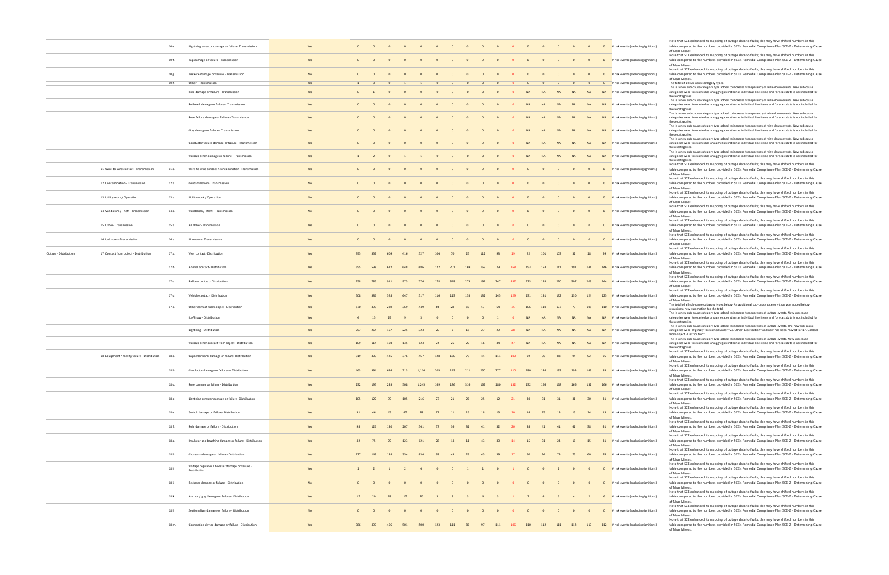| | | | | | | | | | | | | | | | | | | | | | | | |
|---|---|---|---|---|---|---|---|---|---|---|---|---|---|---|---|---|---|---|---|---|---|---|---|
| | | 10.e. | Lightning arrestor damage or failure- Transmission | Yes | 0 | 0 | 0 | 0 | 0 | 0 | 0 | 0 | 0 | 0 | 0 | 0 | 0 | 0 | 0 | 0 | 0 | # risk events (excluding ignitions) | Note that SCE enhanced its mapping of outage data to faults; this may have shifted numbers in this table compared to the numbers provided in SCE's Remedial Compliance Plan SCE-2 - Determining Cause of Near Misses. |
| | | 10.f. | Tap damage or failure - Transmission | Yes | 0 | 0 | 0 | 0 | 0 | 0 | 0 | 0 | 0 | 0 | 0 | 0 | 0 | 0 | 0 | 0 | 0 | # risk events (excluding ignitions) | Note that SCE enhanced its mapping of outage data to faults; this may have shifted numbers in this table compared to the numbers provided in SCE's Remedial Compliance Plan SCE-2 - Determining Cause of Near Misses. |
| | | 10.g. | Tie wire damage or failure - Transmission | No | 0 | 0 | 0 | 0 | 0 | 0 | 0 | 0 | 0 | 0 | 0 | 0 | 0 | 0 | 0 | 0 | 0 | # risk events (excluding ignitions) | Note that SCE enhanced its mapping of outage data to faults; this may have shifted numbers in this table compared to the numbers provided in SCE's Remedial Compliance Plan SCE-2 - Determining Cause of Near Misses. |
| | | 10.h. | Other - Transmission | Yes | 1 | 3 | 0 | 1 | 1 | 0 | 0 | 0 | 0 | 0 | 0 | 0 | 0 | 0 | 0 | 0 | 0 | # risk events (excluding ignitions) | The total of all sub-cause category types |
| | | | Pole damage or failure - Transmission | Yes | 0 | 1 | 0 | 0 | 0 | 0 | 0 | 0 | 0 | 0 | 0 | NA | NA | NA | NA | NA | NA | # risk events (excluding ignitions) | This is a new sub-cause category type added to increase transparency of wire-down events. New sub-cause categories were forecasted as an aggregate rather as individual line items and forecast data is not included for these categories. |
| | | | Pothead damage or failure - Transmission | Yes | 0 | 0 | 0 | 0 | 0 | 0 | 0 | 0 | 0 | 0 | 0 | NA | NA | NA | NA | NA | NA | # risk events (excluding ignitions) | This is a new sub-cause category type added to increase transparency of wire-down events. New sub-cause categories were forecasted as an aggregate rather as individual line items and forecast data is not included for these categories. |
| | | | Fuse failure damage or failure - Transmission | Yes | 0 | 0 | 0 | 0 | 0 | 0 | 0 | 0 | 0 | 0 | 0 | NA | NA | NA | NA | NA | NA | # risk events (excluding ignitions) | This is a new sub-cause category type added to increase transparency of wire-down events. New sub-cause categories were forecasted as an aggregate rather as individual line items and forecast data is not included for these categories. |
| | | | Guy damage or failure - Transmission | Yes | 0 | 0 | 0 | 0 | 0 | 0 | 0 | 0 | 0 | 0 | 0 | NA | NA | NA | NA | NA | NA | # risk events (excluding ignitions) | This is a new sub-cause category type added to increase transparency of wire-down events. New sub-cause categories were forecasted as an aggregate rather as individual line items and forecast data is not included for these categories. |
| | | | Conductor failure damage or failure - Transmission | Yes | 0 | 0 | 0 | 0 | 0 | 0 | 0 | 0 | 0 | 0 | 0 | NA | NA | NA | NA | NA | NA | # risk events (excluding ignitions) | This is a new sub-cause category type added to increase transparency of wire-down events. New sub-cause categories were forecasted as an aggregate rather as individual line items and forecast data is not included for these categories. |
| | | | Various other damage or failure - Transmission | Yes | 1 | 2 | 0 | 1 | 1 | 0 | 0 | 0 | 0 | 0 | 0 | NA | NA | NA | NA | NA | NA | # risk events (excluding ignitions) | This is a new sub-cause category type added to increase transparency of wire-down events. New sub-cause categories were forecasted as an aggregate rather as individual line items and forecast data is not included for these categories. |
| | 11. Wire-to-wire contact - Transmission | 11.a. | Wire-to-wire contact / contamination- Transmission | Yes | 0 | 0 | 0 | 0 | 0 | 0 | 0 | 0 | 0 | 0 | 0 | 0 | 0 | 0 | 0 | 0 | 0 | # risk events (excluding ignitions) | Note that SCE enhanced its mapping of outage data to faults; this may have shifted numbers in this table compared to the numbers provided in SCE's Remedial Compliance Plan SCE-2 - Determining Cause of Near Misses. |
| | 12. Contamination - Transmission | 12.a. | Contamination - Transmission | No | 0 | 0 | 0 | 0 | 0 | 0 | 0 | 0 | 0 | 0 | 0 | 0 | 0 | 0 | 0 | 0 | 0 | # risk events (excluding ignitions) | Note that SCE enhanced its mapping of outage data to faults; this may have shifted numbers in this table compared to the numbers provided in SCE's Remedial Compliance Plan SCE-2 - Determining Cause of Near Misses. |
| | 13. Utility work / Operation | 13.a. | Utility work / Operation | No | 0 | 0 | 0 | 0 | 0 | 0 | 0 | 0 | 0 | 0 | 0 | 0 | 0 | 0 | 0 | 0 | 0 | # risk events (excluding ignitions) | Note that SCE enhanced its mapping of outage data to faults; this may have shifted numbers in this table compared to the numbers provided in SCE's Remedial Compliance Plan SCE-2 - Determining Cause of Near Misses. |
| | 14. Vandalism / Theft - Transmission | 14.a. | Vandalism / Theft - Transmission | No | 0 | 0 | 0 | 0 | 0 | 0 | 0 | 0 | 0 | 0 | 0 | 0 | 0 | 0 | 0 | 0 | 0 | # risk events (excluding ignitions) | Note that SCE enhanced its mapping of outage data to faults; this may have shifted numbers in this table compared to the numbers provided in SCE's Remedial Compliance Plan SCE-2 - Determining Cause of Near Misses. |
| | 15. Other- Transmission | 15.a. | All Other- Transmission | Yes | 0 | 0 | 0 | 0 | 0 | 0 | 0 | 0 | 0 | 0 | 0 | 0 | 0 | 0 | 0 | 0 | 0 | # risk events (excluding ignitions) | Note that SCE enhanced its mapping of outage data to faults; this may have shifted numbers in this table compared to the numbers provided in SCE's Remedial Compliance Plan SCE-2 - Determining Cause of Near Misses. |
| | 16. Unknown- Transmission | 16.a. | Unknown - Transmission | Yes | 0 | 0 | 0 | 0 | 0 | 0 | 0 | 0 | 0 | 0 | 0 | 0 | 0 | 0 | 0 | 0 | 0 | # risk events (excluding ignitions) | Note that SCE enhanced its mapping of outage data to faults; this may have shifted numbers in this table compared to the numbers provided in SCE's Remedial Compliance Plan SCE-2 - Determining Cause of Near Misses. |
| Outage - Distribution | 17. Contact from object - Distribution | 17.a. | Veg. contact- Distribution | Yes | 395 | 557 | 609 | 416 | 527 | 104 | 70 | 25 | 112 | 83 | 19 | 22 | 101 | 103 | 32 | 18 | 99 | # risk events (excluding ignitions) | Note that SCE enhanced its mapping of outage data to faults; this may have shifted numbers in this table compared to the numbers provided in SCE's Remedial Compliance Plan SCE-2 - Determining Cause of Near Misses. |
| | | 17.b. | Animal contact- Distribution | Yes | 655 | 598 | 622 | 648 | 686 | 122 | 201 | 169 | 163 | 79 | 168 | 153 | 153 | 111 | 191 | 141 | 146 | # risk events (excluding ignitions) | Note that SCE enhanced its mapping of outage data to faults; this may have shifted numbers in this table compared to the numbers provided in SCE's Remedial Compliance Plan SCE-2 - Determining Cause of Near Misses. |
| | | 17.c. | Balloon contact- Distribution | Yes | 758 | 785 | 911 | 975 | 776 | 178 | 348 | 275 | 191 | 247 | 437 | 223 | 153 | 220 | 307 | 209 | 144 | # risk events (excluding ignitions) | Note that SCE enhanced its mapping of outage data to faults; this may have shifted numbers in this table compared to the numbers provided in SCE's Remedial Compliance Plan SCE-2 - Determining Cause of Near Misses. |
| | | 17.d. | Vehicle contact- Distribution | Yes | 508 | 586 | 528 | 647 | 517 | 116 | 113 | 153 | 132 | 145 | 129 | 131 | 131 | 132 | 130 | 124 | 125 | # risk events (excluding ignitions) | Note that SCE enhanced its mapping of outage data to faults; this may have shifted numbers in this table compared to the numbers provided in SCE's Remedial Compliance Plan SCE-2 - Determining Cause of Near Misses. |
| | | 17.e. | Other contact from object - Distribution | Yes | 870 | 393 | 288 | 369 | 499 | 44 | 28 | 35 | 43 | 64 | 75 | 106 | 110 | 107 | 79 | 105 | 110 | # risk events (excluding ignitions) | The total of all sub-cause category types below. An additional sub-cause category type was added below requiring a new summation for the total. |
| | | | Ice/Snow - Distribution | Yes | 4 | 15 | 19 | 9 | 3 | 0 | 0 | 0 | 0 | 1 | 0 | NA | NA | NA | NA | NA | NA | # risk events (excluding ignitions) | This is a new sub-cause category type added to increase transparency of outage events. New sub-cause categories were forecasted as an aggregate rather as individual line items and forecast data is not included for these categories. |
| | | | Lightning - Distribution | Yes | 757 | 264 | 167 | 225 | 323 | 20 | 2 | 15 | 27 | 29 | 28 | NA | NA | NA | NA | NA | NA | # risk events (excluding ignitions) | This is a new sub-cause category type added to increase transparency of outage events. The new sub-cause categories were originally forecasted under "23. Other- Distribution" and now has been moved to "17. Contact from object - Distribution" |
| | | | Various other contact from object - Distribution | Yes | 109 | 114 | 103 | 135 | 123 | 24 | 26 | 20 | 16 | 34 | 47 | NA | NA | NA | NA | NA | NA | # risk events (excluding ignitions) | This is a new sub-cause category type added to increase transparency of outage events. New sub-cause categories were forecasted as an aggregate rather as individual line items and forecast data is not included for these categories. |
| | 18. Equipment / facility failure - Distribution | 18.a. | Capacitor bank damage or failure- Distribution | Yes | 319 | 309 | 425 | 376 | 457 | 128 | 160 | 73 | 44 | 111 | 100 | 92 | 95 | 88 | 94 | 92 | 95 | # risk events (excluding ignitions) | Note that SCE enhanced its mapping of outage data to faults; this may have shifted numbers in this table compared to the numbers provided in SCE's Remedial Compliance Plan SCE-2 - Determining Cause of Near Misses. |
| | | 18.b. | Conductor damage or failure — Distribution | Yes | 463 | 594 | 654 | 713 | 1,116 | 205 | 143 | 211 | 250 | 277 | 110 | 180 | 146 | 133 | 195 | 149 | 85 | # risk events (excluding ignitions) | Note that SCE enhanced its mapping of outage data to faults; this may have shifted numbers in this table compared to the numbers provided in SCE's Remedial Compliance Plan SCE-2 - Determining Cause of Near Misses. |
| | | 18.c. | Fuse damage or failure - Distribution | Yes | 232 | 195 | 245 | 508 | 1,245 | 169 | 176 | 316 | 167 | 180 | 132 | 132 | 166 | 168 | 166 | 132 | 166 | # risk events (excluding ignitions) | Note that SCE enhanced its mapping of outage data to faults; this may have shifted numbers in this table compared to the numbers provided in SCE's Remedial Compliance Plan SCE-2 - Determining Cause of Near Misses. |
| | | 18.d. | Lightning arrestor damage or failure- Distribution | Yes | 105 | 127 | 99 | 105 | 216 | 27 | 21 | 26 | 25 | 12 | 21 | 30 | 31 | 31 | 31 | 30 | 31 | # risk events (excluding ignitions) | Note that SCE enhanced its mapping of outage data to faults; this may have shifted numbers in this table compared to the numbers provided in SCE's Remedial Compliance Plan SCE-2 - Determining Cause of Near Misses. |
| | | 18.e. | Switch damage or failure- Distribution | Yes | 51 | 46 | 45 | 67 | 78 | 17 | 11 | 16 | 18 | 15 | 10 | 14 | 15 | 15 | 15 | 14 | 15 | # risk events (excluding ignitions) | Note that SCE enhanced its mapping of outage data to faults; this may have shifted numbers in this table compared to the numbers provided in SCE's Remedial Compliance Plan SCE-2 - Determining Cause of Near Misses. |
| | | 18.f. | Pole damage or failure - Distribution | Yes | 98 | 126 | 130 | 207 | 541 | 57 | 36 | 31 | 41 | 32 | 20 | 38 | 41 | 41 | 41 | 38 | 41 | # risk events (excluding ignitions) | Note that SCE enhanced its mapping of outage data to faults; this may have shifted numbers in this table compared to the numbers provided in SCE's Remedial Compliance Plan SCE-2 - Determining Cause of Near Misses. |
| | | 18.g. | Insulator and brushing damage or failure - Distribution | Yes | 42 | 75 | 79 | 123 | 121 | 28 | 14 | 11 | 43 | 30 | 14 | 15 | 31 | 24 | 16 | 15 | 31 | # risk events (excluding ignitions) | Note that SCE enhanced its mapping of outage data to faults; this may have shifted numbers in this table compared to the numbers provided in SCE's Remedial Compliance Plan SCE-2 - Determining Cause of Near Misses. |
| | | 18.h. | Crossarm damage or failure - Distribution | Yes | 127 | 143 | 138 | 354 | 834 | 98 | 45 | 29 | 45 | 39 | 17 | 60 | 74 | 75 | 75 | 60 | 74 | # risk events (excluding ignitions) | Note that SCE enhanced its mapping of outage data to faults; this may have shifted numbers in this table compared to the numbers provided in SCE's Remedial Compliance Plan SCE-2 - Determining Cause of Near Misses. |
| | | 18.i. | Voltage regulator / booster damage or failure - Distribution | Yes | 1 | 2 | 1 | 2 | 4 | 0 | 0 | 1 | 1 | 0 | 1 | 0 | 0 | 1 | 0 | 0 | 0 | # risk events (excluding ignitions) | Note that SCE enhanced its mapping of outage data to faults; this may have shifted numbers in this table compared to the numbers provided in SCE's Remedial Compliance Plan SCE-2 - Determining Cause of Near Misses. |
| | | 18.j. | Recloser damage or failure - Distribution | No | 0 | 0 | 0 | 0 | 0 | 0 | 0 | 0 | 0 | 0 | 0 | 0 | 0 | 0 | 0 | 0 | 0 | # risk events (excluding ignitions) | Note that SCE enhanced its mapping of outage data to faults; this may have shifted numbers in this table compared to the numbers provided in SCE's Remedial Compliance Plan SCE-2 - Determining Cause of Near Misses. |
| | | 18.k. | Anchor / guy damage or failure - Distribution | Yes | 17 | 20 | 18 | 17 | 20 | 3 | 3 | 3 | 4 | 3 | 1 | 2 | 6 | 6 | 4 | 2 | 6 | # risk events (excluding ignitions) | Note that SCE enhanced its mapping of outage data to faults; this may have shifted numbers in this table compared to the numbers provided in SCE's Remedial Compliance Plan SCE-2 - Determining Cause of Near Misses. |
| | | 18.l. | Sectionalizer damage or failure - Distribution | No | 0 | 0 | 0 | 0 | 0 | 0 | 0 | 0 | 0 | 0 | 0 | 0 | 0 | 0 | 0 | 0 | 0 | # risk events (excluding ignitions) | Note that SCE enhanced its mapping of outage data to faults; this may have shifted numbers in this table compared to the numbers provided in SCE's Remedial Compliance Plan SCE-2 - Determining Cause of Near Misses. |
| | | 18.m. | Connection device damage or failure - Distribution | Yes | 386 | 490 | 406 | 501 | 500 | 123 | 111 | 86 | 97 | 111 | 106 | 110 | 112 | 111 | 112 | 110 | 112 | # risk events (excluding ignitions) | Note that SCE enhanced its mapping of outage data to faults; this may have shifted numbers in this table compared to the numbers provided in SCE's Remedial Compliance Plan SCE-2 - Determining Cause of Near Misses. |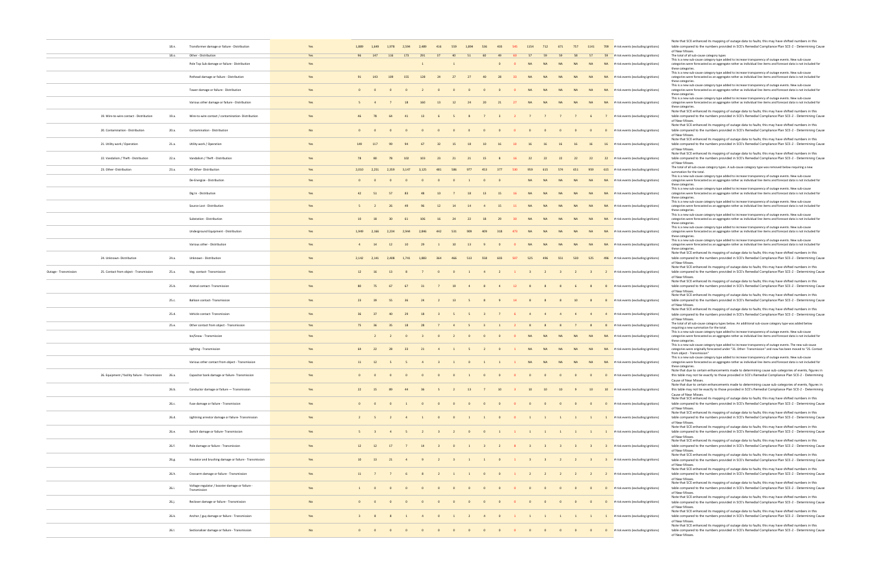| | | | | | | | | | | | | | | | | | | | | | | | |
|---|---|---|---|---|---|---|---|---|---|---|---|---|---|---|---|---|---|---|---|---|---|---|---|
| | | 18.n. | Transformer damage or failure - Distribution | Yes | 1,889 | 1,649 | 1,978 | 2,594 | 2,489 | 416 | 559 | 1,894 | 536 | 403 | 545 | 1154 | 712 | 671 | 757 | 1141 | 708 | # risk events (excluding ignitions) | Note that SCE enhanced its mapping of outage data to faults; this may have shifted numbers in this table compared to the numbers provided in SCE's Remedial Compliance Plan SCE-2 - Determining Cause of Near Misses. |
| | | 18.o. | Other - Distribution | Yes | 96 | 147 | 116 | 173 | 291 | 37 | 40 | 51 | 60 | 49 | 60 | 57 | 59 | 59 | 58 | 57 | 59 | # risk events (excluding ignitions) | The total of all sub-cause category types |
| | | | Pole Top Sub damage or failure - Distribution | Yes | | | | | 1 | | 1 | | | 0 | 0 | NA | NA | NA | NA | NA | NA | # risk events (excluding ignitions) | This is a new sub-cause category type added to increase transparency of outage events. New sub-cause categories were forecasted as an aggregate rather as individual line items and forecast data is not included for these categories. |
| | | | Pothead damage or failure - Distribution | Yes | 91 | 143 | 109 | 155 | 128 | 24 | 27 | 27 | 40 | 28 | 33 | NA | NA | NA | NA | NA | NA | # risk events (excluding ignitions) | This is a new sub-cause category type added to increase transparency of outage events. New sub-cause categories were forecasted as an aggregate rather as individual line items and forecast data is not included for these categories. |
| | | | Tower damage or failure - Distribution | Yes | 0 | 0 | 0 | 0 | 2 | 0 | 0 | 0 | 0 | 0 | 0 | NA | NA | NA | NA | NA | NA | # risk events (excluding ignitions) | This is a new sub-cause category type added to increase transparency of outage events. New sub-cause categories were forecasted as an aggregate rather as individual line items and forecast data is not included for these categories. |
| | | | Various other damage or failure - Distribution | Yes | 5 | 4 | 7 | 18 | 160 | 13 | 12 | 24 | 20 | 21 | 27 | NA | NA | NA | NA | NA | NA | # risk events (excluding ignitions) | This is a new sub-cause category type added to increase transparency of outage events. New sub-cause categories were forecasted as an aggregate rather as individual line items and forecast data is not included for these categories. |
| | 19. Wire-to-wire contact - Distribution | 19.a. | Wire-to-wire contact / contamination- Distribution | Yes | 46 | 78 | 64 | 41 | 13 | 6 | 5 | 8 | 7 | 3 | 2 | 7 | 7 | 7 | 7 | 6 | 7 | # risk events (excluding ignitions) | Note that SCE enhanced its mapping of outage data to faults; this may have shifted numbers in this table compared to the numbers provided in SCE's Remedial Compliance Plan SCE-2 - Determining Cause of Near Misses. |
| | 20. Contamination - Distribution | 20.a. | Contamination - Distribution | No | 0 | 0 | 0 | 0 | 0 | 0 | 0 | 0 | 0 | 0 | 0 | 0 | 0 | 0 | 0 | 0 | 0 | # risk events (excluding ignitions) | Note that SCE enhanced its mapping of outage data to faults; this may have shifted numbers in this table compared to the numbers provided in SCE's Remedial Compliance Plan SCE-2 - Determining Cause of Near Misses. |
| | 21. Utility work / Operation | 21.a. | Utility work / Operation | Yes | 149 | 117 | 99 | 94 | 67 | 32 | 15 | 18 | 10 | 16 | 10 | 16 | 16 | 16 | 16 | 16 | 16 | # risk events (excluding ignitions) | Note that SCE enhanced its mapping of outage data to faults; this may have shifted numbers in this table compared to the numbers provided in SCE's Remedial Compliance Plan SCE-2 - Determining Cause of Near Misses. |
| | 22. Vandalism / Theft - Distribution | 22.a. | Vandalism / Theft - Distribution | Yes | 78 | 80 | 78 | 102 | 103 | 23 | 21 | 21 | 15 | 8 | 16 | 22 | 22 | 22 | 22 | 22 | 22 | # risk events (excluding ignitions) | Note that SCE enhanced its mapping of outage data to faults; this may have shifted numbers in this table compared to the numbers provided in SCE's Remedial Compliance Plan SCE-2 - Determining Cause of Near Misses. |
| | 23. Other- Distribution | 23.a. | All Other- Distribution | Yes | 2,010 | 2,251 | 2,359 | 3,147 | 3,125 | 481 | 586 | 977 | 453 | 377 | 530 | 959 | 615 | 574 | 651 | 959 | 615 | # risk events (excluding ignitions) | The total of all sub-cause category types. A sub-cause category type was removed below requiring a new summation for the total. |
| | | | De-Energize - Distribution | Yes | 0 | 0 | 0 | 0 | 0 | 0 | 0 | 1 | 0 | 0 | | NA | NA | NA | NA | NA | NA | # risk events (excluding ignitions) | This is a new sub-cause category type added to increase transparency of outage events. New sub-cause categories were forecasted as an aggregate rather as individual line items and forecast data is not included for these categories. |
| | | | Dig In - Distribution | Yes | 42 | 51 | 57 | 83 | 48 | 10 | 7 | 18 | 13 | 15 | 16 | NA | NA | NA | NA | NA | NA | # risk events (excluding ignitions) | This is a new sub-cause category type added to increase transparency of outage events. New sub-cause categories were forecasted as an aggregate rather as individual line items and forecast data is not included for these categories. |
| | | | Source Lost - Distribution | Yes | 5 | 2 | 26 | 49 | 96 | 12 | 14 | 14 | 4 | 15 | 11 | NA | NA | NA | NA | NA | NA | # risk events (excluding ignitions) | This is a new sub-cause category type added to increase transparency of outage events. New sub-cause categories were forecasted as an aggregate rather as individual line items and forecast data is not included for these categories. |
| | | | Substation - Distribution | Yes | 10 | 18 | 30 | 61 | 106 | 16 | 24 | 22 | 18 | 29 | 30 | NA | NA | NA | NA | NA | NA | # risk events (excluding ignitions) | This is a new sub-cause category type added to increase transparency of outage events. New sub-cause categories were forecasted as an aggregate rather as individual line items and forecast data is not included for these categories. |
| | | | Underground Equipment - Distribution | Yes | 1,949 | 2,166 | 2,234 | 2,944 | 2,846 | 442 | 531 | 909 | 409 | 318 | 473 | NA | NA | NA | NA | NA | NA | # risk events (excluding ignitions) | This is a new sub-cause category type added to increase transparency of outage events. New sub-cause categories were forecasted as an aggregate rather as individual line items and forecast data is not included for these categories. |
| | | | Various other - Distribution | Yes | 4 | 14 | 12 | 10 | 29 | 1 | 10 | 13 | 9 | 0 | 0 | NA | NA | NA | NA | NA | NA | # risk events (excluding ignitions) | This is a new sub-cause category type added to increase transparency of outage events. New sub-cause categories were forecasted as an aggregate rather as individual line items and forecast data is not included for these categories. |
| | 24. Unknown- Distribution | 24.a. | Unknown - Distribution | Yes | 2,142 | 2,141 | 2,408 | 1,741 | 1,883 | 364 | 466 | 513 | 558 | 603 | 507 | 525 | 496 | 551 | 530 | 525 | 496 | # risk events (excluding ignitions) | Note that SCE enhanced its mapping of outage data to faults; this may have shifted numbers in this table compared to the numbers provided in SCE's Remedial Compliance Plan SCE-2 - Determining Cause of Near Misses. |
| Outage - Transmission | 25. Contact from object - Transmission | 25.a. | Veg. contact- Transmission | Yes | 12 | 16 | 13 | 8 | 7 | 0 | 0 | 1 | 4 | 2 | 1 | 3 | 2 | 3 | 2 | 3 | 2 | # risk events (excluding ignitions) | Note that SCE enhanced its mapping of outage data to faults; this may have shifted numbers in this table compared to the numbers provided in SCE's Remedial Compliance Plan SCE-2 - Determining Cause of Near Misses. |
| | | 25.b. | Animal contact- Transmission | Yes | 80 | 75 | 67 | 67 | 31 | 7 | 19 | 4 | 8 | 4 | 12 | 8 | 8 | 8 | 6 | 8 | 8 | # risk events (excluding ignitions) | Note that SCE enhanced its mapping of outage data to faults; this may have shifted numbers in this table compared to the numbers provided in SCE's Remedial Compliance Plan SCE-2 - Determining Cause of Near Misses. |
| | | 25.c. | Balloon contact- Transmission | Yes | 23 | 39 | 55 | 36 | 24 | 2 | 13 | 5 | 8 | 9 | 14 | 8 | 8 | 8 | 10 | 8 | 8 | # risk events (excluding ignitions) | Note that SCE enhanced its mapping of outage data to faults; this may have shifted numbers in this table compared to the numbers provided in SCE's Remedial Compliance Plan SCE-2 - Determining Cause of Near Misses. |
| | | 25.d. | Vehicle contact- Transmission | Yes | 36 | 37 | 40 | 29 | 18 | 3 | 5 | 5 | 3 | 7 | 6 | 4 | 4 | 4 | 4 | 4 | 4 | # risk events (excluding ignitions) | Note that SCE enhanced its mapping of outage data to faults; this may have shifted numbers in this table compared to the numbers provided in SCE's Remedial Compliance Plan SCE-2 - Determining Cause of Near Misses. |
| | | 25.e. | Other contact from object - Transmission | Yes | 75 | 36 | 35 | 18 | 28 | 7 | 4 | 5 | 3 | 1 | 2 | 8 | 8 | 8 | 7 | 8 | 8 | # risk events (excluding ignitions) | The total of all sub-cause category types below. An additional sub-cause category type was added below requiring a new summation for the total. |
| | | | Ice/Snow - Transmission | Yes | | 2 | 2 | 0 | 3 | 0 | 2 | 0 | 0 | 0 | 0 | NA | NA | NA | NA | NA | NA | # risk events (excluding ignitions) | This is a new sub-cause category type added to increase transparency of outage events. New sub-cause categories were forecasted as an aggregate rather as individual line items and forecast data is not included for these categories. |
| | | | Lighting - Transmission | Yes | 64 | 22 | 28 | 33 | 21 | 4 | 1 | 5 | 2 | 0 | 1 | NA | NA | NA | NA | NA | NA | # risk events (excluding ignitions) | This is a new sub-cause category type added to increase transparency of outage events. The new sub-cause categories were originally forecasted under "31. Other- Transmission" and now has been moved to "25. Contact from object - Transmission" |
| | | | Various other contact from object - Transmission | Yes | 11 | 12 | 5 | 5 | 4 | 3 | 1 | 0 | 1 | 1 | 1 | NA | NA | NA | NA | NA | NA | # risk events (excluding ignitions) | This is a new sub-cause category type added to increase transparency of outage events. New sub-cause categories were forecasted as an aggregate rather as individual line items and forecast data is not included for these categories. |
| | 26. Equipment / facility failure - Transmission | 26.a. | Capacitor bank damage or failure- Transmission | Yes | 0 | 0 | 0 | 0 | 0 | 0 | 0 | 1 | 0 | 0 | 0 | 0 | 0 | 0 | 0 | 0 | 0 | # risk events (excluding ignitions) | Note that due to certain enhancements made to determining cause sub-categories of events, figures in this table may not tie exactly to those provided in SCE's Remedial Compliance Plan SCE-2 - Determining Cause of Near Misses. |
| | | 26.b. | Conductor damage or failure — Transmission | Yes | 22 | 15 | 89 | 44 | 36 | 5 | 2 | 13 | 7 | 10 | 3 | 10 | 10 | 10 | 9 | 10 | 10 | # risk events (excluding ignitions) | Note that due to certain enhancements made to determining cause sub-categories of events, figures in this table may not tie exactly to those provided in SCE's Remedial Compliance Plan SCE-2 - Determining Cause of Near Misses. |
| | | 26.c. | Fuse damage or failure - Transmission | Yes | 0 | 0 | 0 | 1 | 0 | 0 | 0 | 0 | 0 | 0 | 0 | 0 | 0 | 0 | 0 | 0 | 0 | # risk events (excluding ignitions) | Note that SCE enhanced its mapping of outage data to faults; this may have shifted numbers in this table compared to the numbers provided in SCE's Remedial Compliance Plan SCE-2 - Determining Cause of Near Misses. |
| | | 26.d. | Lightning arrestor damage or failure- Transmission | Yes | 2 | 5 | 2 | 4 | 1 | 0 | 0 | 1 | 1 | 0 | 0 | 1 | 1 | 1 | 1 | 1 | 1 | # risk events (excluding ignitions) | Note that SCE enhanced its mapping of outage data to faults; this may have shifted numbers in this table compared to the numbers provided in SCE's Remedial Compliance Plan SCE-2 - Determining Cause of Near Misses. |
| | | 26.e. | Switch damage or failure- Transmission | Yes | 5 | 3 | 4 | 5 | 2 | 3 | 2 | 0 | 0 | 1 | 1 | 1 | 1 | 1 | 1 | 1 | 1 | # risk events (excluding ignitions) | Note that SCE enhanced its mapping of outage data to faults; this may have shifted numbers in this table compared to the numbers provided in SCE's Remedial Compliance Plan SCE-2 - Determining Cause of Near Misses. |
| | | 26.f. | Pole damage or failure - Transmission | Yes | 12 | 12 | 17 | 7 | 14 | 3 | 0 | 1 | 3 | 2 | 8 | 3 | 3 | 3 | 3 | 3 | 3 | # risk events (excluding ignitions) | Note that SCE enhanced its mapping of outage data to faults; this may have shifted numbers in this table compared to the numbers provided in SCE's Remedial Compliance Plan SCE-2 - Determining Cause of Near Misses. |
| | | 26.g. | Insulator and brushing damage or failure - Transmission | Yes | 10 | 13 | 21 | 4 | 9 | 2 | 3 | 1 | 1 | 0 | 1 | 3 | 3 | 2 | 2 | 3 | 3 | # risk events (excluding ignitions) | Note that SCE enhanced its mapping of outage data to faults; this may have shifted numbers in this table compared to the numbers provided in SCE's Remedial Compliance Plan SCE-2 - Determining Cause of Near Misses. |
| | | 26.h. | Crossarm damage or failure - Transmission | Yes | 11 | 7 | 7 | 6 | 8 | 2 | 1 | 1 | 0 | 0 | 1 | 2 | 2 | 2 | 2 | 2 | 2 | # risk events (excluding ignitions) | Note that SCE enhanced its mapping of outage data to faults; this may have shifted numbers in this table compared to the numbers provided in SCE's Remedial Compliance Plan SCE-2 - Determining Cause of Near Misses. |
| | | 26.i. | Voltage regulator / booster damage or failure - Transmission | Yes | 1 | 0 | 0 | 0 | 0 | 0 | 0 | 0 | 0 | 0 | 0 | 0 | 0 | 0 | 0 | 0 | 0 | # risk events (excluding ignitions) | Note that SCE enhanced its mapping of outage data to faults; this may have shifted numbers in this table compared to the numbers provided in SCE's Remedial Compliance Plan SCE-2 - Determining Cause of Near Misses. |
| | | 26.j. | Recloser damage or failure - Transmission | No | 0 | 0 | 0 | 0 | 0 | 0 | 0 | 0 | 0 | 0 | 0 | 0 | 0 | 0 | 0 | 0 | 0 | # risk events (excluding ignitions) | Note that SCE enhanced its mapping of outage data to faults; this may have shifted numbers in this table compared to the numbers provided in SCE's Remedial Compliance Plan SCE-2 - Determining Cause of Near Misses. |
| | | 26.k. | Anchor / guy damage or failure - Transmission | Yes | 3 | 8 | 8 | 1 | 4 | 0 | 1 | 2 | 4 | 0 | 1 | 1 | 1 | 1 | 1 | 1 | 1 | # risk events (excluding ignitions) | Note that SCE enhanced its mapping of outage data to faults; this may have shifted numbers in this table compared to the numbers provided in SCE's Remedial Compliance Plan SCE-2 - Determining Cause of Near Misses. |
| | | 26.l. | Sectionalizer damage or failure - Transmission | No | 0 | 0 | 0 | 0 | 0 | 0 | 0 | 0 | 0 | 0 | 0 | 0 | 0 | 0 | 0 | 0 | 0 | # risk events (excluding ignitions) | Note that SCE enhanced its mapping of outage data to faults; this may have shifted numbers in this table compared to the numbers provided in SCE's Remedial Compliance Plan SCE-2 - Determining Cause of Near Misses. |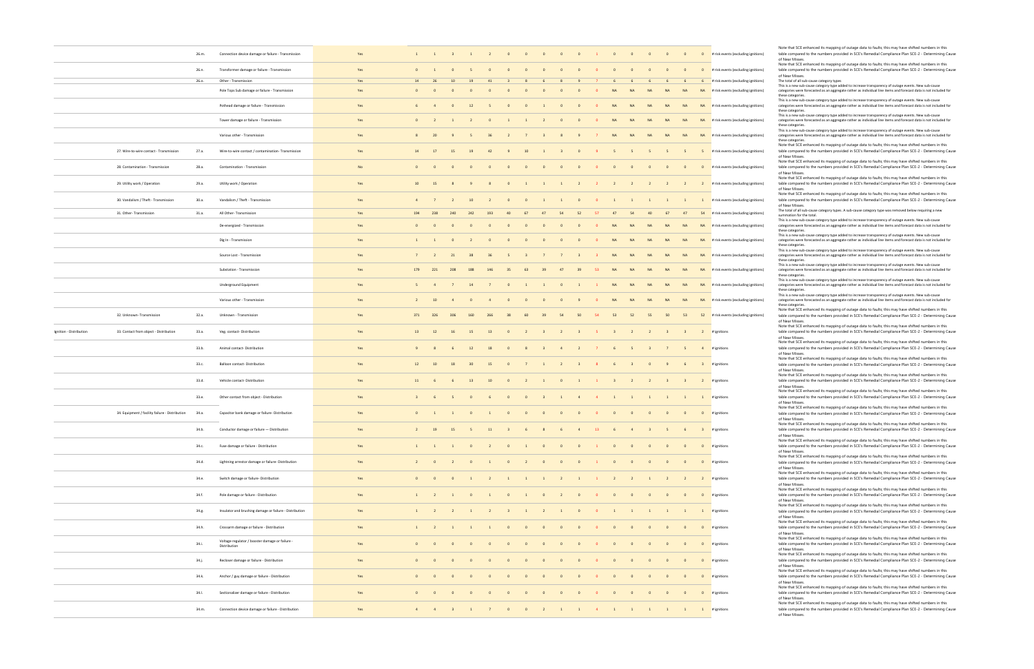| | | | | | | | | | | | | | | | | | | | | | | | |
|---|---|---|---|---|---|---|---|---|---|---|---|---|---|---|---|---|---|---|---|---|---|---|---|
| | | 26.m. | Connection device damage or failure - Transmission | Yes | 1 | 1 | 3 | 1 | 2 | 0 | 0 | 0 | 0 | 0 | 1 | 0 | 0 | 0 | 0 | 0 | 0 | # risk events (excluding ignitions) | Note that SCE enhanced its mapping of outage data to faults; this may have shifted numbers in this table compared to the numbers provided in SCE's Remedial Compliance Plan SCE-2 - Determining Cause of Near Misses. |
| | | 26.n. | Transformer damage or failure - Transmission | Yes | 0 | 1 | 0 | 5 | 0 | 0 | 0 | 0 | 0 | 0 | 0 | 0 | 0 | 0 | 0 | 0 | 0 | # risk events (excluding ignitions) | Note that SCE enhanced its mapping of outage data to faults; this may have shifted numbers in this table compared to the numbers provided in SCE's Remedial Compliance Plan SCE-2 - Determining Cause of Near Misses. |
| | | 26.o. | Other - Transmission | Yes | 14 | 26 | 10 | 19 | 41 | 3 | 8 | 6 | 8 | 9 | 7 | 6 | 6 | 6 | 6 | 6 | 6 | # risk events (excluding ignitions) | The total of all sub-cause category types |
| | | | Pole Tops Sub damage or failure - Transmission | Yes | 0 | 0 | 0 | 0 | 0 | 0 | 0 | 0 | 0 | 0 | 0 | NA | NA | NA | NA | NA | NA | # risk events (excluding ignitions) | This is a new sub-cause category type added to increase transparency of outage events. New sub-cause categories were forecasted as an aggregate rather as individual line items and forecast data is not included for these categories. |
| | | | Pothead damage or failure - Transmission | Yes | 6 | 4 | 0 | 12 | 5 | 0 | 0 | 1 | 0 | 0 | 0 | NA | NA | NA | NA | NA | NA | # risk events (excluding ignitions) | This is a new sub-cause category type added to increase transparency of outage events. New sub-cause categories were forecasted as an aggregate rather as individual line items and forecast data is not included for these categories. |
| | | | Tower damage or failure - Transmission | Yes | 0 | 2 | 1 | 2 | 0 | 1 | 1 | 2 | 0 | 0 | 0 | NA | NA | NA | NA | NA | NA | # risk events (excluding ignitions) | This is a new sub-cause category type added to increase transparency of outage events. New sub-cause categories were forecasted as an aggregate rather as individual line items and forecast data is not included for these categories. |
| | | | Various other - Transmission | Yes | 8 | 20 | 9 | 5 | 36 | 2 | 7 | 3 | 8 | 9 | 7 | NA | NA | NA | NA | NA | NA | # risk events (excluding ignitions) | This is a new sub-cause category type added to increase transparency of outage events. New sub-cause categories were forecasted as an aggregate rather as individual line items and forecast data is not included for these categories. |
| | 27. Wire-to-wire contact - Transmission | 27.a. | Wire-to-wire contact / contamination- Transmission | Yes | 14 | 17 | 15 | 19 | 42 | 9 | 10 | 1 | 3 | 0 | 9 | 5 | 5 | 5 | 5 | 5 | 5 | # risk events (excluding ignitions) | Note that SCE enhanced its mapping of outage data to faults; this may have shifted numbers in this table compared to the numbers provided in SCE's Remedial Compliance Plan SCE-2 - Determining Cause of Near Misses. |
| | 28. Contamination - Transmission | 28.a. | Contamination - Transmission | No | 0 | 0 | 0 | 0 | 0 | 0 | 0 | 0 | 0 | 0 | 0 | 0 | 0 | 0 | 0 | 0 | 0 | # risk events (excluding ignitions) | Note that SCE enhanced its mapping of outage data to faults; this may have shifted numbers in this table compared to the numbers provided in SCE's Remedial Compliance Plan SCE-2 - Determining Cause of Near Misses. |
| | 29. Utility work / Operation | 29.a. | Utility work / Operation | Yes | 10 | 15 | 8 | 9 | 8 | 0 | 1 | 1 | 1 | 2 | 2 | 2 | 2 | 2 | 2 | 2 | 2 | # risk events (excluding ignitions) | Note that SCE enhanced its mapping of outage data to faults; this may have shifted numbers in this table compared to the numbers provided in SCE's Remedial Compliance Plan SCE-2 - Determining Cause of Near Misses. |
| | 30. Vandalism / Theft - Transmission | 30.a. | Vandalism / Theft - Transmission | Yes | 4 | 7 | 2 | 10 | 2 | 0 | 0 | 1 | 1 | 0 | 0 | 1 | 1 | 1 | 1 | 1 | 1 | # risk events (excluding ignitions) | Note that SCE enhanced its mapping of outage data to faults; this may have shifted numbers in this table compared to the numbers provided in SCE's Remedial Compliance Plan SCE-2 - Determining Cause of Near Misses. |
| | 31. Other- Transmission | 31.a. | All Other- Transmission | Yes | 194 | 238 | 240 | 242 | 193 | 40 | 67 | 47 | 54 | 52 | 57 | 47 | 54 | 40 | 67 | 47 | 54 | # risk events (excluding ignitions) | The total of all sub-cause category types. A sub-cause category type was removed below requiring a new summation for the total. |
| | | | De-energized - Transmission | Yes | 0 | 0 | 0 | 0 | 0 | 0 | 0 | 0 | 0 | 0 | 0 | NA | NA | NA | NA | NA | NA | # risk events (excluding ignitions) | This is a new sub-cause category type added to increase transparency of outage events. New sub-cause categories were forecasted as an aggregate rather as individual line items and forecast data is not included for these categories. |
| | | | Dig In - Transmission | Yes | 1 | 1 | 0 | 2 | 0 | 0 | 0 | 0 | 0 | 0 | 0 | NA | NA | NA | NA | NA | NA | # risk events (excluding ignitions) | This is a new sub-cause category type added to increase transparency of outage events. New sub-cause categories were forecasted as an aggregate rather as individual line items and forecast data is not included for these categories. |
| | | | Source Lost - Transmission | Yes | 7 | 2 | 21 | 38 | 36 | 5 | 3 | 7 | 7 | 3 | 3 | NA | NA | NA | NA | NA | NA | # risk events (excluding ignitions) | This is a new sub-cause category type added to increase transparency of outage events. New sub-cause categories were forecasted as an aggregate rather as individual line items and forecast data is not included for these categories. |
| | | | Substation - Transmission | Yes | 179 | 221 | 208 | 188 | 146 | 35 | 63 | 39 | 47 | 39 | 53 | NA | NA | NA | NA | NA | NA | # risk events (excluding ignitions) | This is a new sub-cause category type added to increase transparency of outage events. New sub-cause categories were forecasted as an aggregate rather as individual line items and forecast data is not included for these categories. |
| | | | Underground Equipment | Yes | 5 | 4 | 7 | 14 | 7 | 0 | 1 | 1 | 0 | 1 | 1 | NA | NA | NA | NA | NA | NA | # risk events (excluding ignitions) | This is a new sub-cause category type added to increase transparency of outage events. New sub-cause categories were forecasted as an aggregate rather as individual line items and forecast data is not included for these categories. |
| | | | Various other - Transmission | Yes | 2 | 10 | 4 | 0 | 4 | 0 | 0 | 0 | 0 | 9 | 0 | NA | NA | NA | NA | NA | NA | # risk events (excluding ignitions) | This is a new sub-cause category type added to increase transparency of outage events. New sub-cause categories were forecasted as an aggregate rather as individual line items and forecast data is not included for these categories. |
| | 32. Unknown- Transmission | 32.a. | Unknown - Transmission | Yes | 371 | 326 | 306 | 160 | 266 | 38 | 60 | 39 | 54 | 50 | 54 | 53 | 52 | 55 | 50 | 53 | 52 | # risk events (excluding ignitions) | Note that SCE enhanced its mapping of outage data to faults; this may have shifted numbers in this table compared to the numbers provided in SCE's Remedial Compliance Plan SCE-2 - Determining Cause of Near Misses. |
| Ignition - Distribution | 33. Contact from object - Distribution | 33.a. | Veg. contact- Distribution | Yes | 13 | 12 | 16 | 15 | 13 | 0 | 2 | 3 | 2 | 3 | 5 | 3 | 2 | 2 | 3 | 3 | 2 | # ignitions | Note that SCE enhanced its mapping of outage data to faults; this may have shifted numbers in this table compared to the numbers provided in SCE's Remedial Compliance Plan SCE-2 - Determining Cause of Near Misses. |
| | | 33.b. | Animal contact- Distribution | Yes | 9 | 8 | 6 | 12 | 18 | 0 | 8 | 3 | 4 | 2 | 7 | 6 | 5 | 3 | 7 | 5 | 4 | # ignitions | Note that SCE enhanced its mapping of outage data to faults; this may have shifted numbers in this table compared to the numbers provided in SCE's Remedial Compliance Plan SCE-2 - Determining Cause of Near Misses. |
| | | 33.c. | Balloon contact- Distribution | Yes | 12 | 10 | 18 | 30 | 15 | 0 | 7 | 1 | 2 | 3 | 8 | 6 | 3 | 0 | 9 | 6 | 3 | # ignitions | Note that SCE enhanced its mapping of outage data to faults; this may have shifted numbers in this table compared to the numbers provided in SCE's Remedial Compliance Plan SCE-2 - Determining Cause of Near Misses. |
| | | 33.d. | Vehicle contact- Distribution | Yes | 11 | 6 | 6 | 13 | 10 | 0 | 2 | 1 | 0 | 1 | 1 | 3 | 2 | 2 | 3 | 3 | 2 | # ignitions | Note that SCE enhanced its mapping of outage data to faults; this may have shifted numbers in this table compared to the numbers provided in SCE's Remedial Compliance Plan SCE-2 - Determining Cause of Near Misses. |
| | | 33.e. | Other contact from object - Distribution | Yes | 3 | 6 | 5 | 0 | 6 | 0 | 0 | 3 | 1 | 4 | 4 | 1 | 1 | 1 | 1 | 1 | 1 | # ignitions | Note that SCE enhanced its mapping of outage data to faults; this may have shifted numbers in this table compared to the numbers provided in SCE's Remedial Compliance Plan SCE-2 - Determining Cause of Near Misses. |
| | 34. Equipment / facility failure - Distribution | 34.a. | Capacitor bank damage or failure- Distribution | Yes | 0 | 1 | 1 | 0 | 1 | 0 | 0 | 0 | 0 | 0 | 0 | 0 | 0 | 0 | 0 | 0 | 0 | # ignitions | Note that SCE enhanced its mapping of outage data to faults; this may have shifted numbers in this table compared to the numbers provided in SCE's Remedial Compliance Plan SCE-2 - Determining Cause of Near Misses. |
| | | 34.b. | Conductor damage or failure — Distribution | Yes | 2 | 19 | 15 | 5 | 11 | 3 | 6 | 8 | 6 | 4 | 13 | 6 | 4 | 3 | 5 | 6 | 3 | # ignitions | Note that SCE enhanced its mapping of outage data to faults; this may have shifted numbers in this table compared to the numbers provided in SCE's Remedial Compliance Plan SCE-2 - Determining Cause of Near Misses. |
| | | 34.c. | Fuse damage or failure - Distribution | Yes | 1 | 1 | 1 | 0 | 2 | 0 | 1 | 0 | 0 | 0 | 1 | 0 | 0 | 0 | 0 | 0 | 0 | # ignitions | Note that SCE enhanced its mapping of outage data to faults; this may have shifted numbers in this table compared to the numbers provided in SCE's Remedial Compliance Plan SCE-2 - Determining Cause of Near Misses. |
| | | 34.d. | Lightning arrestor damage or failure- Distribution | Yes | 2 | 0 | 2 | 0 | 1 | 0 | 2 | 0 | 0 | 0 | 1 | 0 | 0 | 0 | 0 | 0 | 0 | # ignitions | Note that SCE enhanced its mapping of outage data to faults; this may have shifted numbers in this table compared to the numbers provided in SCE's Remedial Compliance Plan SCE-2 - Determining Cause of Near Misses. |
| | | 34.e. | Switch damage or failure- Distribution | Yes | 0 | 0 | 0 | 1 | 2 | 1 | 1 | 1 | 2 | 1 | 1 | 2 | 2 | 1 | 2 | 2 | 2 | # ignitions | Note that SCE enhanced its mapping of outage data to faults; this may have shifted numbers in this table compared to the numbers provided in SCE's Remedial Compliance Plan SCE-2 - Determining Cause of Near Misses. |
| | | 34.f. | Pole damage or failure - Distribution | Yes | 1 | 2 | 1 | 0 | 1 | 0 | 1 | 0 | 2 | 0 | 0 | 0 | 0 | 0 | 0 | 0 | 0 | # ignitions | Note that SCE enhanced its mapping of outage data to faults; this may have shifted numbers in this table compared to the numbers provided in SCE's Remedial Compliance Plan SCE-2 - Determining Cause of Near Misses. |
| | | 34.g. | Insulator and brushing damage or failure - Distribution | Yes | 1 | 2 | 2 | 1 | 2 | 3 | 1 | 2 | 1 | 0 | 0 | 1 | 1 | 1 | 1 | 1 | 1 | # ignitions | Note that SCE enhanced its mapping of outage data to faults; this may have shifted numbers in this table compared to the numbers provided in SCE's Remedial Compliance Plan SCE-2 - Determining Cause of Near Misses. |
| | | 34.h. | Crossarm damage or failure - Distribution | Yes | 1 | 2 | 1 | 1 | 1 | 0 | 0 | 0 | 0 | 0 | 0 | 0 | 0 | 0 | 0 | 0 | 0 | # ignitions | Note that SCE enhanced its mapping of outage data to faults; this may have shifted numbers in this table compared to the numbers provided in SCE's Remedial Compliance Plan SCE-2 - Determining Cause of Near Misses. |
| | | 34.i. | Voltage regulator / booster damage or failure - Distribution | Yes | 0 | 0 | 0 | 0 | 0 | 0 | 0 | 0 | 0 | 0 | 0 | 0 | 0 | 0 | 0 | 0 | 0 | # ignitions | Note that SCE enhanced its mapping of outage data to faults; this may have shifted numbers in this table compared to the numbers provided in SCE's Remedial Compliance Plan SCE-2 - Determining Cause of Near Misses. |
| | | 34.j. | Recloser damage or failure - Distribution | Yes | 0 | 0 | 0 | 0 | 0 | 0 | 0 | 0 | 0 | 0 | 0 | 0 | 0 | 0 | 0 | 0 | 0 | # ignitions | Note that SCE enhanced its mapping of outage data to faults; this may have shifted numbers in this table compared to the numbers provided in SCE's Remedial Compliance Plan SCE-2 - Determining Cause of Near Misses. |
| | | 34.k. | Anchor / guy damage or failure - Distribution | Yes | 0 | 0 | 0 | 0 | 0 | 0 | 0 | 0 | 0 | 0 | 0 | 0 | 0 | 0 | 0 | 0 | 0 | # ignitions | Note that SCE enhanced its mapping of outage data to faults; this may have shifted numbers in this table compared to the numbers provided in SCE's Remedial Compliance Plan SCE-2 - Determining Cause of Near Misses. |
| | | 34.l. | Sectionalizer damage or failure - Distribution | Yes | 0 | 0 | 0 | 0 | 0 | 0 | 0 | 0 | 0 | 0 | 0 | 0 | 0 | 0 | 0 | 0 | 0 | # ignitions | Note that SCE enhanced its mapping of outage data to faults; this may have shifted numbers in this table compared to the numbers provided in SCE's Remedial Compliance Plan SCE-2 - Determining Cause of Near Misses. |
| | | 34.m. | Connection device damage or failure - Distribution | Yes | 4 | 4 | 3 | 1 | 7 | 0 | 0 | 2 | 1 | 1 | 4 | 1 | 1 | 1 | 1 | 1 | 1 | # ignitions | Note that SCE enhanced its mapping of outage data to faults; this may have shifted numbers in this table compared to the numbers provided in SCE's Remedial Compliance Plan SCE-2 - Determining Cause of Near Misses. |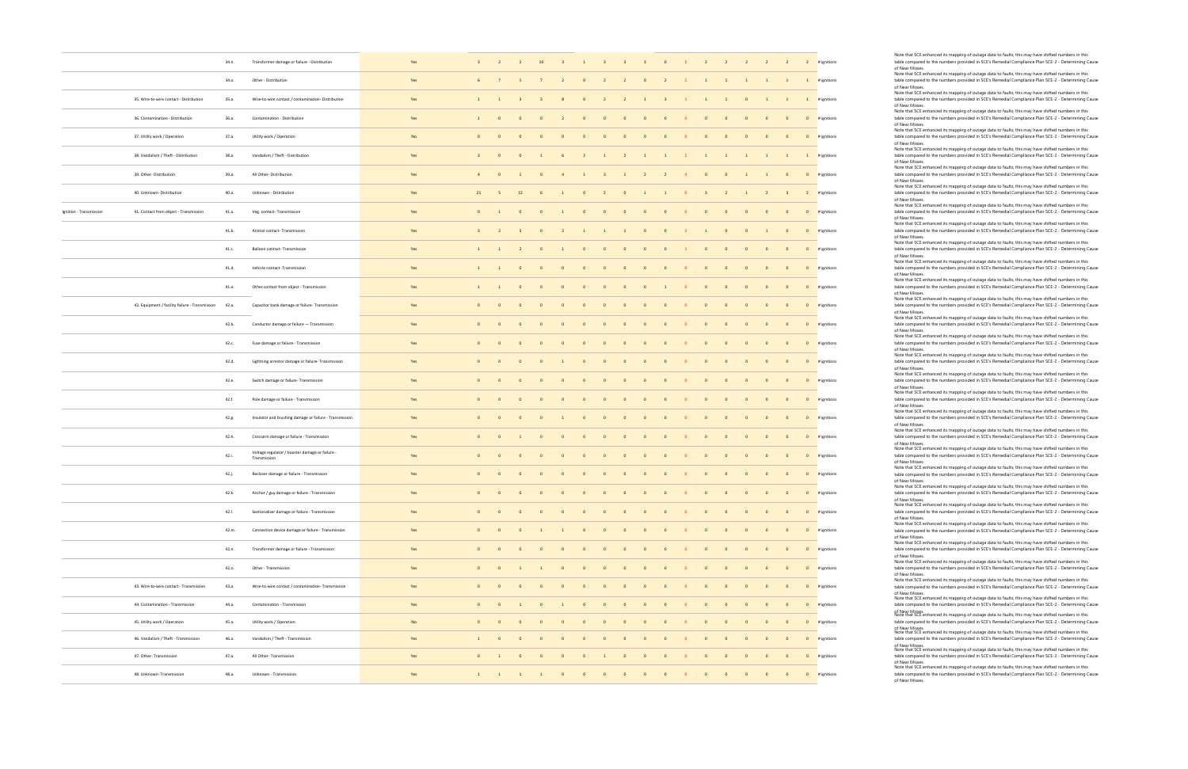| | | | | | | | | | | | | | | | | | | | | | | | |
|---|---|---|---|---|---|---|---|---|---|---|---|---|---|---|---|---|---|---|---|---|---|---|---|
| | | 34.n. | Transformer damage or failure - Distribution | Yes | 3 | 2 | 2 | 10 | 3 | 1 | 3 | 3 | 3 | 0 | 2 | 2 | 2 | 2 | 2 | 2 | 2 | # ignitions | Note that SCE enhanced its mapping of outage data to faults; this may have shifted numbers in this table compared to the numbers provided in SCE's Remedial Compliance Plan SCE-2 - Determining Cause of Near Misses. |
| | | 34.o. | Other - Distribution | Yes | 6 | 7 | 1 | 7 | 2 | 0 | 2 | 2 | 0 | 2 | 2 | 1 | 1 | 1 | 1 | 1 | 1 | # ignitions | Note that SCE enhanced its mapping of outage data to faults; this may have shifted numbers in this table compared to the numbers provided in SCE's Remedial Compliance Plan SCE-2 - Determining Cause of Near Misses. |
| | 35. Wire-to-wire contact - Distribution | 35.a. | Wire-to-wire contact / contamination- Distribution | Yes | 1 | 1 | 3 | 3 | 8 | 0 | 2 | 2 | 1 | 3 | 1 | 1 | 1 | 0 | 1 | 1 | 1 | # ignitions | Note that SCE enhanced its mapping of outage data to faults; this may have shifted numbers in this table compared to the numbers provided in SCE's Remedial Compliance Plan SCE-2 - Determining Cause of Near Misses. |
| | 36. Contamination - Distribution | 36.a. | Contamination - Distribution | Yes | 1 | 0 | 0 | 0 | 2 | 0 | 0 | 0 | 0 | 0 | 0 | 0 | 0 | 0 | 0 | 0 | 0 | # ignitions | Note that SCE enhanced its mapping of outage data to faults; this may have shifted numbers in this table compared to the numbers provided in SCE's Remedial Compliance Plan SCE-2 - Determining Cause of Near Misses. |
| | 37. Utility work / Operation | 37.a. | Utility work / Operation | No | 0 | 0 | 0 | 0 | 0 | 0 | 0 | 0 | 0 | 0 | 0 | 0 | 0 | 0 | 0 | 0 | 0 | # ignitions | Note that SCE enhanced its mapping of outage data to faults; this may have shifted numbers in this table compared to the numbers provided in SCE's Remedial Compliance Plan SCE-2 - Determining Cause of Near Misses. |
| | 38. Vandalism / Theft - Distribution | 38.a. | Vandalism / Theft - Distribution | Yes | 3 | 0 | 0 | 1 | 6 | 2 | 1 | 2 | 1 | 1 | 2 | 1 | 1 | 1 | 1 | 1 | 1 | # ignitions | Note that SCE enhanced its mapping of outage data to faults; this may have shifted numbers in this table compared to the numbers provided in SCE's Remedial Compliance Plan SCE-2 - Determining Cause of Near Misses. |
| | 39. Other- Distribution | 39.a. | All Other- Distribution | Yes | 4 | 0 | 1 | 0 | 4 | 1 | 3 | 1 | 2 | 2 | 4 | 0 | 0 | 1 | 1 | 0 | 0 | # ignitions | Note that SCE enhanced its mapping of outage data to faults; this may have shifted numbers in this table compared to the numbers provided in SCE's Remedial Compliance Plan SCE-2 - Determining Cause of Near Misses. |
| | 40. Unknown- Distribution | 40.a. | Unknown - Distribution | Yes | 21 | 5 | 12 | 6 | 1 | 0 | 2 | 0 | 1 | 1 | 0 | 3 | 2 | 1 | 2 | 3 | 2 | # ignitions | Note that SCE enhanced its mapping of outage data to faults; this may have shifted numbers in this table compared to the numbers provided in SCE's Remedial Compliance Plan SCE-2 - Determining Cause of Near Misses. |
| Ignition - Transmission | 41. Contact from object - Transmission | 41.a. | Veg. contact- Transmission | Yes | 0 | 1 | 0 | 0 | 1 | 0 | 0 | 0 | 0 | 0 | 0 | 0 | 0 | 0 | 0 | 0 | 0 | # ignitions | Note that SCE enhanced its mapping of outage data to faults; this may have shifted numbers in this table compared to the numbers provided in SCE's Remedial Compliance Plan SCE-2 - Determining Cause of Near Misses. |
| | | 41.b. | Animal contact- Transmission | Yes | 3 | 2 | 3 | 0 | 2 | 1 | 1 | 1 | 0 | 0 | 2 | 1 | 0 | 0 | 1 | 0 | 0 | # ignitions | Note that SCE enhanced its mapping of outage data to faults; this may have shifted numbers in this table compared to the numbers provided in SCE's Remedial Compliance Plan SCE-2 - Determining Cause of Near Misses. |
| | | 41.c. | Balloon contact- Transmission | Yes | 1 | 1 | 2 | 0 | 1 | 0 | 0 | 0 | 0 | 0 | 1 | 0 | 0 | 0 | 0 | 0 | 0 | # ignitions | Note that SCE enhanced its mapping of outage data to faults; this may have shifted numbers in this table compared to the numbers provided in SCE's Remedial Compliance Plan SCE-2 - Determining Cause of Near Misses. |
| | | 41.d. | Vehicle contact- Transmission | Yes | 1 | 1 | 0 | 0 | 0 | 0 | 0 | 0 | 0 | 0 | 0 | 0 | 0 | 0 | 0 | 0 | 0 | # ignitions | Note that SCE enhanced its mapping of outage data to faults; this may have shifted numbers in this table compared to the numbers provided in SCE's Remedial Compliance Plan SCE-2 - Determining Cause of Near Misses. |
| | | 41.e. | Other contact from object - Transmission | Yes | 1 | 1 | 0 | 0 | 0 | 0 | 0 | 0 | 0 | 1 | 0 | 0 | 0 | 0 | 0 | 0 | 0 | # ignitions | Note that SCE enhanced its mapping of outage data to faults; this may have shifted numbers in this table compared to the numbers provided in SCE's Remedial Compliance Plan SCE-2 - Determining Cause of Near Misses. |
| | 42. Equipment / facility failure - Transmission | 42.a. | Capacitor bank damage or failure- Transmission | Yes | 0 | 0 | 0 | 0 | 0 | 0 | 0 | 0 | 0 | 0 | 0 | 0 | 0 | 0 | 0 | 0 | 0 | # ignitions | Note that SCE enhanced its mapping of outage data to faults; this may have shifted numbers in this table compared to the numbers provided in SCE's Remedial Compliance Plan SCE-2 - Determining Cause of Near Misses. |
| | | 42.b. | Conductor damage or failure — Transmission | Yes | 0 | 0 | 0 | 0 | 0 | 0 | 0 | 0 | 0 | 0 | 0 | 0 | 0 | 0 | 0 | 0 | 0 | # ignitions | Note that SCE enhanced its mapping of outage data to faults; this may have shifted numbers in this table compared to the numbers provided in SCE's Remedial Compliance Plan SCE-2 - Determining Cause of Near Misses. |
| | | 42.c. | Fuse damage or failure - Transmission | Yes | 0 | 0 | 0 | 0 | 0 | 0 | 0 | 0 | 0 | 0 | 0 | 0 | 0 | 0 | 0 | 0 | 0 | # ignitions | Note that SCE enhanced its mapping of outage data to faults; this may have shifted numbers in this table compared to the numbers provided in SCE's Remedial Compliance Plan SCE-2 - Determining Cause of Near Misses. |
| | | 42.d. | Lightning arrestor damage or failure- Transmission | Yes | 0 | 0 | 0 | 0 | 1 | 0 | 0 | 0 | 0 | 0 | 0 | 0 | 0 | 0 | 0 | 0 | 0 | # ignitions | Note that SCE enhanced its mapping of outage data to faults; this may have shifted numbers in this table compared to the numbers provided in SCE's Remedial Compliance Plan SCE-2 - Determining Cause of Near Misses. |
| | | 42.e. | Switch damage or failure- Transmission | Yes | 0 | 0 | 0 | 0 | 0 | 0 | 0 | 0 | 0 | 0 | 0 | 0 | 0 | 0 | 0 | 0 | 0 | # ignitions | Note that SCE enhanced its mapping of outage data to faults; this may have shifted numbers in this table compared to the numbers provided in SCE's Remedial Compliance Plan SCE-2 - Determining Cause of Near Misses. |
| | | 42.f. | Pole damage or failure - Transmission | Yes | 0 | 0 | 0 | 0 | 0 | 0 | 0 | 0 | 0 | 0 | 0 | 0 | 0 | 0 | 0 | 0 | 0 | # ignitions | Note that SCE enhanced its mapping of outage data to faults; this may have shifted numbers in this table compared to the numbers provided in SCE's Remedial Compliance Plan SCE-2 - Determining Cause of Near Misses. |
| | | 42.g. | Insulator and brushing damage or failure - Transmission | Yes | 0 | 0 | 0 | 0 | 1 | 0 | 0 | 0 | 0 | 0 | 0 | 0 | 0 | 0 | 0 | 0 | 0 | # ignitions | Note that SCE enhanced its mapping of outage data to faults; this may have shifted numbers in this table compared to the numbers provided in SCE's Remedial Compliance Plan SCE-2 - Determining Cause of Near Misses. |
| | | 42.h. | Crossarm damage or failure - Transmission | Yes | 0 | 0 | 1 | 0 | 0 | 0 | 0 | 0 | 0 | 0 | 0 | 0 | 0 | 0 | 0 | 0 | 0 | # ignitions | Note that SCE enhanced its mapping of outage data to faults; this may have shifted numbers in this table compared to the numbers provided in SCE's Remedial Compliance Plan SCE-2 - Determining Cause of Near Misses. |
| | | 42.i. | Voltage regulator / booster damage or failure - Transmission | Yes | 0 | 0 | 0 | 0 | 0 | 0 | 0 | 0 | 0 | 0 | 0 | 0 | 0 | 0 | 0 | 0 | 0 | # ignitions | Note that SCE enhanced its mapping of outage data to faults; this may have shifted numbers in this table compared to the numbers provided in SCE's Remedial Compliance Plan SCE-2 - Determining Cause of Near Misses. |
| | | 42.j. | Recloser damage or failure - Transmission | Yes | 0 | 0 | 0 | 0 | 0 | 0 | 0 | 0 | 0 | 0 | 0 | 0 | 0 | 0 | 0 | 0 | 0 | # ignitions | Note that SCE enhanced its mapping of outage data to faults; this may have shifted numbers in this table compared to the numbers provided in SCE's Remedial Compliance Plan SCE-2 - Determining Cause of Near Misses. |
| | | 42.k. | Anchor / guy damage or failure - Transmission | Yes | 0 | 0 | 0 | 0 | 0 | 0 | 0 | 0 | 0 | 0 | 0 | 0 | 0 | 0 | 0 | 0 | 0 | # ignitions | Note that SCE enhanced its mapping of outage data to faults; this may have shifted numbers in this table compared to the numbers provided in SCE's Remedial Compliance Plan SCE-2 - Determining Cause of Near Misses. |
| | | 42.l. | Sectionalizer damage or failure - Transmission | Yes | 0 | 0 | 0 | 0 | 0 | 0 | 0 | 0 | 0 | 0 | 0 | 0 | 0 | 0 | 0 | 0 | 0 | # ignitions | Note that SCE enhanced its mapping of outage data to faults; this may have shifted numbers in this table compared to the numbers provided in SCE's Remedial Compliance Plan SCE-2 - Determining Cause of Near Misses. |
| | | 42.m. | Connection device damage or failure - Transmission | Yes | 0 | 0 | 0 | 1 | 1 | 0 | 0 | 0 | 0 | 0 | 0 | 0 | 0 | 0 | 0 | 0 | 0 | # ignitions | Note that SCE enhanced its mapping of outage data to faults; this may have shifted numbers in this table compared to the numbers provided in SCE's Remedial Compliance Plan SCE-2 - Determining Cause of Near Misses. |
| | | 42.n. | Transformer damage or failure - Transmission | Yes | 0 | 0 | 0 | 0 | 0 | 0 | 0 | 0 | 0 | 0 | 0 | 0 | 0 | 0 | 0 | 0 | 0 | # ignitions | Note that SCE enhanced its mapping of outage data to faults; this may have shifted numbers in this table compared to the numbers provided in SCE's Remedial Compliance Plan SCE-2 - Determining Cause of Near Misses. |
| | | 42.o. | Other - Transmission | Yes | 0 | 0 | 1 | 1 | 0 | 0 | 0 | 0 | 0 | 0 | 0 | 0 | 0 | 0 | 0 | 0 | 0 | # ignitions | Note that SCE enhanced its mapping of outage data to faults; this may have shifted numbers in this table compared to the numbers provided in SCE's Remedial Compliance Plan SCE-2 - Determining Cause of Near Misses. |
| | 43. Wire-to-wire contact - Transmission | 43.a. | Wire-to-wire contact / contamination- Transmission | Yes | 0 | 0 | 0 | 0 | 0 | 0 | 0 | 0 | 0 | 0 | 0 | 0 | 0 | 0 | 0 | 0 | 0 | # ignitions | Note that SCE enhanced its mapping of outage data to faults; this may have shifted numbers in this table compared to the numbers provided in SCE's Remedial Compliance Plan SCE-2 - Determining Cause of Near Misses. |
| | 44. Contamination - Transmission | 44.a. | Contamination - Transmission | Yes | 0 | 0 | 1 | 0 | 1 | 0 | 0 | 0 | 0 | 0 | 0 | 0 | 0 | 0 | 0 | 0 | 0 | # ignitions | Note that SCE enhanced its mapping of outage data to faults; this may have shifted numbers in this table compared to the numbers provided in SCE's Remedial Compliance Plan SCE-2 - Determining Cause of Near Misses. |
| | 45. Utility work / Operation | 45.a. | Utility work / Operation | No | 0 | 0 | 0 | 0 | 0 | 0 | 0 | 0 | 0 | 0 | 0 | 0 | 0 | 0 | 0 | 0 | 0 | # ignitions | Note that SCE enhanced its mapping of outage data to faults; this may have shifted numbers in this table compared to the numbers provided in SCE's Remedial Compliance Plan SCE-2 - Determining Cause of Near Misses. |
| | 46. Vandalism / Theft - Transmission | 46.a. | Vandalism / Theft - Transmission | Yes | 1 | 0 | 0 | 0 | 0 | 0 | 0 | 0 | 0 | 0 | 0 | 0 | 0 | 0 | 0 | 0 | 0 | # ignitions | Note that SCE enhanced its mapping of outage data to faults; this may have shifted numbers in this table compared to the numbers provided in SCE's Remedial Compliance Plan SCE-2 - Determining Cause of Near Misses. |
| | 47. Other- Transmission | 47.a. | All Other- Transmission | Yes | 0 | 1 | 0 | 0 | 0 | 0 | 1 | 0 | 0 | 0 | 0 | 0 | 0 | 0 | 0 | 0 | 0 | # ignitions | Note that SCE enhanced its mapping of outage data to faults; this may have shifted numbers in this table compared to the numbers provided in SCE's Remedial Compliance Plan SCE-2 - Determining Cause of Near Misses. |
| | 48. Unknown- Transmission | 48.a. | Unknown - Transmission | Yes | 1 | 1 | 1 | 1 | 0 | 0 | 0 | 0 | 0 | 0 | 0 | 0 | 0 | 0 | 0 | 0 | 0 | # ignitions | Note that SCE enhanced its mapping of outage data to faults; this may have shifted numbers in this table compared to the numbers provided in SCE's Remedial Compliance Plan SCE-2 - Determining Cause of Near Misses. |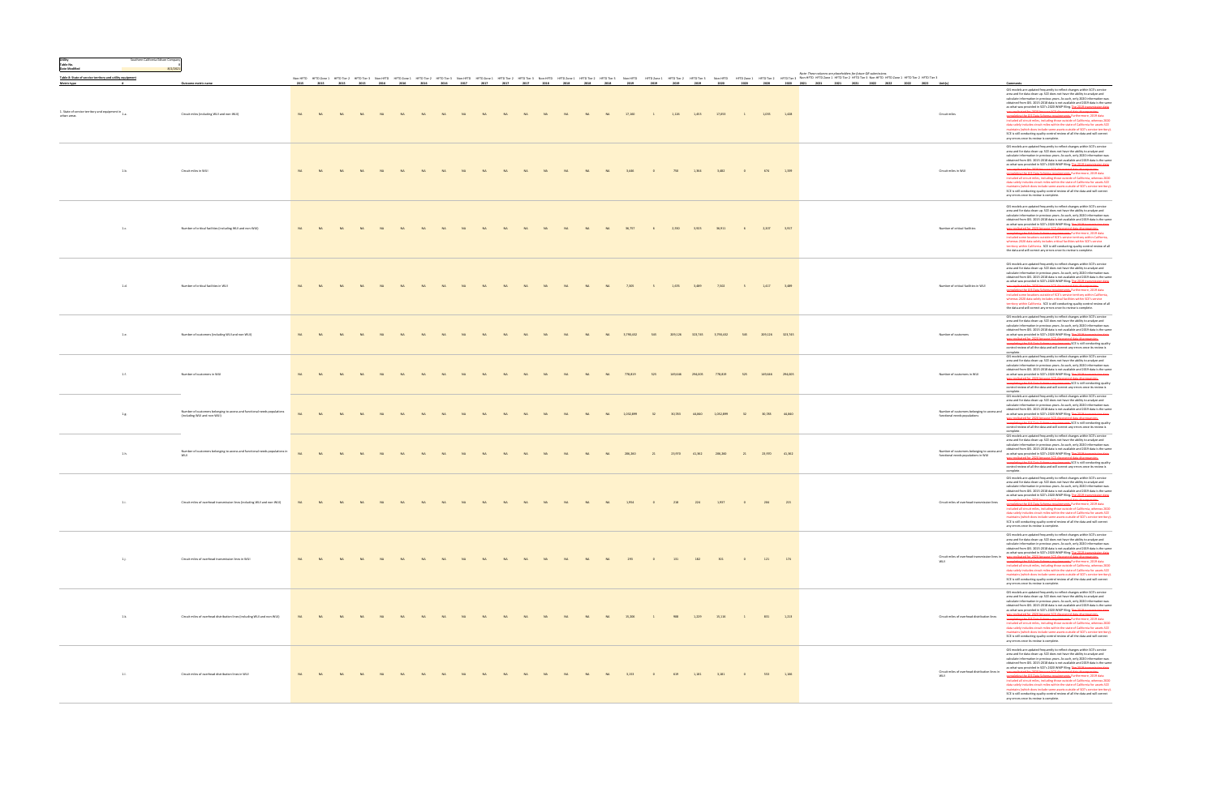**Utility:** Southern California Edison Company
**Table No.:** 8
**Date Modified:** 4/2/2021

**Table 8: State of service territory and utility equipment**

Note: These columns are placeholders for future QR submissions

| Metric type | # | Outcome metric name | Non-HFTD 2015 | HFTD Zone 1 2015 | HFTD Tier 2 2015 | HFTD Tier 3 2015 | Non-HFTD 2016 | HFTD Zone 1 2016 | HFTD Tier 2 2016 | HFTD Tier 3 2016 | Non-HFTD 2017 | HFTD Zone 1 2017 | HFTD Tier 2 2017 | HFTD Tier 3 2017 | Non-HFTD 2018 | HFTD Zone 1 2018 | HFTD Tier 2 2018 | HFTD Tier 3 2018 | Non-HFTD 2019 | HFTD Zone 1 2019 | HFTD Tier 2 2019 | HFTD Tier 3 2019 | Non-HFTD 2020 | HFTD Zone 1 2020 | HFTD Tier 2 2020 | HFTD Tier 3 2020 | Non-HFTD 2021 | HFTD Zone 1 2021 | HFTD Tier 2 2021 | HFTD Tier 3 2021 | Non-HFTD 2022 | HFTD Zone 1 2022 | HFTD Tier 2 2022 | HFTD Tier 3 2022 | Unit(s) | Comments |
|---|---|---|---|---|---|---|---|---|---|---|---|---|---|---|---|---|---|---|---|---|---|---|---|---|---|---|---|---|---|---|---|---|---|---|---|---|
| 1. State of service territory and utility equipment in urban areas | 1.a. | Circuit miles (including WUI and non-WUI) | NA | NA | NA | NA | NA | NA | NA | NA | NA | NA | NA | NA | NA | NA | NA | NA | 17,160 | 1 | 1,126 | 1,413 | 17,055 | 1 | 1,059 | 1,434 | | | | | | | | | Circuit miles | GIS models are updated frequently to reflect changes within SCE's service area and for data clean up. SCE does not have the ability to analyze and calculate information in previous years. As such, only 2020 information was obtained from GIS. 2015-2018 data is not available and 2019 data is the same as what was provided in SCE's 2020 WMP filing. The 2019 transmission data was replaced for 2020 because SCE discovered data discrepancies in compiling the Q1 Data Schema requirements. Furthermore, 2019 data included all circuit miles, including those outside of California, whereas 2020 data solely includes circuit miles within the state of California for assets SCE maintains (which does include some assets outside of SCE's service territory). SCE is still conducting quality control review of all the data and will correct any errors once its review is complete. |
| | 1.b. | Circuit miles in WUI | NA | NA | NA | NA | NA | NA | NA | NA | NA | NA | NA | NA | NA | NA | NA | NA | 3,646 | 0 | 708 | 1,363 | 3,483 | 0 | 676 | 1,339 | | | | | | | | | Circuit miles in WUI | GIS models are updated frequently to reflect changes within SCE's service area and for data clean up. SCE does not have the ability to analyze and calculate information in previous years. As such, only 2020 information was obtained from GIS. 2015-2018 data is not available and 2019 data is the same as what was provided in SCE's 2020 WMP filing. The 2019 transmission data was replaced for 2020 because SCE discovered data discrepancies in compiling the Q1 Data Schema requirements. Furthermore, 2019 data included all circuit miles, including those outside of California, whereas 2020 data solely includes circuit miles within the state of California for assets SCE maintains (which does include some assets outside of SCE's service territory). SCE is still conducting quality control review of all the data and will correct any errors once its review is complete. |
| | 1.c. | Number of critical facilities (including WUI and non-WUI) | NA | NA | NA | NA | NA | NA | NA | NA | NA | NA | NA | NA | NA | NA | NA | NA | 36,737 | 6 | 2,700 | 3,973 | 36,911 | 6 | 2,207 | 3,917 | | | | | | | | | Number of critical facilities | GIS models are updated frequently to reflect changes within SCE's service area and for data clean up. SCE does not have the ability to analyze and calculate information in previous years. As such, only 2020 information was obtained from GIS. 2015-2018 data is not available and 2019 data is the same as what was provided in SCE's 2020 WMP filing. The 2019 transmission data was replaced for 2020 because SCE discovered data discrepancies in compiling the Q1 Data Schema requirements. Furthermore, 2019 data included some locations outside of SCE's service territory within California, whereas 2020 data solely includes critical facilities within SCE's service territory within California. SCE is still conducting quality control review of all the data and will correct any errors once its review is complete. |
| | 1.d. | Number of critical facilities in WUI | NA | NA | NA | NA | NA | NA | NA | NA | NA | NA | NA | NA | NA | NA | NA | NA | 7,505 | 5 | 1,635 | 3,489 | 7,503 | 5 | 1,417 | 3,489 | | | | | | | | | Number of critical facilities in WUI | GIS models are updated frequently to reflect changes within SCE's service area and for data clean up. SCE does not have the ability to analyze and calculate information in previous years. As such, only 2020 information was obtained from GIS. 2015-2018 data is not available and 2019 data is the same as what was provided in SCE's 2020 WMP filing. The 2019 transmission data was replaced for 2020 because SCE discovered data discrepancies in compiling the Q1 Data Schema requirements. Furthermore, 2019 data included some locations outside of SCE's service territory within California, whereas 2020 data solely includes critical facilities within SCE's service territory within California. SCE is still conducting quality control review of all the data and will correct any errors once its review is complete. |
| | 1.e. | Number of customers (including WUI and non-WUI) | NA | NA | NA | NA | NA | NA | NA | NA | NA | NA | NA | NA | NA | NA | NA | NA | 3,790,432 | 505 | 209,126 | 323,745 | 3,790,432 | 505 | 209,126 | 323,745 | | | | | | | | | Number of customers | GIS models are updated frequently to reflect changes within SCE's service area and for data clean up. SCE does not have the ability to analyze and calculate information in previous years. As such, only 2020 information was obtained from GIS. 2015-2018 data is not available and 2019 data is the same as what was provided in SCE's 2020 WMP filing. The 2019 transmission data was replaced for 2020 because SCE discovered data discrepancies in compiling the Q1 Data Schema requirements. SCE is still conducting quality control review of all the data and will correct any errors once its review is complete. |
| | 1.f. | Number of customers in WUI | NA | NA | NA | NA | NA | NA | NA | NA | NA | NA | NA | NA | NA | NA | NA | NA | 778,839 | 525 | 149,046 | 294,005 | 778,839 | 525 | 149,046 | 294,005 | | | | | | | | | Number of customers in WUI | GIS models are updated frequently to reflect changes within SCE's service area and for data clean up. SCE does not have the ability to analyze and calculate information in previous years. As such, only 2020 information was obtained from GIS. 2015-2018 data is not available and 2019 data is the same as what was provided in SCE's 2020 WMP filing. The 2019 transmission data was replaced for 2020 because SCE discovered data discrepancies in compiling the Q1 Data Schema requirements. SCE is still conducting quality control review of all the data and will correct any errors once its review is complete. |
| | 1.g. | Number of customers belonging to access and functional needs populations (including WUI and non-WUI) | NA | NA | NA | NA | NA | NA | NA | NA | NA | NA | NA | NA | NA | NA | NA | NA | 1,032,099 | 52 | 30,785 | 44,840 | 1,032,099 | 52 | 30,785 | 44,840 | | | | | | | | | Number of customers belonging to access and functional needs populations | GIS models are updated frequently to reflect changes within SCE's service area and for data clean up. SCE does not have the ability to analyze and calculate information in previous years. As such, only 2020 information was obtained from GIS. 2015-2018 data is not available and 2019 data is the same as what was provided in SCE's 2020 WMP filing. The 2019 transmission data was replaced for 2020 because SCE discovered data discrepancies in compiling the Q1 Data Schema requirements. SCE is still conducting quality control review of all the data and will correct any errors once its review is complete. |
| | 1.h. | Number of customers belonging to access and functional needs populations in WUI | NA | NA | NA | NA | NA | NA | NA | NA | NA | NA | NA | NA | NA | NA | NA | NA | 286,360 | 21 | 23,970 | 41,362 | 286,360 | 21 | 23,970 | 41,362 | | | | | | | | | Number of customers belonging to access and functional needs populations in WUI | GIS models are updated frequently to reflect changes within SCE's service area and for data clean up. SCE does not have the ability to analyze and calculate information in previous years. As such, only 2020 information was obtained from GIS. 2015-2018 data is not available and 2019 data is the same as what was provided in SCE's 2020 WMP filing. The 2019 transmission data was replaced for 2020 because SCE discovered data discrepancies in compiling the Q1 Data Schema requirements. SCE is still conducting quality control review of all the data and will correct any errors once its review is complete. |
| | 1.i. | Circuit miles of overhead transmission lines (including WUI and non-WUI) | NA | NA | NA | NA | NA | NA | NA | NA | NA | NA | NA | NA | NA | NA | NA | NA | 1,954 | 0 | 236 | 224 | 1,937 | 0 | 244 | 215 | | | | | | | | | Circuit miles of overhead transmission lines | GIS models are updated frequently to reflect changes within SCE's service area and for data clean up. SCE does not have the ability to analyze and calculate information in previous years. As such, only 2020 information was obtained from GIS. 2015-2018 data is not available and 2019 data is the same as what was provided in SCE's 2020 WMP filing. The 2019 transmission data was replaced for 2020 because SCE discovered data discrepancies in compiling the Q1 Data Schema requirements. Furthermore, 2019 data included all circuit miles, including those outside of California, whereas 2020 data solely includes circuit miles within the state of California for assets SCE maintains (which does include some assets outside of SCE's service territory). SCE is still conducting quality control review of all the data and will correct any errors once its review is complete. |
| | 1.j. | Circuit miles of overhead transmission lines in WUI | NA | NA | NA | NA | NA | NA | NA | NA | NA | NA | NA | NA | NA | NA | NA | NA | 295 | 0 | 111 | 182 | 301 | 0 | 121 | 174 | | | | | | | | | Circuit miles of overhead transmission lines in WUI | GIS models are updated frequently to reflect changes within SCE's service area and for data clean up. SCE does not have the ability to analyze and calculate information in previous years. As such, only 2020 information was obtained from GIS. 2015-2018 data is not available and 2019 data is the same as what was provided in SCE's 2020 WMP filing. The 2019 transmission data was replaced for 2020 because SCE discovered data discrepancies in compiling the Q1 Data Schema requirements. Furthermore, 2019 data included all circuit miles, including those outside of California, whereas 2020 data solely includes circuit miles within the state of California for assets SCE maintains (which does include some assets outside of SCE's service territory). SCE is still conducting quality control review of all the data and will correct any errors once its review is complete. |
| | 1.k. | Circuit miles of overhead distribution lines (including WUI and non-WUI) | NA | NA | NA | NA | NA | NA | NA | NA | NA | NA | NA | NA | NA | NA | NA | NA | 15,306 | 1 | 988 | 1,229 | 15,116 | 1 | 815 | 1,213 | | | | | | | | | Circuit miles of overhead distribution lines | GIS models are updated frequently to reflect changes within SCE's service area and for data clean up. SCE does not have the ability to analyze and calculate information in previous years. As such, only 2020 information was obtained from GIS. 2015-2018 data is not available and 2019 data is the same as what was provided in SCE's 2020 WMP filing. The 2019 transmission data was replaced for 2020 because SCE discovered data discrepancies in compiling the Q1 Data Schema requirements. Furthermore, 2019 data included all circuit miles, including those outside of California, whereas 2020 data solely includes circuit miles within the state of California for assets SCE maintains (which does include some assets outside of SCE's service territory). SCE is still conducting quality control review of all the data and will correct any errors once its review is complete. |
| | 1.l. | Circuit miles of overhead distribution lines in WUI | NA | NA | NA | NA | NA | NA | NA | NA | NA | NA | NA | NA | NA | NA | NA | NA | 3,153 | 0 | 619 | 1,181 | 3,181 | 0 | 555 | 1,165 | | | | | | | | | Circuit miles of overhead distribution lines in WUI | GIS models are updated frequently to reflect changes within SCE's service area and for data clean up. SCE does not have the ability to analyze and calculate information in previous years. As such, only 2020 information was obtained from GIS. 2015-2018 data is not available and 2019 data is the same as what was provided in SCE's 2020 WMP filing. The 2019 transmission data was replaced for 2020 because SCE discovered data discrepancies in compiling the Q1 Data Schema requirements. Furthermore, 2019 data included all circuit miles, including those outside of California, whereas 2020 data solely includes circuit miles within the state of California for assets SCE maintains (which does include some assets outside of SCE's service territory). SCE is still conducting quality control review of all the data and will correct any errors once its review is complete. |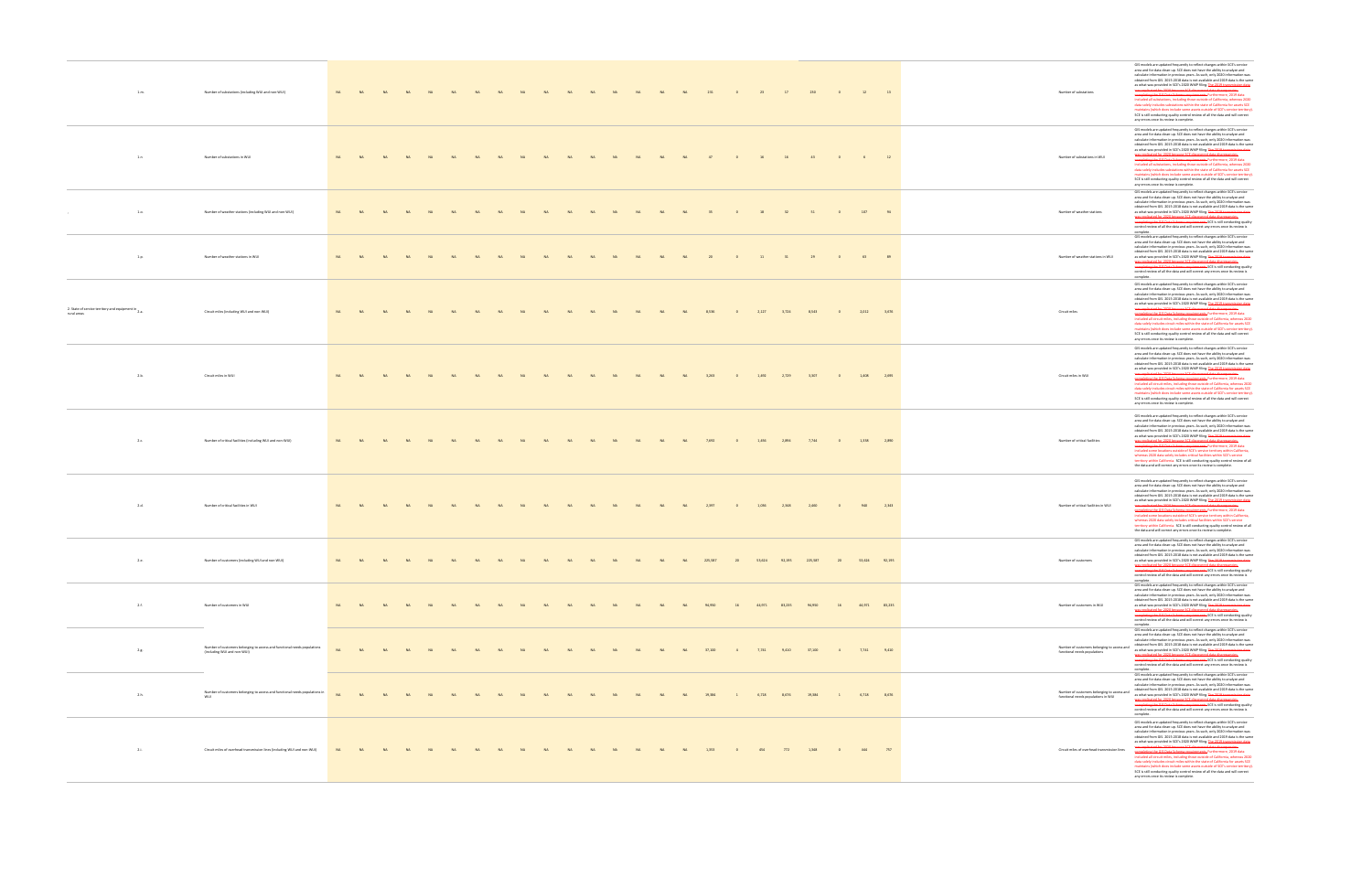| | | | | | | | | | | | | | | | | | | | | | | | | | | | |
|---|---|---|---|---|---|---|---|---|---|---|---|---|---|---|---|---|---|---|---|---|---|---|---|---|---|---|---|
| | 1.m | Number of substations (including WUI and non-WUI) | NA | NA | NA | NA | NA | NA | NA | NA | NA | NA | NA | NA | NA | NA | NA | NA | 231 | 0 | 25 | 17 | 233 | 0 | 12 | 15 | Number of substations | GIS models are updated frequently to reflect changes within SCE's service area and for data clean up. SCE does not have the ability to analyze and calculate information in previous years. As such, only 2020 information was obtained from GIS. 2015-2018 data is not available and 2019 data is the same as what was provided in SCE's 2020 WMP filing. ~~The 2019 information has been revised for 2020 because SCE discovered data discrepancies completing the Q3 Data Schema requirements.~~ Furthermore, 2019 data included all substations, including those outside of California, whereas 2020 data solely includes substations within the state of California for assets SCE maintains (which does include some assets outside of SCE's service territory). SCE is still conducting quality control review of all the data and will correct any errors once its review is complete. |
| | 1.n | Number of substations in WUI | NA | NA | NA | NA | NA | NA | NA | NA | NA | NA | NA | NA | NA | NA | NA | NA | 67 | 0 | 16 | 10 | 63 | 0 | 8 | 12 | Number of substations in WUI | GIS models are updated frequently to reflect changes within SCE's service area and for data clean up. SCE does not have the ability to analyze and calculate information in previous years. As such, only 2020 information was obtained from GIS. 2015-2018 data is not available and 2019 data is the same as what was provided in SCE's 2020 WMP filing. ~~The 2019 information has been revised for 2020 because SCE discovered data discrepancies completing the Q3 Data Schema requirements.~~ Furthermore, 2019 data included all substations, including those outside of California, whereas 2020 data solely includes substations within the state of California for assets SCE maintains (which does include some assets outside of SCE's service territory). SCE is still conducting quality control review of all the data and will correct any errors once its review is complete. |
| | 1.o | Number of weather stations (including WUI and non-WUI) | NA | NA | NA | NA | NA | NA | NA | NA | NA | NA | NA | NA | NA | NA | NA | NA | 70 | 0 | 18 | 32 | 71 | 0 | 107 | 94 | Number of weather stations | GIS models are updated frequently to reflect changes within SCE's service area and for data clean up. SCE does not have the ability to analyze and calculate information in previous years. As such, only 2020 information was obtained from GIS. 2015-2018 data is not available and 2019 data is the same as what was provided in SCE's 2020 WMP filing. ~~The 2019 information has been revised for 2020 because SCE discovered data discrepancies completing the Q3 Data Schema requirements.~~ SCE is still conducting quality control review of all the data and will correct any errors once its review is complete. |
| | 1.p | Number of weather stations in WUI | NA | NA | NA | NA | NA | NA | NA | NA | NA | NA | NA | NA | NA | NA | NA | NA | 20 | 0 | 11 | 31 | 29 | 0 | 93 | 89 | Number of weather stations in WUI | GIS models are updated frequently to reflect changes within SCE's service area and for data clean up. SCE does not have the ability to analyze and calculate information in previous years. As such, only 2020 information was obtained from GIS. 2015-2018 data is not available and 2019 data is the same as what was provided in SCE's 2020 WMP filing. ~~The 2019 information has been revised for 2020 because SCE discovered data discrepancies completing the Q3 Data Schema requirements.~~ SCE is still conducting quality control review of all the data and will correct any errors once its review is complete. |
| 2. State of service territory and equipment in rural areas | 2.a | Circuit miles (including WUI and non-WUI) | NA | NA | NA | NA | NA | NA | NA | NA | NA | NA | NA | NA | NA | NA | NA | NA | 8,596 | 0 | 2,127 | 3,724 | 8,543 | 0 | 2,012 | 3,676 | Circuit miles | GIS models are updated frequently to reflect changes within SCE's service area and for data clean up. SCE does not have the ability to analyze and calculate information in previous years. As such, only 2020 information was obtained from GIS. 2015-2018 data is not available and 2019 data is the same as what was provided in SCE's 2020 WMP filing. ~~The 2019 information has been revised for 2020 because SCE discovered data discrepancies completing the Q3 Data Schema requirements.~~ Furthermore, 2019 data included all circuit miles, including those outside of California, whereas 2020 data solely includes circuit miles within the state of California for assets SCE maintains (which does include some assets outside of SCE's service territory). SCE is still conducting quality control review of all the data and will correct any errors once its review is complete. |
| | 2.b | Circuit miles in WUI | NA | NA | NA | NA | NA | NA | NA | NA | NA | NA | NA | NA | NA | NA | NA | NA | 3,283 | 0 | 1,330 | 2,729 | 3,307 | 0 | 1,326 | 2,695 | Circuit miles in WUI | GIS models are updated frequently to reflect changes within SCE's service area and for data clean up. SCE does not have the ability to analyze and calculate information in previous years. As such, only 2020 information was obtained from GIS. 2015-2018 data is not available and 2019 data is the same as what was provided in SCE's 2020 WMP filing. ~~The 2019 information has been revised for 2020 because SCE discovered data discrepancies completing the Q3 Data Schema requirements.~~ Furthermore, 2019 data included all circuit miles, including those outside of California, whereas 2020 data solely includes circuit miles within the state of California for assets SCE maintains (which does include some assets outside of SCE's service territory). SCE is still conducting quality control review of all the data and will correct any errors once its review is complete. |
| | 2.c | Number of critical facilities (including WUI and non-WUI) | NA | NA | NA | NA | NA | NA | NA | NA | NA | NA | NA | NA | NA | NA | NA | NA | 7,692 | 0 | 1,456 | 2,886 | 7,744 | 0 | 1,338 | 2,890 | Number of critical facilities | GIS models are updated frequently to reflect changes within SCE's service area and for data clean up. SCE does not have the ability to analyze and calculate information in previous years. As such, only 2020 information was obtained from GIS. 2015-2018 data is not available and 2019 data is the same as what was provided in SCE's 2020 WMP filing. ~~The 2019 information has been revised for 2020 because SCE discovered data discrepancies completing the Q3 Data Schema requirements.~~ Furthermore, 2019 data included some locations outside of SCE's service territory within California, whereas 2020 data solely includes critical facilities within SCE's service territory within California. SCE is still conducting quality control review of all the data and will correct any errors once its review is complete. |
| | 2.d | Number of critical facilities in WUI | NA | NA | NA | NA | NA | NA | NA | NA | NA | NA | NA | NA | NA | NA | NA | NA | 2,397 | 0 | 1,036 | 2,346 | 2,440 | 0 | 960 | 2,343 | Number of critical facilities in WUI | GIS models are updated frequently to reflect changes within SCE's service area and for data clean up. SCE does not have the ability to analyze and calculate information in previous years. As such, only 2020 information was obtained from GIS. 2015-2018 data is not available and 2019 data is the same as what was provided in SCE's 2020 WMP filing. ~~The 2019 information has been revised for 2020 because SCE discovered data discrepancies completing the Q3 Data Schema requirements.~~ Furthermore, 2019 data included some locations outside of SCE's service territory within California, whereas 2020 data solely includes critical facilities within SCE's service territory within California. SCE is still conducting quality control review of all the data and will correct any errors once its review is complete. |
| | 2.e | Number of customers (including WUI and non-WUI) | NA | NA | NA | NA | NA | NA | NA | NA | NA | NA | NA | NA | NA | NA | NA | NA | 225,387 | 20 | 53,424 | 92,193 | 225,387 | 20 | 53,424 | 92,193 | Number of customers | GIS models are updated frequently to reflect changes within SCE's service area and for data clean up. SCE does not have the ability to analyze and calculate information in previous years. As such, only 2020 information was obtained from GIS. 2015-2018 data is not available and 2019 data is the same as what was provided in SCE's 2020 WMP filing. ~~The 2019 information has been revised for 2020 because SCE discovered data discrepancies completing the Q3 Data Schema requirements.~~ SCE is still conducting quality control review of all the data and will correct any errors once its review is complete. |
| | 2.f | Number of customers in WUI | NA | NA | NA | NA | NA | NA | NA | NA | NA | NA | NA | NA | NA | NA | NA | NA | 96,900 | 16 | 44,971 | 83,233 | 96,900 | 16 | 44,971 | 83,233 | Number of customers in WUI | GIS models are updated frequently to reflect changes within SCE's service area and for data clean up. SCE does not have the ability to analyze and calculate information in previous years. As such, only 2020 information was obtained from GIS. 2015-2018 data is not available and 2019 data is the same as what was provided in SCE's 2020 WMP filing. ~~The 2019 information has been revised for 2020 because SCE discovered data discrepancies completing the Q3 Data Schema requirements.~~ SCE is still conducting quality control review of all the data and will correct any errors once its review is complete. |
| | 2.g | Number of customers belonging to access and functional needs populations (including WUI and non-WUI) | NA | NA | NA | NA | NA | NA | NA | NA | NA | NA | NA | NA | NA | NA | NA | NA | 37,100 | 0 | 7,731 | 9,610 | 37,100 | 0 | 7,731 | 9,610 | Number of customers belonging to access and functional needs populations | GIS models are updated frequently to reflect changes within SCE's service area and for data clean up. SCE does not have the ability to analyze and calculate information in previous years. As such, only 2020 information was obtained from GIS. 2015-2018 data is not available and 2019 data is the same as what was provided in SCE's 2020 WMP filing. ~~The 2019 information has been revised for 2020 because SCE discovered data discrepancies completing the Q3 Data Schema requirements.~~ SCE is still conducting quality control review of all the data and will correct any errors once its review is complete. |
| | 2.h | Number of customers belonging to access and functional needs populations in WUI | NA | NA | NA | NA | NA | NA | NA | NA | NA | NA | NA | NA | NA | NA | NA | NA | 19,384 | 1 | 6,718 | 8,076 | 19,384 | 1 | 6,718 | 8,076 | Number of customers belonging to access and functional needs populations in WUI | GIS models are updated frequently to reflect changes within SCE's service area and for data clean up. SCE does not have the ability to analyze and calculate information in previous years. As such, only 2020 information was obtained from GIS. 2015-2018 data is not available and 2019 data is the same as what was provided in SCE's 2020 WMP filing. ~~The 2019 information has been revised for 2020 because SCE discovered data discrepancies completing the Q3 Data Schema requirements.~~ SCE is still conducting quality control review of all the data and will correct any errors once its review is complete. |
| | 2.i | Circuit miles of overhead transmission lines (including WUI and non-WUI) | NA | NA | NA | NA | NA | NA | NA | NA | NA | NA | NA | NA | NA | NA | NA | NA | 1,374 | 0 | 354 | 772 | 1,348 | 0 | 344 | 757 | Circuit miles of overhead transmission lines | GIS models are updated frequently to reflect changes within SCE's service area and for data clean up. SCE does not have the ability to analyze and calculate information in previous years. As such, only 2020 information was obtained from GIS. 2015-2018 data is not available and 2019 data is the same as what was provided in SCE's 2020 WMP filing. ~~The 2019 information has been revised for 2020 because SCE discovered data discrepancies completing the Q3 Data Schema requirements.~~ Furthermore, 2019 data included all circuit miles, including those outside of California, whereas 2020 data solely includes circuit miles within the state of California for assets SCE maintains (which does include some assets outside of SCE's service territory). SCE is still conducting quality control review of all the data and will correct any errors once its review is complete. |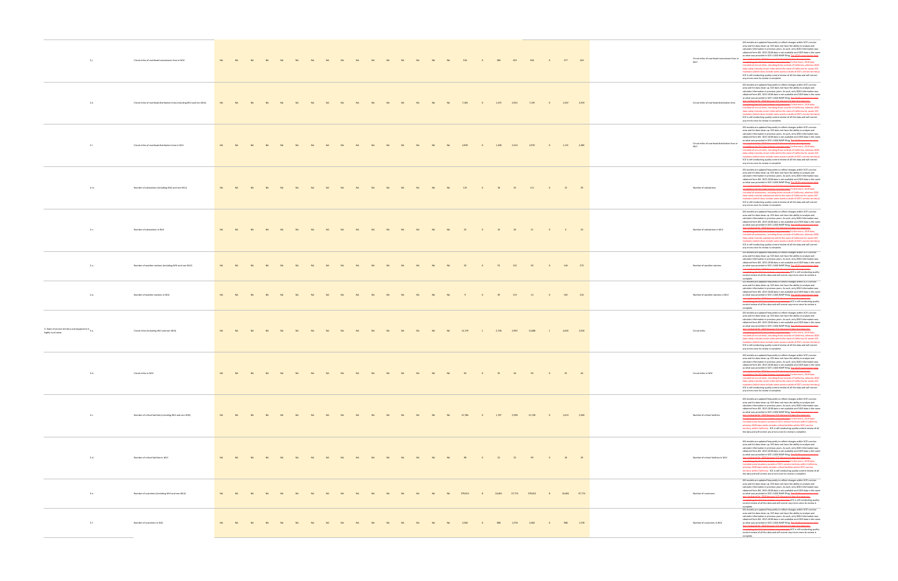| | | | | | | | | | | | | | | | | | | | | | | | | | | |
|---|---|---|---|---|---|---|---|---|---|---|---|---|---|---|---|---|---|---|---|---|---|---|---|---|---|---|
| | 2.j | Circuit miles of overhead transmission lines in WUI | NA | NA | NA | NA | NA | NA | NA | NA | NA | NA | NA | NA | NA | NA | NA | NA | 556 | 0 | 284 | 419 | 556 | 0 | 277 | 416 | Circuit miles of overhead transmission lines in WUI | GIS models are updated frequently to reflect changes within SCE's service area and for data clean up. SCE does not have the ability to analyze and calculate information in previous years. As such, only 2020 information was obtained from GIS. 2015-2018 data is not available and 2019 data is the same as what was provided in SCE's 2020 WMP filing. ~~The 2019 transmission data was replaced for 2020 because SCE discovered data discrepancies~~ Furthermore, 2019 data included all circuit miles, including those outside of California, whereas 2020 data solely includes circuit miles within the state of California for assets SCE maintains (which does include some assets outside of SCE's service territory). SCE is still conducting quality control review of all the data and will correct any errors once its review is complete. |
| | 2.k | Circuit miles of overhead distribution lines (including WUI and non-WUI) | NA | NA | NA | NA | NA | NA | NA | NA | NA | NA | NA | NA | NA | NA | NA | NA | 7,381 | 0 | 1,673 | 2,951 | 7,395 | 0 | 1,567 | 2,939 | Circuit miles of overhead distribution lines | GIS models are updated frequently to reflect changes within SCE's service area and for data clean up. SCE does not have the ability to analyze and calculate information in previous years. As such, only 2020 information was obtained from GIS. 2015-2018 data is not available and 2019 data is the same as what was provided in SCE's 2020 WMP filing. ~~The 2019 data was replaced for 2020 because SCE discovered data discrepancies~~ Furthermore, 2019 data included all circuit miles, including those outside of California, whereas 2020 data solely includes circuit miles within the state of California for assets SCE maintains (which does include some assets outside of SCE's service territory). SCE is still conducting quality control review of all the data and will correct any errors once its review is complete. |
| | 2.l | Circuit miles of overhead distribution lines in WUI | NA | NA | NA | NA | NA | NA | NA | NA | NA | NA | NA | NA | NA | NA | NA | NA | 2,939 | 0 | 1,208 | 2,310 | 2,970 | 0 | 1,131 | 2,385 | Circuit miles of overhead distribution lines in WUI | GIS models are updated frequently to reflect changes within SCE's service area and for data clean up. SCE does not have the ability to analyze and calculate information in previous years. As such, only 2020 information was obtained from GIS. 2015-2018 data is not available and 2019 data is the same as what was provided in SCE's 2020 WMP filing. ~~The 2019 data was replaced for 2020 because SCE discovered data discrepancies~~ Furthermore, 2019 data included all circuit miles, including those outside of California, whereas 2020 data solely includes circuit miles within the state of California for assets SCE maintains (which does include some assets outside of SCE's service territory). SCE is still conducting quality control review of all the data and will correct any errors once its review is complete. |
| | 2.m | Number of substations (including WUI and non-WUI) | NA | NA | NA | NA | NA | NA | NA | NA | NA | NA | NA | NA | NA | NA | NA | NA | 125 | 0 | 30 | 92 | 112 | 0 | 51 | 29 | Number of substations | GIS models are updated frequently to reflect changes within SCE's service area and for data clean up. SCE does not have the ability to analyze and calculate information in previous years. As such, only 2020 information was obtained from GIS. 2015-2018 data is not available and 2019 data is the same as what was provided in SCE's 2020 WMP filing. ~~The 2019 data was replaced for 2020 because SCE discovered data discrepancies~~ Furthermore, 2019 data included all substations, including those outside of California, whereas 2020 data solely includes substations within the state of California for assets SCE maintains (which does include some assets outside of SCE's service territory). SCE is still conducting quality control review of all the data and will correct any errors once its review is complete. |
| | 2.n | Number of substations in WUI | NA | NA | NA | NA | NA | NA | NA | NA | NA | NA | NA | NA | NA | NA | NA | NA | 25 | 0 | 10 | 26 | 21 | 0 | 6 | 24 | Number of substations in WUI | GIS models are updated frequently to reflect changes within SCE's service area and for data clean up. SCE does not have the ability to analyze and calculate information in previous years. As such, only 2020 information was obtained from GIS. 2015-2018 data is not available and 2019 data is the same as what was provided in SCE's 2020 WMP filing. ~~The 2019 data was replaced for 2020 because SCE discovered data discrepancies~~ Furthermore, 2019 data included all substations, including those outside of California, whereas 2020 data solely includes substations within the state of California for assets SCE maintains (which does include some assets outside of SCE's service territory). SCE is still conducting quality control review of all the data and will correct any errors once its review is complete. |
| | 2.o | Number of weather stations (including WUI and non-WUI) | NA | NA | NA | NA | NA | NA | NA | NA | NA | NA | NA | NA | NA | NA | NA | NA | 20 | 0 | 53 | 152 | 50 | 0 | 144 | 275 | Number of weather stations | GIS models are updated frequently to reflect changes within SCE's service area and for data clean up. SCE does not have the ability to analyze and calculate information in previous years. As such, only 2020 information was obtained from GIS. 2015-2018 data is not available and 2019 data is the same as what was provided in SCE's 2020 WMP filing. ~~The 2019 data was replaced for 2020 because SCE discovered data discrepancies~~ SCE is still conducting quality control review of all the data and will correct any errors once its review is complete. |
| | 2.p | Number of weather stations in WUI | NA | NA | NA | NA | NA | NA | NA | NA | NA | NA | NA | NA | NA | NA | NA | NA | 9 | 0 | 39 | 119 | 14 | 0 | 100 | 216 | Number of weather stations in WUI | GIS models are updated frequently to reflect changes within SCE's service area and for data clean up. SCE does not have the ability to analyze and calculate information in previous years. As such, only 2020 information was obtained from GIS. 2015-2018 data is not available and 2019 data is the same as what was provided in SCE's 2020 WMP filing. ~~The 2019 data was replaced for 2020 because SCE discovered data discrepancies~~ SCE is still conducting quality control review of all the data and will correct any errors once its review is complete. |
| 3. State of service territory and equipment in highly rural areas | 3.a | Circuit miles (including WUI and non-WUI) | NA | NA | NA | NA | NA | NA | NA | NA | NA | NA | NA | NA | NA | NA | NA | NA | 12,179 | 1 | 3,736 | 2,951 | 11,688 | 1 | 2,643 | 2,916 | Circuit miles | GIS models are updated frequently to reflect changes within SCE's service area and for data clean up. SCE does not have the ability to analyze and calculate information in previous years. As such, only 2020 information was obtained from GIS. 2015-2018 data is not available and 2019 data is the same as what was provided in SCE's 2020 WMP filing. ~~The 2019 data was replaced for 2020 because SCE discovered data discrepancies~~ Furthermore, 2019 data included all circuit miles, including those outside of California, whereas 2020 data solely includes circuit miles within the state of California for assets SCE maintains (which does include some assets outside of SCE's service territory). SCE is still conducting quality control review of all the data and will correct any errors once its review is complete. |
| | 3.b | Circuit miles in WUI | NA | NA | NA | NA | NA | NA | NA | NA | NA | NA | NA | NA | NA | NA | NA | NA | 94 | 0 | 39 | 44 | 94 | 0 | 29 | 44 | Circuit miles in WUI | GIS models are updated frequently to reflect changes within SCE's service area and for data clean up. SCE does not have the ability to analyze and calculate information in previous years. As such, only 2020 information was obtained from GIS. 2015-2018 data is not available and 2019 data is the same as what was provided in SCE's 2020 WMP filing. ~~The 2019 data was replaced for 2020 because SCE discovered data discrepancies~~ Furthermore, 2019 data included all circuit miles, including those outside of California, whereas 2020 data solely includes circuit miles within the state of California for assets SCE maintains (which does include some assets outside of SCE's service territory). SCE is still conducting quality control review of all the data and will correct any errors once its review is complete. |
| | 3.c | Number of critical facilities (including WUI and non-WUI) | NA | NA | NA | NA | NA | NA | NA | NA | NA | NA | NA | NA | NA | NA | NA | NA | 21,784 | 0 | 1,797 | 2,959 | 21,738 | 0 | 1,613 | 2,940 | Number of critical facilities | GIS models are updated frequently to reflect changes within SCE's service area and for data clean up. SCE does not have the ability to analyze and calculate information in previous years. As such, only 2020 information was obtained from GIS. 2015-2018 data is not available and 2019 data is the same as what was provided in SCE's 2020 WMP filing. ~~The 2019 data was replaced for 2020 because SCE discovered data discrepancies~~ Furthermore, 2019 data included some locations outside of SCE's service territory within California, whereas 2020 data solely includes critical facilities within SCE's service territory within California. SCE is still conducting quality control review of all the data and will correct any errors once its review is complete. |
| | 3.d | Number of critical facilities in WUI | NA | NA | NA | NA | NA | NA | NA | NA | NA | NA | NA | NA | NA | NA | NA | NA | 98 | 0 | 22 | 92 | 99 | 0 | 18 | 29 | Number of critical facilities in WUI | GIS models are updated frequently to reflect changes within SCE's service area and for data clean up. SCE does not have the ability to analyze and calculate information in previous years. As such, only 2020 information was obtained from GIS. 2015-2018 data is not available and 2019 data is the same as what was provided in SCE's 2020 WMP filing. ~~The 2019 data was replaced for 2020 because SCE discovered data discrepancies~~ Furthermore, 2019 data included some locations outside of SCE's service territory within California, whereas 2020 data solely includes critical facilities within SCE's service territory within California. SCE is still conducting quality control review of all the data and will correct any errors once its review is complete. |
| | 3.e | Number of customers (including WUI and non-WUI) | NA | NA | NA | NA | NA | NA | NA | NA | NA | NA | NA | NA | NA | NA | NA | NA | 379,412 | 0 | 24,861 | 37,774 | 379,412 | 0 | 24,861 | 37,774 | Number of customers | GIS models are updated frequently to reflect changes within SCE's service area and for data clean up. SCE does not have the ability to analyze and calculate information in previous years. As such, only 2020 information was obtained from GIS. 2015-2018 data is not available and 2019 data is the same as what was provided in SCE's 2020 WMP filing. ~~The 2019 data was replaced for 2020 because SCE discovered data discrepancies~~ SCE is still conducting quality control review of all the data and will correct any errors once its review is complete. |
| | 3.f | Number of customers in WUI | NA | NA | NA | NA | NA | NA | NA | NA | NA | NA | NA | NA | NA | NA | NA | NA | 2,946 | 0 | 988 | 1,578 | 2,946 | 0 | 988 | 1,578 | Number of customers in WUI | GIS models are updated frequently to reflect changes within SCE's service area and for data clean up. SCE does not have the ability to analyze and calculate information in previous years. As such, only 2020 information was obtained from GIS. 2015-2018 data is not available and 2019 data is the same as what was provided in SCE's 2020 WMP filing. ~~The 2019 data was replaced for 2020 because SCE discovered data discrepancies~~ SCE is still conducting quality control review of all the data and will correct any errors once its review is complete. |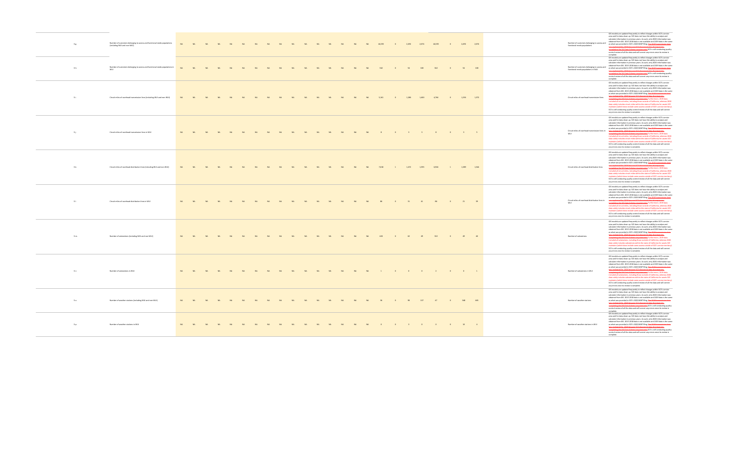| | | | | | | | | | | | | | | | | | | | | | | | | | | | |
|---|---|---|---|---|---|---|---|---|---|---|---|---|---|---|---|---|---|---|---|---|---|---|---|---|---|---|---|
| 3.g. | Number of customers belonging to access and functional needs populations (including WUI and non-WUI) | NA | NA | NA | NA | NA | NA | NA | NA | NA | NA | NA | NA | NA | NA | NA | NA | 46,535 | 0 | 2,490 | 2,074 | 46,535 | 0 | 2,490 | 2,074 | Number of customers belonging to access and functional needs populations | GIS models are updated frequently to reflect changes within SCE's service area and for data clean up. SCE does not have the ability to analyze and calculate information in previous years. As such, only 2020 information was obtained from GIS. 2015-2018 data is not available and 2019 data is the same as what was provided in SCE's 2020 WMP filing. ~~The 2019 information that was not replaced for 2020 because SCE discovered data discrepancies.~~ SCE is still conducting quality control review of all the data and will correct any errors once its review is complete. |
| 3.h. | Number of customers belonging to access and functional needs populations in WUI | NA | NA | NA | NA | NA | NA | NA | NA | NA | NA | NA | NA | NA | NA | NA | NA | 342 | 0 | 54 | 100 | 342 | 0 | 54 | 100 | Number of customers belonging to access and functional needs populations in WUI | GIS models are updated frequently to reflect changes within SCE's service area and for data clean up. SCE does not have the ability to analyze and calculate information in previous years. As such, only 2020 information was obtained from GIS. 2015-2018 data is not available and 2019 data is the same as what was provided in SCE's 2020 WMP filing. ~~The 2019 information that was not replaced for 2020 because SCE discovered data discrepancies.~~ SCE is still conducting quality control review of all the data and will correct any errors once its review is complete. |
| 3.i. | Circuit miles of overhead transmission lines (including WUI and non-WUI) | NA | NA | NA | NA | NA | NA | NA | NA | NA | NA | NA | NA | NA | NA | NA | NA | 5,101 | 0 | 1,286 | 1,602 | 4,764 | 0 | 1,256 | 1,372 | Circuit miles of overhead transmission lines | GIS models are updated frequently to reflect changes within SCE's service area and for data clean up. SCE does not have the ability to analyze and calculate information in previous years. As such, only 2020 information was obtained from GIS. 2015-2018 data is not available and 2019 data is the same as what was provided in SCE's 2020 WMP filing. ~~The 2019 information was replaced for 2020 because SCE discovered data discrepancies.~~ Furthermore, 2019 data included all circuit miles, including those outside of California, whereas 2020 data solely includes circuit miles within the state of California for assets SCE maintains (which does include some assets outside of SCE's service territory). SCE is still conducting quality control review of all the data and will correct any errors once its review is complete. |
| 3.j. | Circuit miles of overhead transmission lines in WUI | NA | NA | NA | NA | NA | NA | NA | NA | NA | NA | NA | NA | NA | NA | NA | NA | 8 | 0 | 3 | 3 | 8 | 0 | 3 | 5 | Circuit miles of overhead transmission lines in WUI | GIS models are updated frequently to reflect changes within SCE's service area and for data clean up. SCE does not have the ability to analyze and calculate information in previous years. As such, only 2020 information was obtained from GIS. 2015-2018 data is not available and 2019 data is the same as what was provided in SCE's 2020 WMP filing. ~~The 2019 information was replaced for 2020 because SCE discovered data discrepancies.~~ Furthermore, 2019 data included all circuit miles, including those outside of California, whereas 2020 data solely includes circuit miles within the state of California for assets SCE maintains (which does include some assets outside of SCE's service territory). SCE is still conducting quality control review of all the data and will correct any errors once its review is complete. |
| 3.k. | Circuit miles of overhead distribution lines (including WUI and non-WUI) | NA | NA | NA | NA | NA | NA | NA | NA | NA | NA | NA | NA | NA | NA | NA | NA | 7,038 | 1 | 1,472 | 1,993 | 6,934 | 1 | 1,389 | 1,344 | Circuit miles of overhead distribution lines | GIS models are updated frequently to reflect changes within SCE's service area and for data clean up. SCE does not have the ability to analyze and calculate information in previous years. As such, only 2020 information was obtained from GIS. 2015-2018 data is not available and 2019 data is the same as what was provided in SCE's 2020 WMP filing. ~~The 2019 information was replaced for 2020 because SCE discovered data discrepancies.~~ Furthermore, 2019 data included all circuit miles, including those outside of California, whereas 2020 data solely includes circuit miles within the state of California for assets SCE maintains (which does include some assets outside of SCE's service territory). SCE is still conducting quality control review of all the data and will correct any errors once its review is complete. |
| 3.l. | Circuit miles of overhead distribution lines in WUI | NA | NA | NA | NA | NA | NA | NA | NA | NA | NA | NA | NA | NA | NA | NA | NA | 86 | 0 | 31 | 35 | 86 | 0 | 21 | 39 | Circuit miles of overhead distribution lines in WUI | GIS models are updated frequently to reflect changes within SCE's service area and for data clean up. SCE does not have the ability to analyze and calculate information in previous years. As such, only 2020 information was obtained from GIS. 2015-2018 data is not available and 2019 data is the same as what was provided in SCE's 2020 WMP filing. ~~The 2019 information was replaced for 2020 because SCE discovered data discrepancies.~~ Furthermore, 2019 data included all circuit miles, including those outside of California, whereas 2020 data solely includes circuit miles within the state of California for assets SCE maintains (which does include some assets outside of SCE's service territory). SCE is still conducting quality control review of all the data and will correct any errors once its review is complete. |
| 3.m. | Number of substations (including WUI and non-WUI) | NA | NA | NA | NA | NA | NA | NA | NA | NA | NA | NA | NA | NA | NA | NA | NA | 420 | 0 | 62 | 49 | 322 | 0 | 49 | 40 | Number of substations | GIS models are updated frequently to reflect changes within SCE's service area and for data clean up. SCE does not have the ability to analyze and calculate information in previous years. As such, only 2020 information was obtained from GIS. 2015-2018 data is not available and 2019 data is the same as what was provided in SCE's 2020 WMP filing. ~~The 2019 information was replaced for 2020 because SCE discovered data discrepancies.~~ Furthermore, 2019 data included all substations, including those outside of California, whereas 2020 data solely includes substations within the state of California for assets SCE maintains (which does include some assets outside of SCE's service territory). SCE is still conducting quality control review of all the data and will correct any errors once its review is complete. |
| 3.n. | Number of substations in WUI | NA | NA | NA | NA | NA | NA | NA | NA | NA | NA | NA | NA | NA | NA | NA | NA | 1 | 0 | 0 | 0 | 1 | 0 | 0 | 1 | Number of substations in WUI | GIS models are updated frequently to reflect changes within SCE's service area and for data clean up. SCE does not have the ability to analyze and calculate information in previous years. As such, only 2020 information was obtained from GIS. 2015-2018 data is not available and 2019 data is the same as what was provided in SCE's 2020 WMP filing. ~~The 2019 information was replaced for 2020 because SCE discovered data discrepancies.~~ Furthermore, 2019 data included all substations, including those outside of California, whereas 2020 data solely includes substations within the state of California for assets SCE maintains (which does include some assets outside of SCE's service territory). SCE is still conducting quality control review of all the data and will correct any errors once its review is complete. |
| 3.o. | Number of weather stations (including WUI and non-WUI) | NA | NA | NA | NA | NA | NA | NA | NA | NA | NA | NA | NA | NA | NA | NA | NA | 56 | 0 | 90 | 137 | 67 | 0 | 348 | 465 | Number of weather stations | GIS models are updated frequently to reflect changes within SCE's service area and for data clean up. SCE does not have the ability to analyze and calculate information in previous years. As such, only 2020 information was obtained from GIS. 2015-2018 data is not available and 2019 data is the same as what was provided in SCE's 2020 WMP filing. ~~The 2019 information was replaced for 2020 because SCE discovered data discrepancies.~~ SCE is still conducting quality control review of all the data and will correct any errors once its review is complete. |
| 3.p. | Number of weather stations in WUI | NA | NA | NA | NA | NA | NA | NA | NA | NA | NA | NA | NA | NA | NA | NA | NA | 0 | 0 | 3 | 0 | 0 | 0 | 10 | 6 | Number of weather stations in WUI | GIS models are updated frequently to reflect changes within SCE's service area and for data clean up. SCE does not have the ability to analyze and calculate information in previous years. As such, only 2020 information was obtained from GIS. 2015-2018 data is not available and 2019 data is the same as what was provided in SCE's 2020 WMP filing. ~~The 2019 information was replaced for 2020 because SCE discovered data discrepancies.~~ SCE is still conducting quality control review of all the data and will correct any errors once its review is complete. |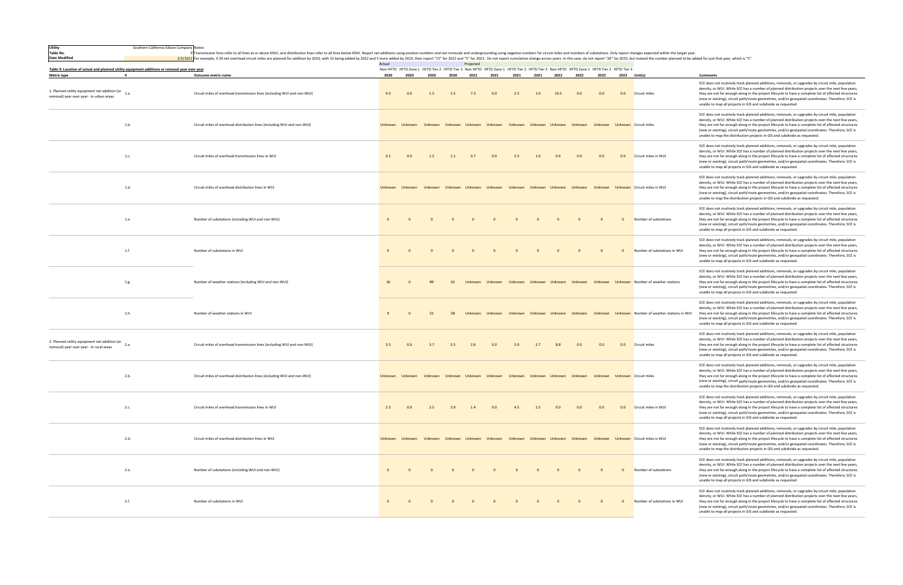| Utility | Southern California Edison Company | Notes: |
|---|---|---|
| Table No. | 9 | Transmission lines refer to all lines at or above 65kV, and distribution lines refer to all lines below 65kV. Report net additions using positive numbers and net removals and undergrounding using negative numbers for circuit miles and numbers of substations. Only report changes expected within the target year. |
| Date Modified | 2/5/2021 | For example, if 20 net overhead circuit miles are planned for addition by 2023, with 15 being added by 2022 and 5 more added by 2023, then report "15" for 2022 and "5" for 2023. Do not report cumulative change across years. In this case, do not report "20" for 2023, but instead the number planned to be added for just that year, which is "5". |

**Table 9: Location of actual and planned utility equipment additions or removal year over year**

| Metric type | # | Outcome metric name | Actual Non-HFTD 2020 | Actual HFTD Zone 1 2020 | Actual HFTD Tier 2 2020 | Actual HFTD Tier 3 2020 | Projected Non-HFTD 2021 | Projected HFTD Zone 1 2021 | Projected HFTD Tier 2 2021 | Projected HFTD Tier 3 2021 | Projected Non-HFTD 2022 | Projected HFTD Zone 1 2022 | Projected HFTD Tier 2 2022 | Projected HFTD Tier 3 2022 | Unit(s) | Comments |
|---|---|---|---|---|---|---|---|---|---|---|---|---|---|---|---|---|
| 1. Planned utility equipment net addition (or removal) year over year - in urban areas | 1.a. | Circuit miles of overhead transmission lines (including WUI and non-WUI) | 4.0 | 0.0 | 1.5 | 1.5 | 7.3 | 0.0 | 2.5 | 1.0 | 10.5 | 0.0 | 0.0 | 0.0 | Circuit miles | SCE does not routinely track planned additions, removals, or upgrades by circuit mile, population density, or WUI. While SCE has a number of planned distribution projects over the next few years, they are not far enough along in the project lifecycle to have a complete list of affected structures (new or existing), circuit path/route geometries, and/or geospatial coordinates. Therefore, SCE is unable to map all projects in GIS and subdivide as requested. |
| | 1.b. | Circuit miles of overhead distribution lines (including WUI and non-WUI) | Unknown | Unknown | Unknown | Unknown | Unknown | Unknown | Unknown | Unknown | Unknown | Unknown | Unknown | Unknown | Circuit miles | SCE does not routinely track planned additions, removals, or upgrades by circuit mile, population density, or WUI. While SCE has a number of planned distribution projects over the next few years, they are not far enough along in the project lifecycle to have a complete list of affected structures (new or existing), circuit path/route geometries, and/or geospatial coordinates. Therefore, SCE is unable to map the distribution projects in GIS and subdivide as requested. |
| | 1.c. | Circuit miles of overhead transmission lines in WUI | 0.1 | 0.0 | 1.5 | 1.1 | 0.7 | 0.0 | 2.5 | 1.0 | 0.6 | 0.0 | 0.0 | 0.0 | Circuit miles in WUI | SCE does not routinely track planned additions, removals, or upgrades by circuit mile, population density, or WUI. While SCE has a number of planned distribution projects over the next few years, they are not far enough along in the project lifecycle to have a complete list of affected structures (new or existing), circuit path/route geometries, and/or geospatial coordinates. Therefore, SCE is unable to map all projects in GIS and subdivide as requested. |
| | 1.d. | Circuit miles of overhead distribution lines in WUI | Unknown | Unknown | Unknown | Unknown | Unknown | Unknown | Unknown | Unknown | Unknown | Unknown | Unknown | Unknown | Circuit miles in WUI | SCE does not routinely track planned additions, removals, or upgrades by circuit mile, population density, or WUI. While SCE has a number of planned distribution projects over the next few years, they are not far enough along in the project lifecycle to have a complete list of affected structures (new or existing), circuit path/route geometries, and/or geospatial coordinates. Therefore, SCE is unable to map the distribution projects in GIS and subdivide as requested. |
| | 1.e. | Number of substations (including WUI and non-WUI) | 0 | 0 | 0 | 0 | 0 | 0 | 0 | 0 | 0 | 0 | 0 | 0 | Number of substations | SCE does not routinely track planned additions, removals, or upgrades by circuit mile, population density, or WUI. While SCE has a number of planned distribution projects over the next few years, they are not far enough along in the project lifecycle to have a complete list of affected structures (new or existing), circuit path/route geometries, and/or geospatial coordinates. Therefore, SCE is unable to map all projects in GIS and subdivide as requested. |
| | 1.f. | Number of substations in WUI | 0 | 0 | 0 | 0 | 0 | 0 | 0 | 0 | 0 | 0 | 0 | 0 | Number of substations in WUI | SCE does not routinely track planned additions, removals, or upgrades by circuit mile, population density, or WUI. While SCE has a number of planned distribution projects over the next few years, they are not far enough along in the project lifecycle to have a complete list of affected structures (new or existing), circuit path/route geometries, and/or geospatial coordinates. Therefore, SCE is unable to map all projects in GIS and subdivide as requested. |
| | 1.g. | Number of weather stations (including WUI and non-WUI) | 16 | 0 | 89 | 62 | Unknown | Unknown | Unknown | Unknown | Unknown | Unknown | Unknown | Unknown | Number of weather stations | SCE does not routinely track planned additions, removals, or upgrades by circuit mile, population density, or WUI. While SCE has a number of planned distribution projects over the next few years, they are not far enough along in the project lifecycle to have a complete list of affected structures (new or existing), circuit path/route geometries, and/or geospatial coordinates. Therefore, SCE is unable to map all projects in GIS and subdivide as requested. |
| | 1.h. | Number of weather stations in WUI | 9 | 0 | 52 | 58 | Unknown | Unknown | Unknown | Unknown | Unknown | Unknown | Unknown | Unknown | Number of weather stations in WUI | SCE does not routinely track planned additions, removals, or upgrades by circuit mile, population density, or WUI. While SCE has a number of planned distribution projects over the next few years, they are not far enough along in the project lifecycle to have a complete list of affected structures (new or existing), circuit path/route geometries, and/or geospatial coordinates. Therefore, SCE is unable to map all projects in GIS and subdivide as requested. |
| 2. Planned utility equipment net addition (or removal) year over year - in rural areas | 2.a. | Circuit miles of overhead transmission lines (including WUI and non-WUI) | 3.5 | 0.0 | 3.7 | 5.5 | 2.6 | 0.0 | 5.9 | 2.7 | 8.8 | 0.0 | 0.0 | 0.0 | Circuit miles | SCE does not routinely track planned additions, removals, or upgrades by circuit mile, population density, or WUI. While SCE has a number of planned distribution projects over the next few years, they are not far enough along in the project lifecycle to have a complete list of affected structures (new or existing), circuit path/route geometries, and/or geospatial coordinates. Therefore, SCE is unable to map all projects in GIS and subdivide as requested. |
| | 2.b. | Circuit miles of overhead distribution lines (including WUI and non-WUI) | Unknown | Unknown | Unknown | Unknown | Unknown | Unknown | Unknown | Unknown | Unknown | Unknown | Unknown | Unknown | Circuit miles | SCE does not routinely track planned additions, removals, or upgrades by circuit mile, population density, or WUI. While SCE has a number of planned distribution projects over the next few years, they are not far enough along in the project lifecycle to have a complete list of affected structures (new or existing), circuit path/route geometries, and/or geospatial coordinates. Therefore, SCE is unable to map the distribution projects in GIS and subdivide as requested. |
| | 2.c. | Circuit miles of overhead transmission lines in WUI | 2.5 | 0.0 | 2.5 | 3.9 | 1.4 | 0.0 | 4.5 | 2.5 | 0.0 | 0.0 | 0.0 | 0.0 | Circuit miles in WUI | SCE does not routinely track planned additions, removals, or upgrades by circuit mile, population density, or WUI. While SCE has a number of planned distribution projects over the next few years, they are not far enough along in the project lifecycle to have a complete list of affected structures (new or existing), circuit path/route geometries, and/or geospatial coordinates. Therefore, SCE is unable to map all projects in GIS and subdivide as requested. |
| | 2.d. | Circuit miles of overhead distribution lines in WUI | Unknown | Unknown | Unknown | Unknown | Unknown | Unknown | Unknown | Unknown | Unknown | Unknown | Unknown | Unknown | Circuit miles in WUI | SCE does not routinely track planned additions, removals, or upgrades by circuit mile, population density, or WUI. While SCE has a number of planned distribution projects over the next few years, they are not far enough along in the project lifecycle to have a complete list of affected structures (new or existing), circuit path/route geometries, and/or geospatial coordinates. Therefore, SCE is unable to map the distribution projects in GIS and subdivide as requested. |
| | 2.e. | Number of substations (including WUI and non-WUI) | 0 | 0 | 0 | 0 | 0 | 0 | 0 | 0 | 0 | 0 | 0 | 0 | Number of substations | SCE does not routinely track planned additions, removals, or upgrades by circuit mile, population density, or WUI. While SCE has a number of planned distribution projects over the next few years, they are not far enough along in the project lifecycle to have a complete list of affected structures (new or existing), circuit path/route geometries, and/or geospatial coordinates. Therefore, SCE is unable to map all projects in GIS and subdivide as requested. |
| | 2.f. | Number of substations in WUI | 0 | 0 | 0 | 0 | 0 | 0 | 0 | 0 | 0 | 0 | 0 | 0 | Number of substations in WUI | SCE does not routinely track planned additions, removals, or upgrades by circuit mile, population density, or WUI. While SCE has a number of planned distribution projects over the next few years, they are not far enough along in the project lifecycle to have a complete list of affected structures (new or existing), circuit path/route geometries, and/or geospatial coordinates. Therefore, SCE is unable to map all projects in GIS and subdivide as requested. |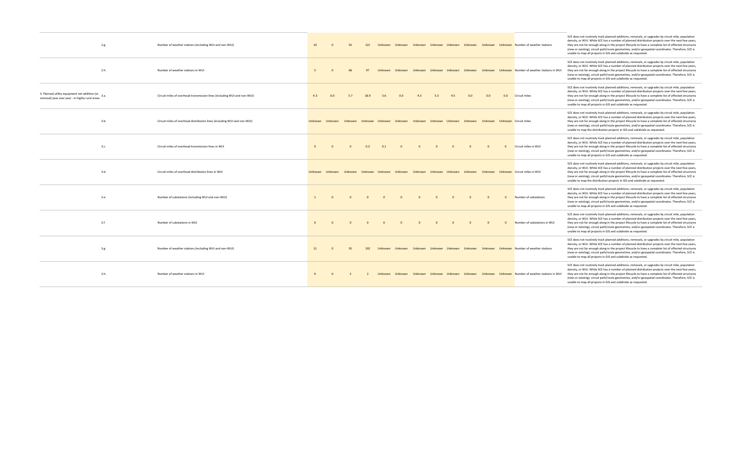| | | | | | | | | | | | | | | | | | |
|---|---|---|---|---|---|---|---|---|---|---|---|---|---|---|---|---|---|
| | 2.g. | Number of weather stations (including WUI and non-WUI) | 10 | 0 | 91 | 121 | Unknown | Unknown | Unknown | Unknown | Unknown | Unknown | Unknown | Unknown | Number of weather stations | SCE does not routinely track planned additions, removals, or upgrades by circuit mile, population density, or WUI. While SCE has a number of planned distribution projects over the next few years, they are not far enough along in the project lifecycle to have a complete list of affected structures (new or existing), circuit path/route geometries, and/or geospatial coordinates. Therefore, SCE is unable to map all projects in GIS and subdivide as requested. |
| | 2.h. | Number of weather stations in WUI | 5 | 0 | 66 | 97 | Unknown | Unknown | Unknown | Unknown | Unknown | Unknown | Unknown | Unknown | Number of weather stations in WUI | SCE does not routinely track planned additions, removals, or upgrades by circuit mile, population density, or WUI. While SCE has a number of planned distribution projects over the next few years, they are not far enough along in the project lifecycle to have a complete list of affected structures (new or existing), circuit path/route geometries, and/or geospatial coordinates. Therefore, SCE is unable to map all projects in GIS and subdivide as requested. |
| 3. Planned utility equipment net addition (or removal) year over year - in highly rural areas | 3.a. | Circuit miles of overhead transmission lines (including WUI and non-WUI) | 4.3 | 0.0 | 5.7 | 18.9 | 3.6 | 0.0 | 4.3 | 5.3 | 4.5 | 0.0 | 0.0 | 0.0 | Circuit miles | SCE does not routinely track planned additions, removals, or upgrades by circuit mile, population density, or WUI. While SCE has a number of planned distribution projects over the next few years, they are not far enough along in the project lifecycle to have a complete list of affected structures (new or existing), circuit path/route geometries, and/or geospatial coordinates. Therefore, SCE is unable to map all projects in GIS and subdivide as requested. |
| | 3.b. | Circuit miles of overhead distribution lines (including WUI and non-WUI) | Unknown | Unknown | Unknown | Unknown | Unknown | Unknown | Unknown | Unknown | Unknown | Unknown | Unknown | Unknown | Circuit miles | SCE does not routinely track planned additions, removals, or upgrades by circuit mile, population density, or WUI. While SCE has a number of planned distribution projects over the next few years, they are not far enough along in the project lifecycle to have a complete list of affected structures (new or existing), circuit path/route geometries, and/or geospatial coordinates. Therefore, SCE is unable to map the distribution projects in GIS and subdivide as requested. |
| | 3.c. | Circuit miles of overhead transmission lines in WUI | 0 | 0 | 0 | 0.3 | 0.1 | 0 | 0 | 0 | 0 | 0 | 0 | 0 | Circuit miles in WUI | SCE does not routinely track planned additions, removals, or upgrades by circuit mile, population density, or WUI. While SCE has a number of planned distribution projects over the next few years, they are not far enough along in the project lifecycle to have a complete list of affected structures (new or existing), circuit path/route geometries, and/or geospatial coordinates. Therefore, SCE is unable to map all projects in GIS and subdivide as requested. |
| | 3.d. | Circuit miles of overhead distribution lines in WUI | Unknown | Unknown | Unknown | Unknown | Unknown | Unknown | Unknown | Unknown | Unknown | Unknown | Unknown | Unknown | Circuit miles in WUI | SCE does not routinely track planned additions, removals, or upgrades by circuit mile, population density, or WUI. While SCE has a number of planned distribution projects over the next few years, they are not far enough along in the project lifecycle to have a complete list of affected structures (new or existing), circuit path/route geometries, and/or geospatial coordinates. Therefore, SCE is unable to map the distribution projects in GIS and subdivide as requested. |
| | 3.e. | Number of substations (including WUI and non-WUI) | 1 | 0 | 0 | 0 | 0 | 0 | 0 | 0 | 0 | 0 | 0 | 0 | Number of substations | SCE does not routinely track planned additions, removals, or upgrades by circuit mile, population density, or WUI. While SCE has a number of planned distribution projects over the next few years, they are not far enough along in the project lifecycle to have a complete list of affected structures (new or existing), circuit path/route geometries, and/or geospatial coordinates. Therefore, SCE is unable to map all projects in GIS and subdivide as requested. |
| | 3.f. | Number of substations in WUI | 0 | 0 | 0 | 0 | 0 | 0 | 0 | 0 | 0 | 0 | 0 | 0 | Number of substations in WUI | SCE does not routinely track planned additions, removals, or upgrades by circuit mile, population density, or WUI. While SCE has a number of planned distribution projects over the next few years, they are not far enough along in the project lifecycle to have a complete list of affected structures (new or existing), circuit path/route geometries, and/or geospatial coordinates. Therefore, SCE is unable to map all projects in GIS and subdivide as requested. |
| | 3.g. | Number of weather stations (including WUI and non-WUI) | 11 | 0 | 91 | 102 | Unknown | Unknown | Unknown | Unknown | Unknown | Unknown | Unknown | Unknown | Number of weather stations | SCE does not routinely track planned additions, removals, or upgrades by circuit mile, population density, or WUI. While SCE has a number of planned distribution projects over the next few years, they are not far enough along in the project lifecycle to have a complete list of affected structures (new or existing), circuit path/route geometries, and/or geospatial coordinates. Therefore, SCE is unable to map all projects in GIS and subdivide as requested. |
| | 3.h. | Number of weather stations in WUI | 0 | 0 | 2 | 2 | Unknown | Unknown | Unknown | Unknown | Unknown | Unknown | Unknown | Unknown | Number of weather stations in WUI | SCE does not routinely track planned additions, removals, or upgrades by circuit mile, population density, or WUI. While SCE has a number of planned distribution projects over the next few years, they are not far enough along in the project lifecycle to have a complete list of affected structures (new or existing), circuit path/route geometries, and/or geospatial coordinates. Therefore, SCE is unable to map all projects in GIS and subdivide as requested. |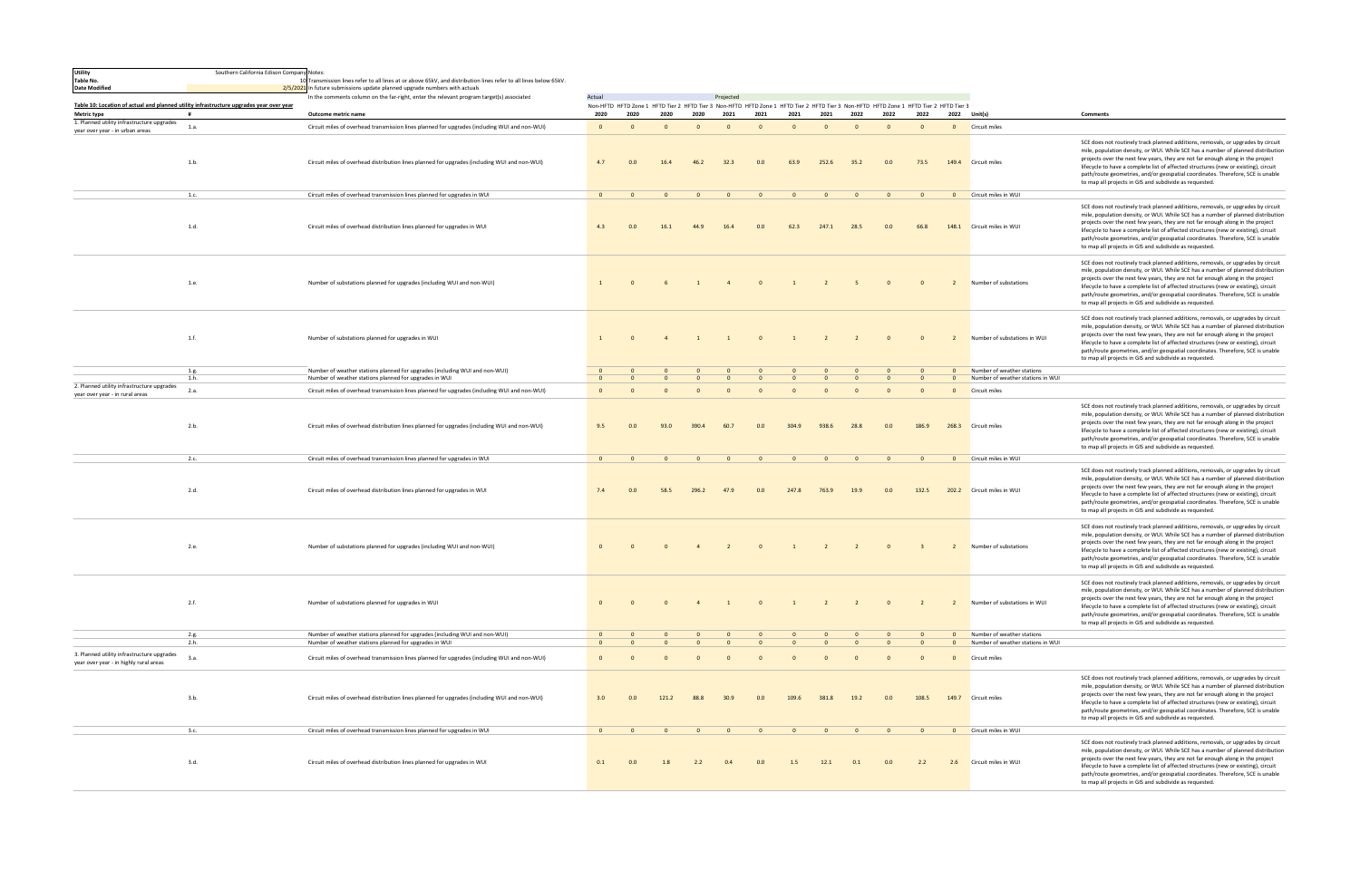| Utility | Southern California Edison Company |
|---|---|
| Table No. | 10 |
| Date Modified | 2/5/2021 |

Notes:
Transmission lines refer to all lines at or above 65kV, and distribution lines refer to all lines below 65kV.
In future submissions update planned upgrade numbers with actuals
In the comments column on the far-right, enter the relevant program target(s) associated

**Table 10: Location of actual and planned utility infrastructure upgrades year over year**

| Metric type | # | Outcome metric name | Actual Non-HFTD 2020 | HFTD Zone 1 2020 | HFTD Tier 2 2020 | HFTD Tier 3 2020 | Projected Non-HFTD 2021 | HFTD Zone 1 2021 | HFTD Tier 2 2021 | HFTD Tier 3 2021 | Non-HFTD 2022 | HFTD Zone 1 2022 | HFTD Tier 2 2022 | HFTD Tier 3 2022 | Unit(s) | Comments |
|---|---|---|---|---|---|---|---|---|---|---|---|---|---|---|---|---|
| 1. Planned utility infrastructure upgrades year over year - in urban areas | 1.a. | Circuit miles of overhead transmission lines planned for upgrades (including WUI and non-WUI) | 0 | 0 | 0 | 0 | 0 | 0 | 0 | 0 | 0 | 0 | 0 | 0 | Circuit miles | |
| | 1.b. | Circuit miles of overhead distribution lines planned for upgrades (including WUI and non-WUI) | 4.7 | 0.0 | 16.4 | 46.2 | 32.3 | 0.0 | 63.9 | 252.6 | 35.2 | 0.0 | 73.5 | 149.4 | Circuit miles | SCE does not routinely track planned additions, removals, or upgrades by circuit mile, population density, or WUI. While SCE has a number of planned distribution projects over the next few years, they are not far enough along in the project lifecycle to have a complete list of affected structures (new or existing), circuit path/route geometries, and/or geospatial coordinates. Therefore, SCE is unable to map all projects in GIS and subdivide as requested. |
| | 1.c. | Circuit miles of overhead transmission lines planned for upgrades in WUI | 0 | 0 | 0 | 0 | 0 | 0 | 0 | 0 | 0 | 0 | 0 | 0 | Circuit miles in WUI | |
| | 1.d. | Circuit miles of overhead distribution lines planned for upgrades in WUI | 4.3 | 0.0 | 16.1 | 44.9 | 16.4 | 0.0 | 62.3 | 247.1 | 28.5 | 0.0 | 66.8 | 148.1 | Circuit miles in WUI | SCE does not routinely track planned additions, removals, or upgrades by circuit mile, population density, or WUI. While SCE has a number of planned distribution projects over the next few years, they are not far enough along in the project lifecycle to have a complete list of affected structures (new or existing), circuit path/route geometries, and/or geospatial coordinates. Therefore, SCE is unable to map all projects in GIS and subdivide as requested. |
| | 1.e. | Number of substations planned for upgrades (including WUI and non-WUI) | 1 | 0 | 6 | 1 | 4 | 0 | 1 | 2 | 5 | 0 | 0 | 2 | Number of substations | SCE does not routinely track planned additions, removals, or upgrades by circuit mile, population density, or WUI. While SCE has a number of planned distribution projects over the next few years, they are not far enough along in the project lifecycle to have a complete list of affected structures (new or existing), circuit path/route geometries, and/or geospatial coordinates. Therefore, SCE is unable to map all projects in GIS and subdivide as requested. |
| | 1.f. | Number of substations planned for upgrades in WUI | 1 | 0 | 4 | 1 | 1 | 0 | 1 | 2 | 2 | 0 | 0 | 2 | Number of substations in WUI | SCE does not routinely track planned additions, removals, or upgrades by circuit mile, population density, or WUI. While SCE has a number of planned distribution projects over the next few years, they are not far enough along in the project lifecycle to have a complete list of affected structures (new or existing), circuit path/route geometries, and/or geospatial coordinates. Therefore, SCE is unable to map all projects in GIS and subdivide as requested. |
| | 1.g. | Number of weather stations planned for upgrades (including WUI and non-WUI) | 0 | 0 | 0 | 0 | 0 | 0 | 0 | 0 | 0 | 0 | 0 | 0 | Number of weather stations | |
| | 1.h. | Number of weather stations planned for upgrades in WUI | 0 | 0 | 0 | 0 | 0 | 0 | 0 | 0 | 0 | 0 | 0 | 0 | Number of weather stations in WUI | |
| 2. Planned utility infrastructure upgrades year over year - in rural areas | 2.a. | Circuit miles of overhead transmission lines planned for upgrades (including WUI and non-WUI) | 0 | 0 | 0 | 0 | 0 | 0 | 0 | 0 | 0 | 0 | 0 | 0 | Circuit miles | |
| | 2.b. | Circuit miles of overhead distribution lines planned for upgrades (including WUI and non-WUI) | 9.5 | 0.0 | 93.0 | 390.4 | 60.7 | 0.0 | 304.9 | 938.6 | 28.8 | 0.0 | 186.9 | 268.3 | Circuit miles | SCE does not routinely track planned additions, removals, or upgrades by circuit mile, population density, or WUI. While SCE has a number of planned distribution projects over the next few years, they are not far enough along in the project lifecycle to have a complete list of affected structures (new or existing), circuit path/route geometries, and/or geospatial coordinates. Therefore, SCE is unable to map all projects in GIS and subdivide as requested. |
| | 2.c. | Circuit miles of overhead transmission lines planned for upgrades in WUI | 0 | 0 | 0 | 0 | 0 | 0 | 0 | 0 | 0 | 0 | 0 | 0 | Circuit miles in WUI | |
| | 2.d. | Circuit miles of overhead distribution lines planned for upgrades in WUI | 7.4 | 0.0 | 58.5 | 296.2 | 47.9 | 0.0 | 247.8 | 763.9 | 19.9 | 0.0 | 132.5 | 202.2 | Circuit miles in WUI | SCE does not routinely track planned additions, removals, or upgrades by circuit mile, population density, or WUI. While SCE has a number of planned distribution projects over the next few years, they are not far enough along in the project lifecycle to have a complete list of affected structures (new or existing), circuit path/route geometries, and/or geospatial coordinates. Therefore, SCE is unable to map all projects in GIS and subdivide as requested. |
| | 2.e. | Number of substations planned for upgrades (including WUI and non-WUI) | 0 | 0 | 0 | 4 | 2 | 0 | 1 | 2 | 2 | 0 | 3 | 2 | Number of substations | SCE does not routinely track planned additions, removals, or upgrades by circuit mile, population density, or WUI. While SCE has a number of planned distribution projects over the next few years, they are not far enough along in the project lifecycle to have a complete list of affected structures (new or existing), circuit path/route geometries, and/or geospatial coordinates. Therefore, SCE is unable to map all projects in GIS and subdivide as requested. |
| | 2.f. | Number of substations planned for upgrades in WUI | 0 | 0 | 0 | 4 | 1 | 0 | 1 | 2 | 2 | 0 | 2 | 2 | Number of substations in WUI | SCE does not routinely track planned additions, removals, or upgrades by circuit mile, population density, or WUI. While SCE has a number of planned distribution projects over the next few years, they are not far enough along in the project lifecycle to have a complete list of affected structures (new or existing), circuit path/route geometries, and/or geospatial coordinates. Therefore, SCE is unable to map all projects in GIS and subdivide as requested. |
| | 2.g. | Number of weather stations planned for upgrades (including WUI and non-WUI) | 0 | 0 | 0 | 0 | 0 | 0 | 0 | 0 | 0 | 0 | 0 | 0 | Number of weather stations | |
| | 2.h. | Number of weather stations planned for upgrades in WUI | 0 | 0 | 0 | 0 | 0 | 0 | 0 | 0 | 0 | 0 | 0 | 0 | Number of weather stations in WUI | |
| 3. Planned utility infrastructure upgrades year over year - in highly rural areas | 3.a. | Circuit miles of overhead transmission lines planned for upgrades (including WUI and non-WUI) | 0 | 0 | 0 | 0 | 0 | 0 | 0 | 0 | 0 | 0 | 0 | 0 | Circuit miles | |
| | 3.b. | Circuit miles of overhead distribution lines planned for upgrades (including WUI and non-WUI) | 3.0 | 0.0 | 121.2 | 88.8 | 30.9 | 0.0 | 109.6 | 381.8 | 19.2 | 0.0 | 108.5 | 149.7 | Circuit miles | SCE does not routinely track planned additions, removals, or upgrades by circuit mile, population density, or WUI. While SCE has a number of planned distribution projects over the next few years, they are not far enough along in the project lifecycle to have a complete list of affected structures (new or existing), circuit path/route geometries, and/or geospatial coordinates. Therefore, SCE is unable to map all projects in GIS and subdivide as requested. |
| | 3.c. | Circuit miles of overhead transmission lines planned for upgrades in WUI | 0 | 0 | 0 | 0 | 0 | 0 | 0 | 0 | 0 | 0 | 0 | 0 | Circuit miles in WUI | |
| | 3.d. | Circuit miles of overhead distribution lines planned for upgrades in WUI | 0.1 | 0.0 | 1.8 | 2.2 | 0.4 | 0.0 | 1.5 | 12.1 | 0.1 | 0.0 | 2.2 | 2.6 | Circuit miles in WUI | SCE does not routinely track planned additions, removals, or upgrades by circuit mile, population density, or WUI. While SCE has a number of planned distribution projects over the next few years, they are not far enough along in the project lifecycle to have a complete list of affected structures (new or existing), circuit path/route geometries, and/or geospatial coordinates. Therefore, SCE is unable to map all projects in GIS and subdivide as requested. |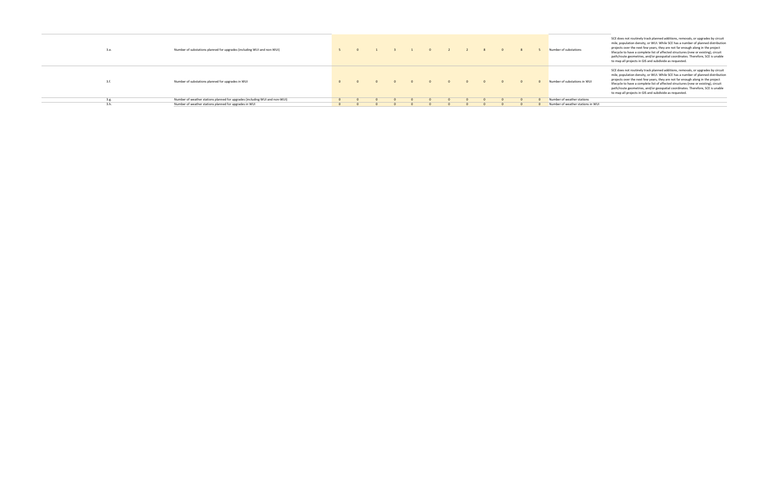| | | | | | | | | | | | | | | | |
|---|---|---|---|---|---|---|---|---|---|---|---|---|---|---|---|
| 3.e. | Number of substations planned for upgrades (including WUI and non-WUI) | 5 | 0 | 1 | 3 | 1 | 0 | 2 | 2 | 8 | 0 | 8 | 5 | Number of substations | SCE does not routinely track planned additions, removals, or upgrades by circuit mile, population density, or WUI. While SCE has a number of planned distribution projects over the next few years, they are not far enough along in the project lifecycle to have a complete list of affected structures (new or existing), circuit path/route geometries, and/or geospatial coordinates. Therefore, SCE is unable to map all projects in GIS and subdivide as requested. |
| 3.f. | Number of substations planned for upgrades in WUI | 0 | 0 | 0 | 0 | 0 | 0 | 0 | 0 | 0 | 0 | 0 | 0 | Number of substations in WUI | SCE does not routinely track planned additions, removals, or upgrades by circuit mile, population density, or WUI. While SCE has a number of planned distribution projects over the next few years, they are not far enough along in the project lifecycle to have a complete list of affected structures (new or existing), circuit path/route geometries, and/or geospatial coordinates. Therefore, SCE is unable to map all projects in GIS and subdivide as requested. |
| 3.g. | Number of weather stations planned for upgrades (including WUI and non-WUI) | 0 | 0 | 0 | 0 | 0 | 0 | 0 | 0 | 0 | 0 | 0 | 0 | Number of weather stations | |
| 3.h. | Number of weather stations planned for upgrades in WUI | 0 | 0 | 0 | 0 | 0 | 0 | 0 | 0 | 0 | 0 | 0 | 0 | Number of weather stations in WUI | |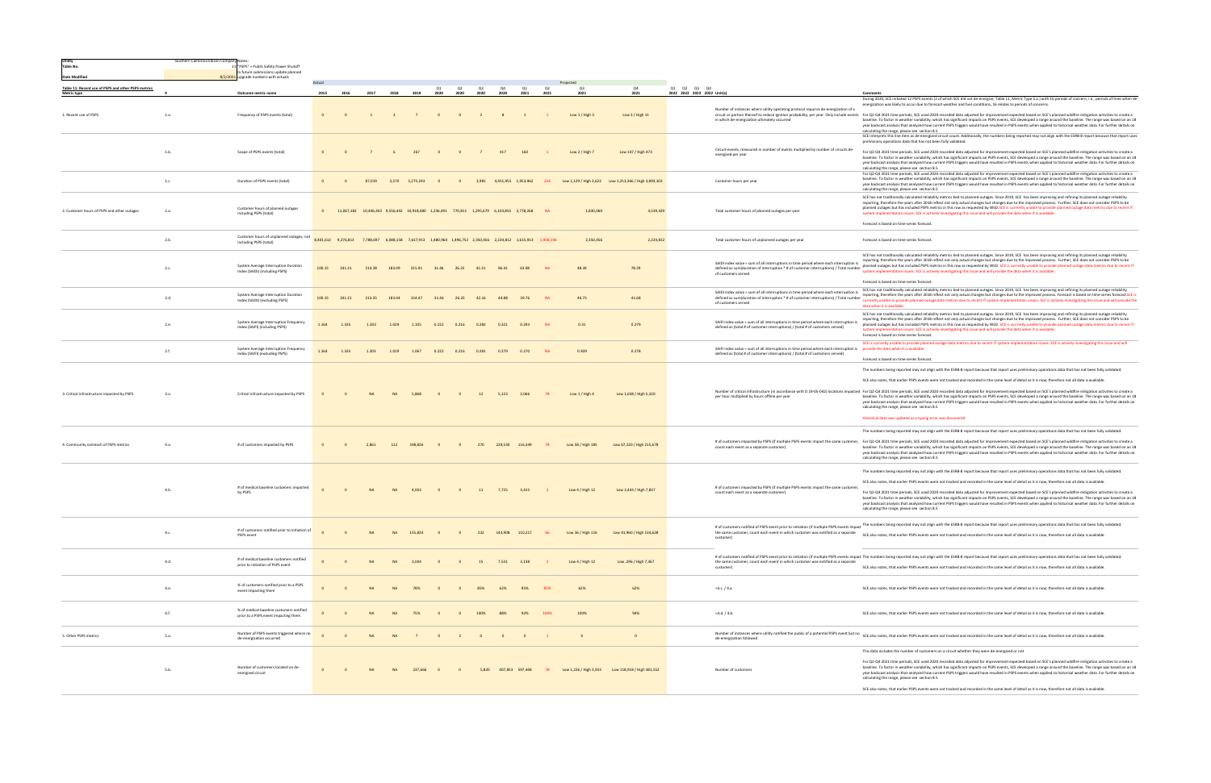**Utility:** Southern California Edison Company
**Table No.:** 11
**Date Modified:** 8/2/2021

**Notes:** "PSPS" = Public Safety Power Shutoff. In future submissions update planned upgrade numbers with actuals

**Table 11: Recent use of PSPS and other PSPS metrics**

| Metric type | # | Outcome metric name | Actual 2015 | 2016 | 2017 | 2018 | 2019 | Q1 2020 | Q2 2020 | Q3 2020 | Q4 2020 | Q1 2021 | Q2 2021 | Projected Q3 2021 | Q4 2021 | Q1 2022 | Q2 2022 | Q3 2022 | Q4 2022 | Unit(s) | Comments |
|---|---|---|---|---|---|---|---|---|---|---|---|---|---|---|---|---|---|---|---|---|---|
| 1. Recent use of PSPS | 1.a. | Frequency of PSPS events (total) | 0 | 0 | 1 | 3 | 7 | 0 | 0 | 2 | 8 | 1 | 1 | Low 1 / High 3 | Low 3 / High 11 | | | | | Number of instances where utility operating protocol requires de-energization of a circuit or portion thereof to reduce ignition probability, per year. Only include events in which de-energization ultimately occurred | During 2020, SCE initiated 12 PSPS events (2 of which SCE did not de-energize, Table 11, Metric Type 5.a.) with 16 periods of concern, i.e., periods of time when de-energization was likely to occur due to forecast weather and fuel conditions; 16 relates to periods of concerns. For Q3-Q4 2021 time periods, SCE used 2020 recorded data adjusted for improvement expected based on SCE's planned wildfire mitigation activities to create a baseline. To factor in weather variability, which has significant impacts on PSPS events, SCE developed a range around the baseline. The range was based on an 18 year backcast analysis that analyzed how current PSPS triggers would have resulted in PSPS events when applied to historical weather data. For further details on calculating the range, please see section 8.5 |
| | 1.b. | Scope of PSPS events (total) | 0 | 0 | 7 | 6 | 267 | 0 | 0 | 7 | 417 | 160 | 1 | Low 2 / High 7 | Low 147 / High 473 | | | | | Circuit-events, measured in number of events multiplied by number of circuits de-energized per year | SCE interprets this line item as de-energized circuit count. Additionally, the numbers being reported may not align with the ESRB-8 report because that report uses preliminary operations data that has not been fully validated. For Q3-Q4 2021 time periods, SCE used 2020 recorded data adjusted for improvement expected based on SCE's planned wildfire mitigation activities to create a baseline. To factor in weather variability, which has significant impacts on PSPS events, SCE developed a range around the baseline. The range was based on an 18 year backcast analysis that analyzed how current PSPS triggers would have resulted in PSPS events when applied to historical weather data. For further details on calculating the range, please see section 8.5 |
| | 1.c. | Duration of PSPS events (total) | 0 | 0 | 87,019 | 3,570 | 5,275,193 | 0 | 0 | 3,981 | 4,451,955 | 1,953,962 | 324 | Low 1,129 / High 3,622 | Low 1,213,366 / High 3,891,102 | | | | | Customer hours per year | For Q3-Q4 2021 time periods, SCE used 2020 recorded data adjusted for improvement expected based on SCE's planned wildfire mitigation activities to create a baseline. To factor in weather variability, which has significant impacts on PSPS events, SCE developed a range around the baseline. The range was based on an 18 year backcast analysis that analyzed how current PSPS triggers would have resulted in PSPS events when applied to historical weather data. For further details on calculating the range, please see section 8.5 |
| 2. Customer hours of PSPS and other outages | 2.a. | Customer hours of planned outages including PSPS (total) | 0 | 11,867,182 | 10,436,442 | 9,556,492 | 10,918,080 | 1,236,491 | 770,811 | 1,295,679 | 6,103,855 | 3,778,268 | NA | 1,830,060 | 4,539,439 | | | | | Total customer hours of planned outages per year | SCE has not traditionally calculated reliability metrics tied to planned outages. Since 2019, SCE has been improving and refining its planned outage reliability reporting, therefore the years after 2018 reflect not only actual changes but changes due to the improved process. Further, SCE does not consider PSPS to be planned outages but has included PSPS metrics in this row as requested by WSD. SCE is currently unable to provide planned outage data metrics due to recent IT system implementation issues. SCE is actively investigating this issue and will provide the data when it is available. Forecast is based on time-series forecast. |
| | 2.b. | Customer hours of unplanned outages, not including PSPS (total) | 8,401,612 | 9,276,813 | 7,788,697 | 6,088,158 | 7,617,913 | 1,480,964 | 1,496,752 | 2,350,456 | 2,223,812 | 1,615,913 | 1,958,196 | 2,350,456 | 2,223,812 | | | | | Total customer hours of unplanned outages per year | Forecast is based on time-series forecast. |
| | 2.c. | System Average Interruption Duration Index (SAIDI) (including PSPS) | 108.15 | 241.21 | 214.28 | 183.09 | 215.91 | 31.46 | 26.25 | 42.21 | 96.41 | 63.88 | NA | 48.39 | 78.29 | | | | | SAIDI index value = sum of all interruptions in time period where each interruption is defined as sum(duration of interruption * # of customer interruptions) / Total number of customers served | SCE has not traditionally calculated reliability metrics tied to planned outages. Since 2019, SCE has been improving and refining its planned outage reliability reporting, therefore the years after 2018 reflect not only actual changes but changes due to the improved process. Further, SCE does not consider PSPS to be planned outages but has included PSPS metrics in this row as requested by WSD. SCE is currently unable to provide planned outage data metrics due to recent IT system implementation issues. SCE is actively investigating this issue and will provide the data when it is available. Forecast is based on time-series forecast. |
| | 2.d. | System Average Interruption Duration Index (SAIDI) (excluding PSPS) | 108.15 | 241.21 | 213.25 | 183.04 | 154.47 | 31.46 | 26.25 | 42.16 | 44.86 | 39.76 | NA | 46.75 | 41.68 | | | | | SAIDI index value = sum of all interruptions in time period where each interruption is defined as sum(duration of interruption * # of customer interruptions) / Total number of customers served | SCE has not traditionally calculated reliability metrics tied to planned outages. Since 2019, SCE has been improving and refining its planned outage reliability reporting, therefore the years after 2018 reflect not only actual changes but changes due to the improved process. Forecast is based on time-series forecast. SCE is currently unable to provide planned outage data metrics due to recent IT system implementation issues. SCE is actively investigating this issue and will provide the data when it is available. |
| | 2.e. | System Average Interruption Frequency Index (SAIFI) (including PSPS) | 1.164 | 1.335 | 1.203 | 1.029 | 1.105 | 0.222 | 0.216 | 0.282 | 0.321 | 0.293 | NA | 0.31 | 0.279 | | | | | SAIFI index value = sum of all interruptions in time period where each interruption is defined as (total # of customer interruptions) / (total # of customers served) | SCE has not traditionally calculated reliability metrics tied to planned outages. Since 2019, SCE has been improving and refining its planned outage reliability reporting, therefore the years after 2018 reflect not only actual changes but changes due to the improved process. Further, SCE does not consider PSPS to be planned outages but has included PSPS metrics in this row as requested by WSD. SCE is currently unable to provide planned outage data metrics due to recent IT system implementation issues. SCE is actively investigating this issue and will provide the data when it is available. Forecast is based on time-series forecast. |
| | 2.f. | System Average Interruption Frequency Index (SAIFI) (excluding PSPS) | 1.164 | 1.335 | 1.203 | 1.029 | 1.067 | 0.222 | 0.216 | 0.281 | 0.279 | 0.270 | NA | 0.309 | 0.278 | | | | | SAIFI index value = sum of all interruptions in time period where each interruption is defined as (total # of customer interruptions) / (total # of customers served) | SCE is currently unable to provide planned outage data metrics due to recent IT system implementation issues. SCE is actively investigating this issue and will provide the data when it is available. Forecast is based on time-series forecast. |
| 3. Critical infrastructure impacted by PSPS | 3.a. | Critical infrastructure impacted by PSPS | 0 | 0 | NA | NA | 5,868 | 0 | 0 | 12 | 5,123 | 2,066 | 78 | Low 1 / High 4 | Low 1,658 / High 5,320 | | | | | Number of critical infrastructure (in accordance with D.19-05-042) locations impacted per hour multiplied by hours offline per year | The numbers being reported may not align with the ESRB-8 report because that report uses preliminary operations data that has not been fully validated. SCE also notes, that earlier PSPS events were not tracked and recorded in the same level of detail as it is now, therefore not all data is available. For Q3-Q4 2021 time periods, SCE used 2020 recorded data adjusted for improvement expected based on SCE's planned wildfire mitigation activities to create a baseline. To factor in weather variability, which has significant impacts on PSPS events, SCE developed a range around the baseline. The range was based on an 18 year backcast analysis that analyzed how current PSPS triggers would have resulted in PSPS events when applied to historical weather data. For further details on calculating the range, please see section 8.5. Historical data was updated as a typing error was discovered. |
| 4. Community outreach of PSPS metrics | 4.a. | # of customers impacted by PSPS | 0 | 0 | 2,861 | 112 | 198,826 | 0 | 0 | 270 | 229,530 | 116,349 | 78 | Low 58 / High 185 | Low 67,220 / High 215,678 | | | | | # of customers impacted by PSPS (if multiple PSPS events impact the same customer, count each event as a separate customer) | The numbers being reported may not align with the ESRB-8 report because that report uses preliminary operations data that has not been fully validated. For Q3-Q4 2021 time periods, SCE used 2020 recorded data adjusted for improvement expected based on SCE's planned wildfire mitigation activities to create a baseline. To factor in weather variability, which has significant impacts on PSPS events, SCE developed a range around the baseline. The range was based on an 18 year backcast analysis that analyzed how current PSPS triggers would have resulted in PSPS events when applied to historical weather data. For further details on calculating the range, please see section 8.5 |
| | 4.b. | # of medical baseline customers impacted by PSPS | 0 | 0 | NA | NA | 4,043 | 0 | 0 | 11 | 7,725 | 3,415 | 2 | Low 4 / High 12 | Low 2,443 / High 7,837 | | | | | # of customers impacted by PSPS (if multiple PSPS events impact the same customer, count each event as a separate customer) | The numbers being reported may not align with the ESRB-8 report because that report uses preliminary operations data that has not been fully validated. SCE also notes, that earlier PSPS events were not tracked and recorded in the same level of detail as it is now, therefore not all data is available. For Q3-Q4 2021 time periods, SCE used 2020 recorded data adjusted for improvement expected based on SCE's planned wildfire mitigation activities to create a baseline. To factor in weather variability, which has significant impacts on PSPS events, SCE developed a range around the baseline. The range was based on an 18 year backcast analysis that analyzed how current PSPS triggers would have resulted in PSPS events when applied to historical weather data. For further details on calculating the range, please see section 8.5 |
| | 4.c. | # of customers notified prior to initiation of PSPS event | 0 | 0 | NA | NA | 155,829 | 0 | 0 | 232 | 143,908 | 110,217 | 66 | Low 36 / High 116 | Low 41,960 / High 134,628 | | | | | # of customers notified of PSPS event prior to initiation (if multiple PSPS events impact the same customer, count each event in which customer was notified as a separate customer) | The numbers being reported may not align with the ESRB-8 report because that report uses preliminary operations data that has not been fully validated. SCE also notes, that earlier PSPS events were not tracked and recorded in the same level of detail as it is now, therefore not all data is available. |
| | 4.d. | # of medical baseline customers notified prior to initiation of PSPS event | 0 | 0 | NA | NA | 3,094 | 0 | 0 | 15 | 7,531 | 3,138 | 2 | Low 4 / High 12 | Low 2,296 / High 7,367 | | | | | # of customers notified of PSPS event prior to initiation (if multiple PSPS events impact the same customer, count each event in which customer was notified as a separate customer) | The numbers being reported may not align with the ESRB-8 report because that report uses preliminary operations data that has not been fully validated. SCE also notes, that earlier PSPS events were not tracked and recorded in the same level of detail as it is now, therefore not all data is available. |
| | 4.e. | % of customers notified prior to a PSPS event impacting them | 0 | 0 | NA | NA | 78% | 0 | 0 | 85% | 62% | 95% | 85% | 62% | 62% | | | | | =4.c. / 4.a. | SCE also notes, that earlier PSPS events were not tracked and recorded in the same level of detail as it is now, therefore not all data is available. |
| | 4.f. | % of medical baseline customers notified prior to a PSPS event impacting them | 0 | 0 | NA | NA | 75% | 0 | 0 | 100% | 88% | 92% | 100% | 100% | 94% | | | | | =4.d. / 4.b. | SCE also notes, that earlier PSPS events were not tracked and recorded in the same level of detail as it is now, therefore not all data is available. |
| 5. Other PSPS metrics | 5.a. | Number of PSPS events triggered where no de-energization occurred | 0 | 0 | NA | NA | 7 | 0 | 2 | 0 | 0 | 0 | 1 | 0 | 0 | | | | | Number of instances where utility notified the public of a potential PSPS event but no de-energization followed | SCE also notes, that earlier PSPS events were not tracked and recorded in the same level of detail as it is now, therefore not all data is available. |
| | 5.b. | Number of customers located on de-energized circuit | 0 | 0 | NA | NA | 237,666 | 0 | 0 | 5,820 | 407,853 | 597,448 | 78 | Low 1,226 / High 3,933 | Low 118,918 / High 381,552 | | | | | Number of customers | This data includes the number of customers on a circuit whether they were de-energized or not. For Q3-Q4 2021 time periods, SCE used 2020 recorded data adjusted for improvement expected based on SCE's planned wildfire mitigation activities to create a baseline. To factor in weather variability, which has significant impacts on PSPS events, SCE developed a range around the baseline. The range was based on an 18 year backcast analysis that analyzed how current PSPS triggers would have resulted in PSPS events when applied to historical weather data. For further details on calculating the range, please see section 8.5. SCE also notes, that earlier PSPS events were not tracked and recorded in the same level of detail as it is now, therefore not all data is available. |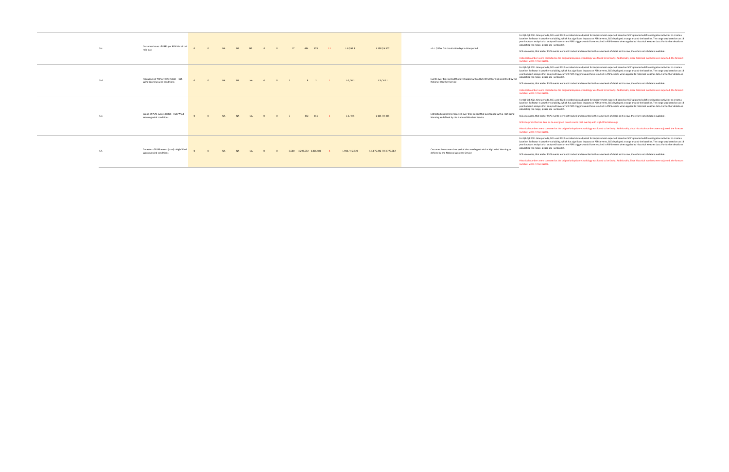| | | | | | | | | | | | | | | | |
|---|---|---|---|---|---|---|---|---|---|---|---|---|---|---|---|
| 5.c. | Customer hours of PSPS per RFW OH circuit mile day | 0 | 0 | NA | NA | NA | 0 | 0 | 17 | 434 | 875 | 11 | L 6 / H1 8 | L 158 / H 507 | =5.c. / RFW OH circuit mile days in time period | For Q2-Q4 2021 time periods, SCE used 2020 recorded data adjusted for improvement expected based on SCE's planned wildfire mitigation activities to create a baseline. To factor in weather variability, which has significant impacts on PSPS events, SCE developed a range around the baseline. The range was based on an 18 year backcast analysis that analyzed how current PSPS triggers would have resulted in PSPS events when applied to historical weather data. For further details on calculating the range, please see section 8.5<br><br>SCE also notes, that earlier PSPS events were not tracked and recorded in the same level of detail as it is now, therefore not all data is available.<br><br>Historical numbers were corrected as the original anlaysis methodology was found to be faulty. Additionally, since historical numbers were adjusted, the forecast numbers were re-forecasted. |
| 5.d. | Frequency of PSPS events (total) - High Wind Warning wind conditions | 0 | 0 | NA | NA | NA | 0 | 0 | 1 | 8 | 1 | 1 | L 0 / H 1 | L 3 / H 11 | Events over time period that overlapped with a High Wind Warning as defined by the National Weather Service | For Q2-Q4 2021 time periods, SCE used 2020 recorded data adjusted for improvement expected based on SCE's planned wildfire mitigation activities to create a baseline. To factor in weather variability, which has significant impacts on PSPS events, SCE developed a range around the baseline. The range was based on an 18 year backcast analysis that analyzed how current PSPS triggers would have resulted in PSPS events when applied to historical weather data. For further details on calculating the range, please see section 8.5<br><br>SCE also notes, that earlier PSPS events were not tracked and recorded in the same level of detail as it is now, therefore not all data is available.<br><br>Historical numbers were corrected as the original anlaysis methodology was found to be faulty. Additionally, since historical numbers were adjusted, the forecast numbers were re-forecasted. |
| 5.e. | Scope of PSPS events (total) - High Wind Warning wind conditions | 0 | 0 | NA | NA | NA | 0 | 0 | 7 | 392 | 151 | 1 | L 2 / H 5 | L 104 / H 335 | Estimated customers impacted over time period that overlapped with a High Wind Warning as defined by the National Weather Service | For Q2-Q4 2021 time periods, SCE used 2020 recorded data adjusted for improvement expected based on SCE's planned wildfire mitigation activities to create a baseline. To factor in weather variability, which has significant impacts on PSPS events, SCE developed a range around the baseline. The range was based on an 18 year backcast analysis that analyzed how current PSPS triggers would have resulted in PSPS events when applied to historical weather data. For further details on calculating the range, please see section 8.5<br><br>SCE also notes, that earlier PSPS events were not tracked and recorded in the same level of detail as it is now, therefore not all data is available.<br><br>SCE interprets this line item as de-energized circuit counts that overlap with High Wind Warnings.<br><br>Historical numbers were corrected as the original anlaysis methodology was found to be faulty. Additionally, since historical numbers were adjusted, the forecast numbers were re-forecasted. |
| 5.f. | Duration of PSPS events (total) - High Wind Warning wind conditions | 0 | 0 | NA | NA | NA | 0 | 0 | 3,580 | 4,298,692 | 1,826,480 | 3 | L 910 / H 2,920 | L 1,175,242 / H 3,770,782 | Customer hours over time period that overlapped with a High Wind Warning as defined by the National Weather Service | For Q2-Q4 2021 time periods, SCE used 2020 recorded data adjusted for improvement expected based on SCE's planned wildfire mitigation activities to create a baseline. To factor in weather variability, which has significant impacts on PSPS events, SCE developed a range around the baseline. The range was based on an 18 year backcast analysis that analyzed how current PSPS triggers would have resulted in PSPS events when applied to historical weather data. For further details on calculating the range, please see section 8.5<br><br>SCE also notes, that earlier PSPS events were not tracked and recorded in the same level of detail as it is now, therefore not all data is available.<br><br>Historical numbers were corrected as the original anlaysis methodology was found to be faulty. Additionally, since historical numbers were adjusted, the forecast numbers were re-forecasted. |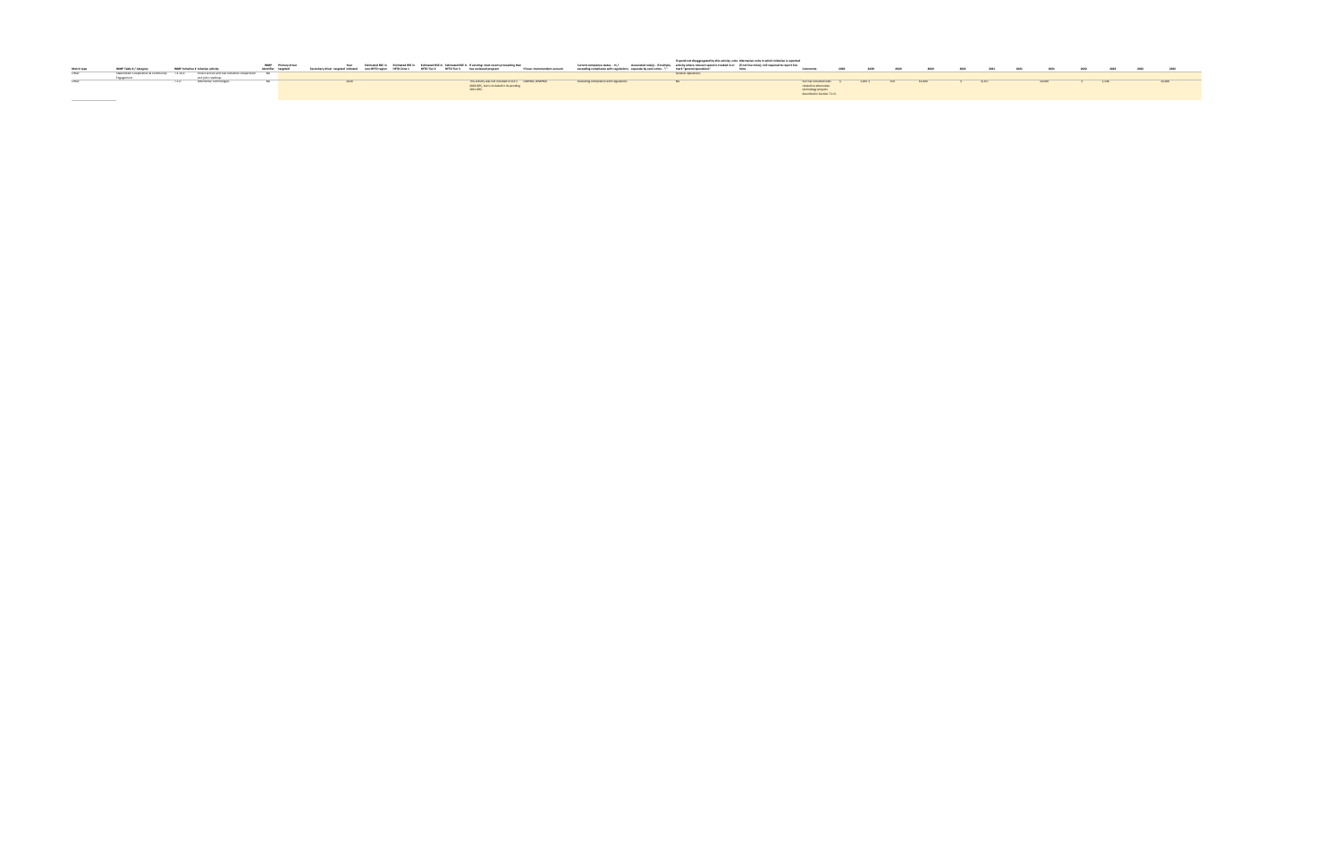| Metric type | WMP Table # / Category | WMP Initiative # | Initiative activity | WMP identifier | Primary driver targeted | Secondary driver targeted | Year initiated | Estimated RSE in non-HFTD region | Estimated RSE in HFTD Zone 1 | Estimated RSE in HFTD Tier 2 | Estimated RSE in HFTD Tier 3 | If existing: most recent proceeding that has reviewed program | If new: memorandum account | Current compliance status - in / exceeding compliance with regulations | Associated rule(s) - if multiple, separate by semi-colon - ";" | If spend not disaggregated by this activity, note activity where relevant spend is tracked in or mark "general operations" | Alternative units in which initiative is reported (if not line miles); will required to report line miles | Comments | 2020 | 2020 | 2020 | 2020 | 2021 | 2021 | 2021 | 2021 | 2022 | 2022 | 2022 | 2022 |
|---|---|---|---|---|---|---|---|---|---|---|---|---|---|---|---|---|---|---|---|---|---|---|---|---|---|---|---|---|---|---|
| Other | Stakeholder Cooperation & Community Engagement | 7.3.10.1 | Cooperation and best practice sharing with other utilities and joint roadmap | No | | | | | | | | | | | | General operations | | | | | | | | | | | | | | |
| Other | | 7.3.2 | Alternative technologies | No | | | 2018 | | | | | This activity was not included in SCE's 2018 GRC, but is included in its pending 2021 GRC. | GRCTRK_XXXXX | Exceeding compliance with regulations | | No | | O&M for alternative technology projects described in Section 7.3. | 0 | 1,891 | 513 | 13,060 | 0 | 8,3 | | 13,000 | 0 | 1,3 | | 12,000 |